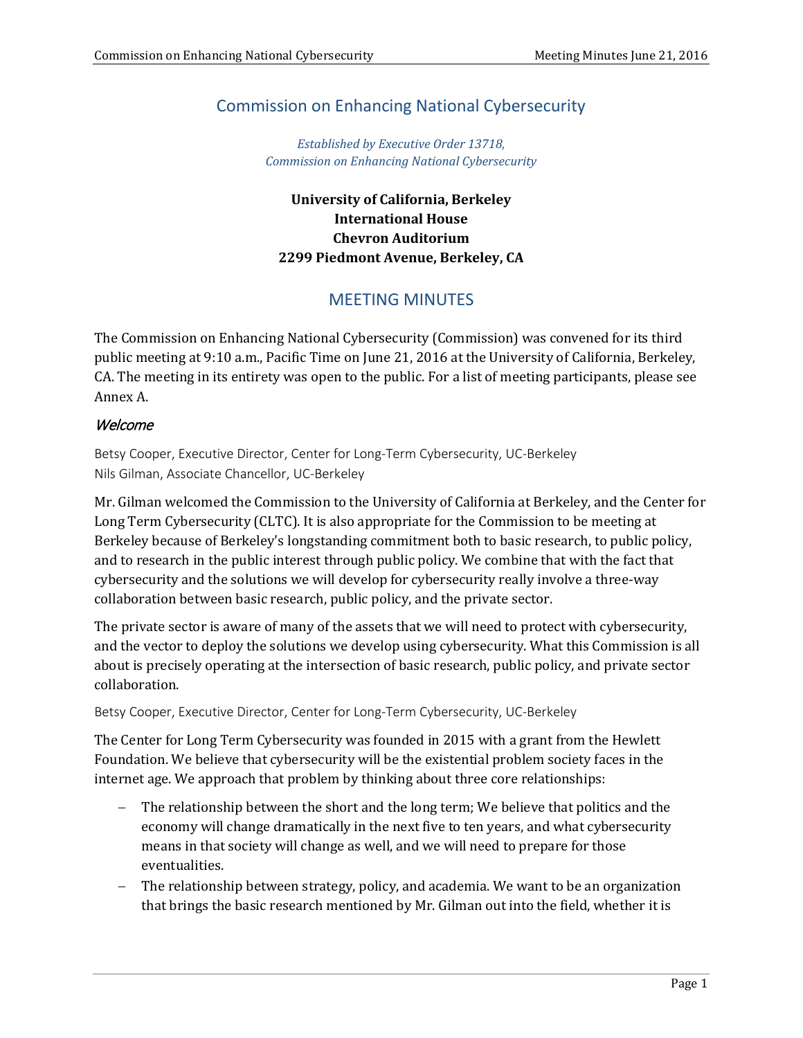# Commission on Enhancing National Cybersecurity

*Established by Executive Order 13718,*
*Commission on Enhancing National Cybersecurity*

**University of California, Berkeley**
**International House**
**Chevron Auditorium**
**2299 Piedmont Avenue, Berkeley, CA**

## MEETING MINUTES

The Commission on Enhancing National Cybersecurity (Commission) was convened for its third public meeting at 9:10 a.m., Pacific Time on June 21, 2016 at the University of California, Berkeley, CA. The meeting in its entirety was open to the public. For a list of meeting participants, please see Annex A.

### *Welcome*

Betsy Cooper, Executive Director, Center for Long-Term Cybersecurity, UC-Berkeley
Nils Gilman, Associate Chancellor, UC-Berkeley

Mr. Gilman welcomed the Commission to the University of California at Berkeley, and the Center for Long Term Cybersecurity (CLTC). It is also appropriate for the Commission to be meeting at Berkeley because of Berkeley's longstanding commitment both to basic research, to public policy, and to research in the public interest through public policy. We combine that with the fact that cybersecurity and the solutions we will develop for cybersecurity really involve a three-way collaboration between basic research, public policy, and the private sector.

The private sector is aware of many of the assets that we will need to protect with cybersecurity, and the vector to deploy the solutions we develop using cybersecurity. What this Commission is all about is precisely operating at the intersection of basic research, public policy, and private sector collaboration.

Betsy Cooper, Executive Director, Center for Long-Term Cybersecurity, UC-Berkeley

The Center for Long Term Cybersecurity was founded in 2015 with a grant from the Hewlett Foundation. We believe that cybersecurity will be the existential problem society faces in the internet age. We approach that problem by thinking about three core relationships:

- The relationship between the short and the long term; We believe that politics and the economy will change dramatically in the next five to ten years, and what cybersecurity means in that society will change as well, and we will need to prepare for those eventualities.
- The relationship between strategy, policy, and academia. We want to be an organization that brings the basic research mentioned by Mr. Gilman out into the field, whether it is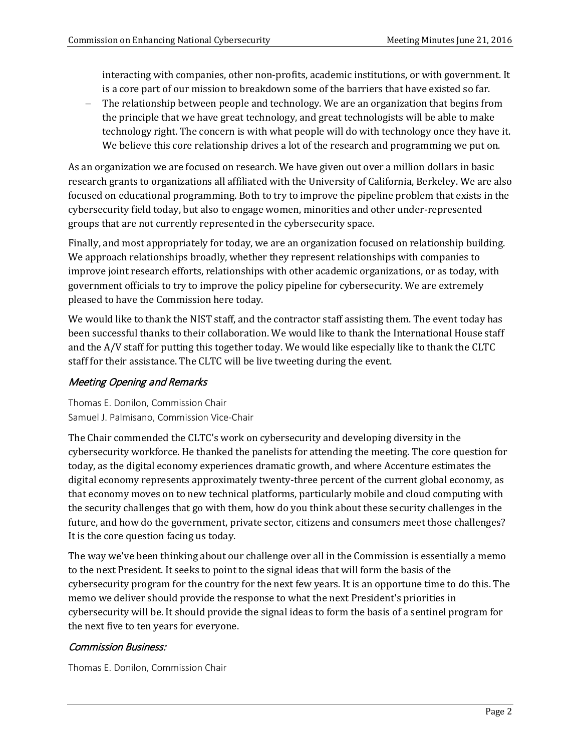interacting with companies, other non-profits, academic institutions, or with government. It is a core part of our mission to breakdown some of the barriers that have existed so far.

- The relationship between people and technology. We are an organization that begins from the principle that we have great technology, and great technologists will be able to make technology right. The concern is with what people will do with technology once they have it. We believe this core relationship drives a lot of the research and programming we put on.

As an organization we are focused on research. We have given out over a million dollars in basic research grants to organizations all affiliated with the University of California, Berkeley. We are also focused on educational programming. Both to try to improve the pipeline problem that exists in the cybersecurity field today, but also to engage women, minorities and other under-represented groups that are not currently represented in the cybersecurity space.

Finally, and most appropriately for today, we are an organization focused on relationship building. We approach relationships broadly, whether they represent relationships with companies to improve joint research efforts, relationships with other academic organizations, or as today, with government officials to try to improve the policy pipeline for cybersecurity. We are extremely pleased to have the Commission here today.

We would like to thank the NIST staff, and the contractor staff assisting them. The event today has been successful thanks to their collaboration. We would like to thank the International House staff and the A/V staff for putting this together today. We would like especially like to thank the CLTC staff for their assistance. The CLTC will be live tweeting during the event.

### *Meeting Opening and Remarks*

Thomas E. Donilon, Commission Chair
Samuel J. Palmisano, Commission Vice-Chair

The Chair commended the CLTC's work on cybersecurity and developing diversity in the cybersecurity workforce. He thanked the panelists for attending the meeting. The core question for today, as the digital economy experiences dramatic growth, and where Accenture estimates the digital economy represents approximately twenty-three percent of the current global economy, as that economy moves on to new technical platforms, particularly mobile and cloud computing with the security challenges that go with them, how do you think about these security challenges in the future, and how do the government, private sector, citizens and consumers meet those challenges? It is the core question facing us today.

The way we've been thinking about our challenge over all in the Commission is essentially a memo to the next President. It seeks to point to the signal ideas that will form the basis of the cybersecurity program for the country for the next few years. It is an opportune time to do this. The memo we deliver should provide the response to what the next President's priorities in cybersecurity will be. It should provide the signal ideas to form the basis of a sentinel program for the next five to ten years for everyone.

### *Commission Business:*

Thomas E. Donilon, Commission Chair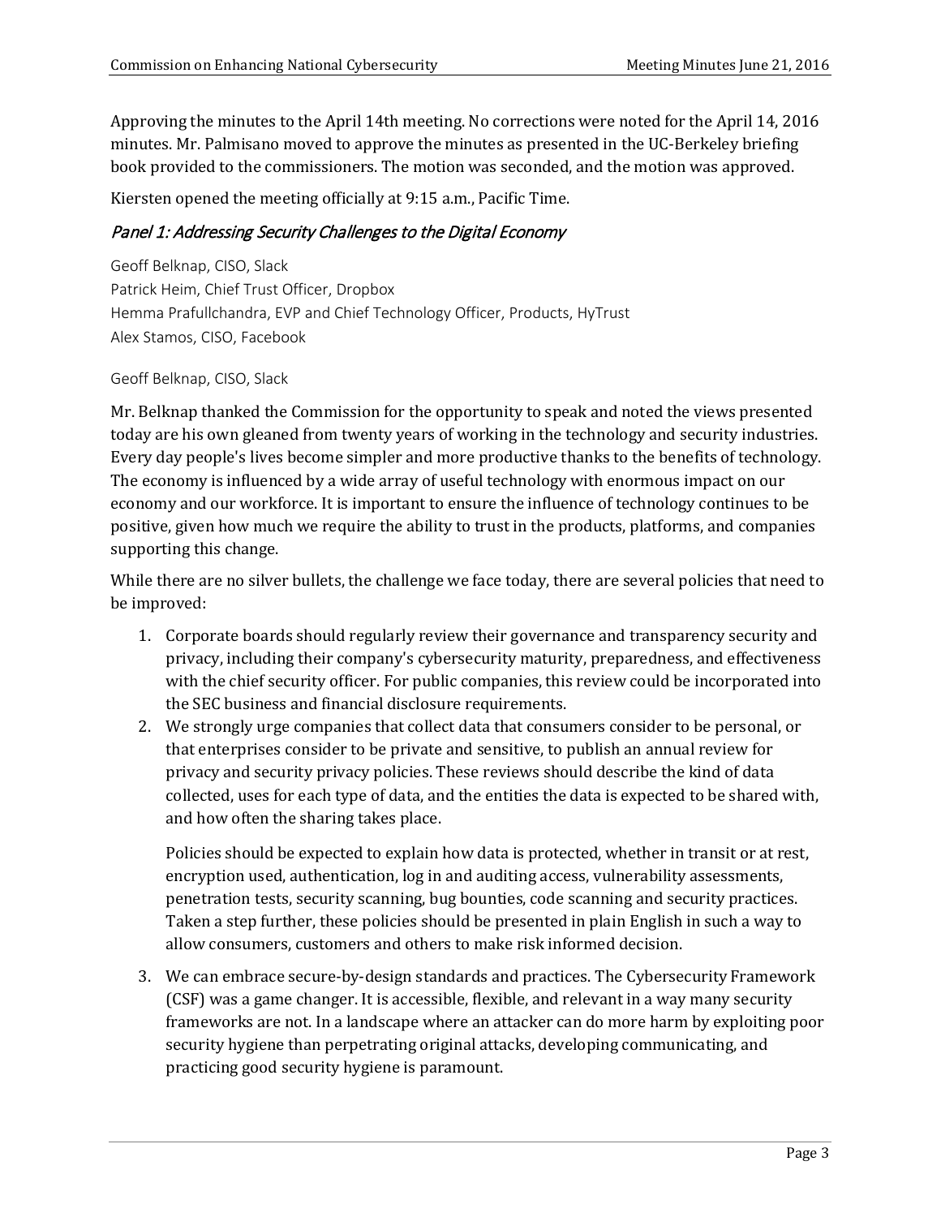Approving the minutes to the April 14th meeting. No corrections were noted for the April 14, 2016 minutes. Mr. Palmisano moved to approve the minutes as presented in the UC-Berkeley briefing book provided to the commissioners. The motion was seconded, and the motion was approved.

Kiersten opened the meeting officially at 9:15 a.m., Pacific Time.

### *Panel 1: Addressing Security Challenges to the Digital Economy*

Geoff Belknap, CISO, Slack
Patrick Heim, Chief Trust Officer, Dropbox
Hemma Prafullchandra, EVP and Chief Technology Officer, Products, HyTrust
Alex Stamos, CISO, Facebook

Geoff Belknap, CISO, Slack

Mr. Belknap thanked the Commission for the opportunity to speak and noted the views presented today are his own gleaned from twenty years of working in the technology and security industries. Every day people's lives become simpler and more productive thanks to the benefits of technology. The economy is influenced by a wide array of useful technology with enormous impact on our economy and our workforce. It is important to ensure the influence of technology continues to be positive, given how much we require the ability to trust in the products, platforms, and companies supporting this change.

While there are no silver bullets, the challenge we face today, there are several policies that need to be improved:

1. Corporate boards should regularly review their governance and transparency security and privacy, including their company's cybersecurity maturity, preparedness, and effectiveness with the chief security officer. For public companies, this review could be incorporated into the SEC business and financial disclosure requirements.
2. We strongly urge companies that collect data that consumers consider to be personal, or that enterprises consider to be private and sensitive, to publish an annual review for privacy and security privacy policies. These reviews should describe the kind of data collected, uses for each type of data, and the entities the data is expected to be shared with, and how often the sharing takes place.

   Policies should be expected to explain how data is protected, whether in transit or at rest, encryption used, authentication, log in and auditing access, vulnerability assessments, penetration tests, security scanning, bug bounties, code scanning and security practices. Taken a step further, these policies should be presented in plain English in such a way to allow consumers, customers and others to make risk informed decision.

3. We can embrace secure-by-design standards and practices. The Cybersecurity Framework (CSF) was a game changer. It is accessible, flexible, and relevant in a way many security frameworks are not. In a landscape where an attacker can do more harm by exploiting poor security hygiene than perpetrating original attacks, developing communicating, and practicing good security hygiene is paramount.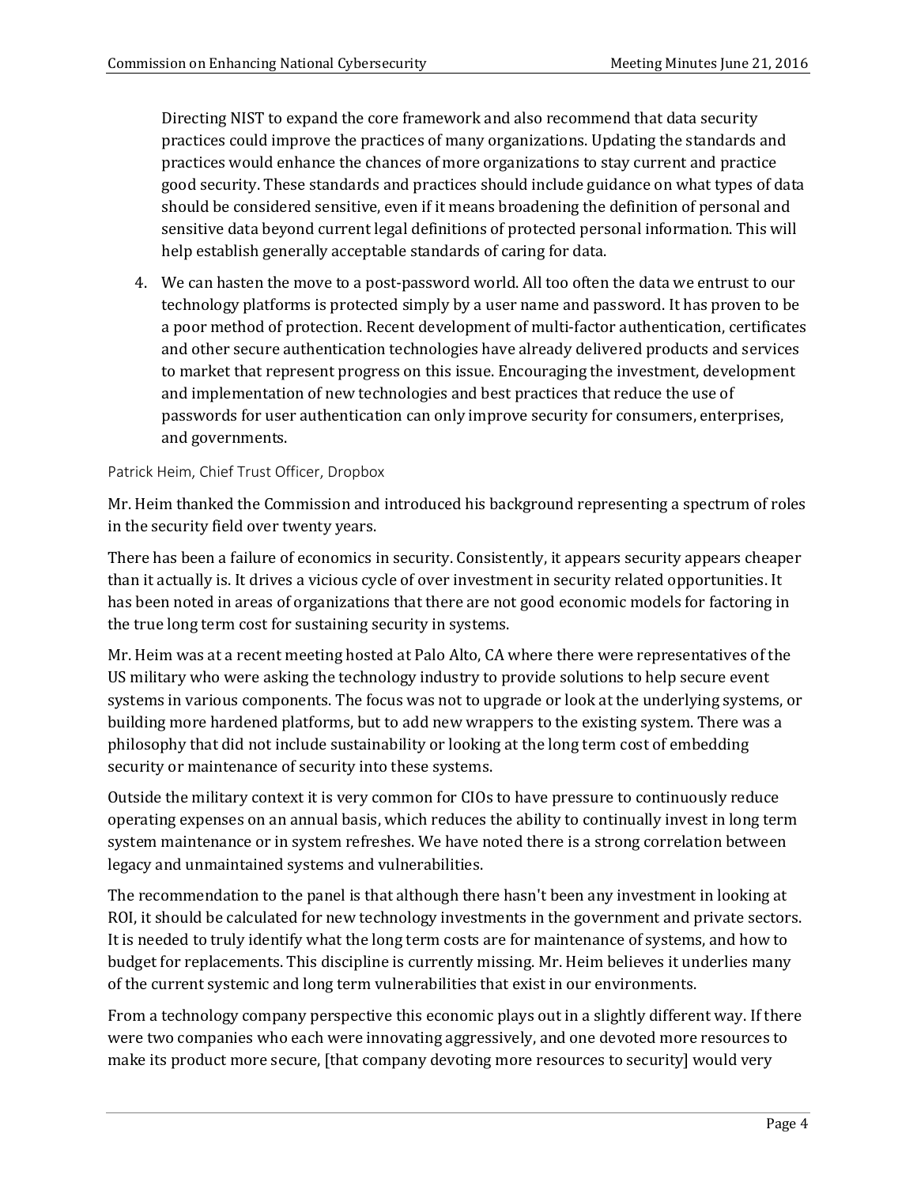Directing NIST to expand the core framework and also recommend that data security practices could improve the practices of many organizations. Updating the standards and practices would enhance the chances of more organizations to stay current and practice good security. These standards and practices should include guidance on what types of data should be considered sensitive, even if it means broadening the definition of personal and sensitive data beyond current legal definitions of protected personal information. This will help establish generally acceptable standards of caring for data.

4. We can hasten the move to a post-password world. All too often the data we entrust to our technology platforms is protected simply by a user name and password. It has proven to be a poor method of protection. Recent development of multi-factor authentication, certificates and other secure authentication technologies have already delivered products and services to market that represent progress on this issue. Encouraging the investment, development and implementation of new technologies and best practices that reduce the use of passwords for user authentication can only improve security for consumers, enterprises, and governments.

Patrick Heim, Chief Trust Officer, Dropbox

Mr. Heim thanked the Commission and introduced his background representing a spectrum of roles in the security field over twenty years.

There has been a failure of economics in security. Consistently, it appears security appears cheaper than it actually is. It drives a vicious cycle of over investment in security related opportunities. It has been noted in areas of organizations that there are not good economic models for factoring in the true long term cost for sustaining security in systems.

Mr. Heim was at a recent meeting hosted at Palo Alto, CA where there were representatives of the US military who were asking the technology industry to provide solutions to help secure event systems in various components. The focus was not to upgrade or look at the underlying systems, or building more hardened platforms, but to add new wrappers to the existing system. There was a philosophy that did not include sustainability or looking at the long term cost of embedding security or maintenance of security into these systems.

Outside the military context it is very common for CIOs to have pressure to continuously reduce operating expenses on an annual basis, which reduces the ability to continually invest in long term system maintenance or in system refreshes. We have noted there is a strong correlation between legacy and unmaintained systems and vulnerabilities.

The recommendation to the panel is that although there hasn't been any investment in looking at ROI, it should be calculated for new technology investments in the government and private sectors. It is needed to truly identify what the long term costs are for maintenance of systems, and how to budget for replacements. This discipline is currently missing. Mr. Heim believes it underlies many of the current systemic and long term vulnerabilities that exist in our environments.

From a technology company perspective this economic plays out in a slightly different way. If there were two companies who each were innovating aggressively, and one devoted more resources to make its product more secure, [that company devoting more resources to security] would very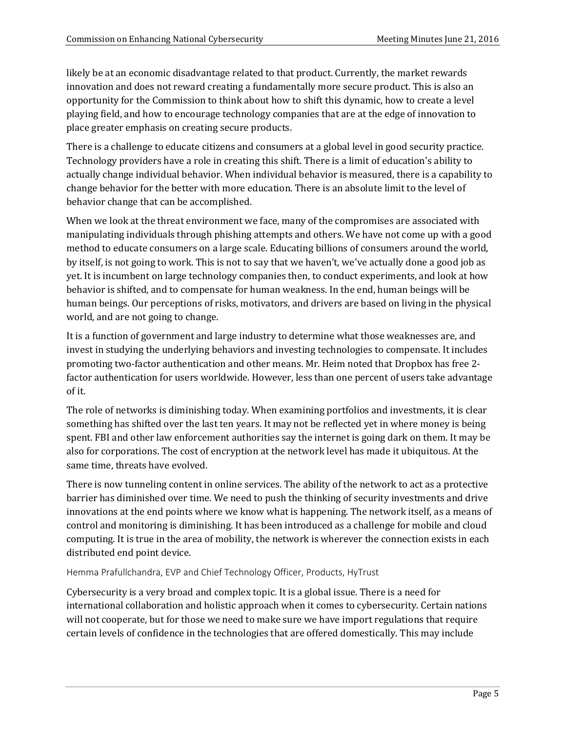likely be at an economic disadvantage related to that product. Currently, the market rewards innovation and does not reward creating a fundamentally more secure product. This is also an opportunity for the Commission to think about how to shift this dynamic, how to create a level playing field, and how to encourage technology companies that are at the edge of innovation to place greater emphasis on creating secure products.

There is a challenge to educate citizens and consumers at a global level in good security practice. Technology providers have a role in creating this shift. There is a limit of education's ability to actually change individual behavior. When individual behavior is measured, there is a capability to change behavior for the better with more education. There is an absolute limit to the level of behavior change that can be accomplished.

When we look at the threat environment we face, many of the compromises are associated with manipulating individuals through phishing attempts and others. We have not come up with a good method to educate consumers on a large scale. Educating billions of consumers around the world, by itself, is not going to work. This is not to say that we haven't, we've actually done a good job as yet. It is incumbent on large technology companies then, to conduct experiments, and look at how behavior is shifted, and to compensate for human weakness. In the end, human beings will be human beings. Our perceptions of risks, motivators, and drivers are based on living in the physical world, and are not going to change.

It is a function of government and large industry to determine what those weaknesses are, and invest in studying the underlying behaviors and investing technologies to compensate. It includes promoting two-factor authentication and other means. Mr. Heim noted that Dropbox has free 2-factor authentication for users worldwide. However, less than one percent of users take advantage of it.

The role of networks is diminishing today. When examining portfolios and investments, it is clear something has shifted over the last ten years. It may not be reflected yet in where money is being spent. FBI and other law enforcement authorities say the internet is going dark on them. It may be also for corporations. The cost of encryption at the network level has made it ubiquitous. At the same time, threats have evolved.

There is now tunneling content in online services. The ability of the network to act as a protective barrier has diminished over time. We need to push the thinking of security investments and drive innovations at the end points where we know what is happening. The network itself, as a means of control and monitoring is diminishing. It has been introduced as a challenge for mobile and cloud computing. It is true in the area of mobility, the network is wherever the connection exists in each distributed end point device.

#### Hemma Prafullchandra, EVP and Chief Technology Officer, Products, HyTrust

Cybersecurity is a very broad and complex topic. It is a global issue. There is a need for international collaboration and holistic approach when it comes to cybersecurity. Certain nations will not cooperate, but for those we need to make sure we have import regulations that require certain levels of confidence in the technologies that are offered domestically. This may include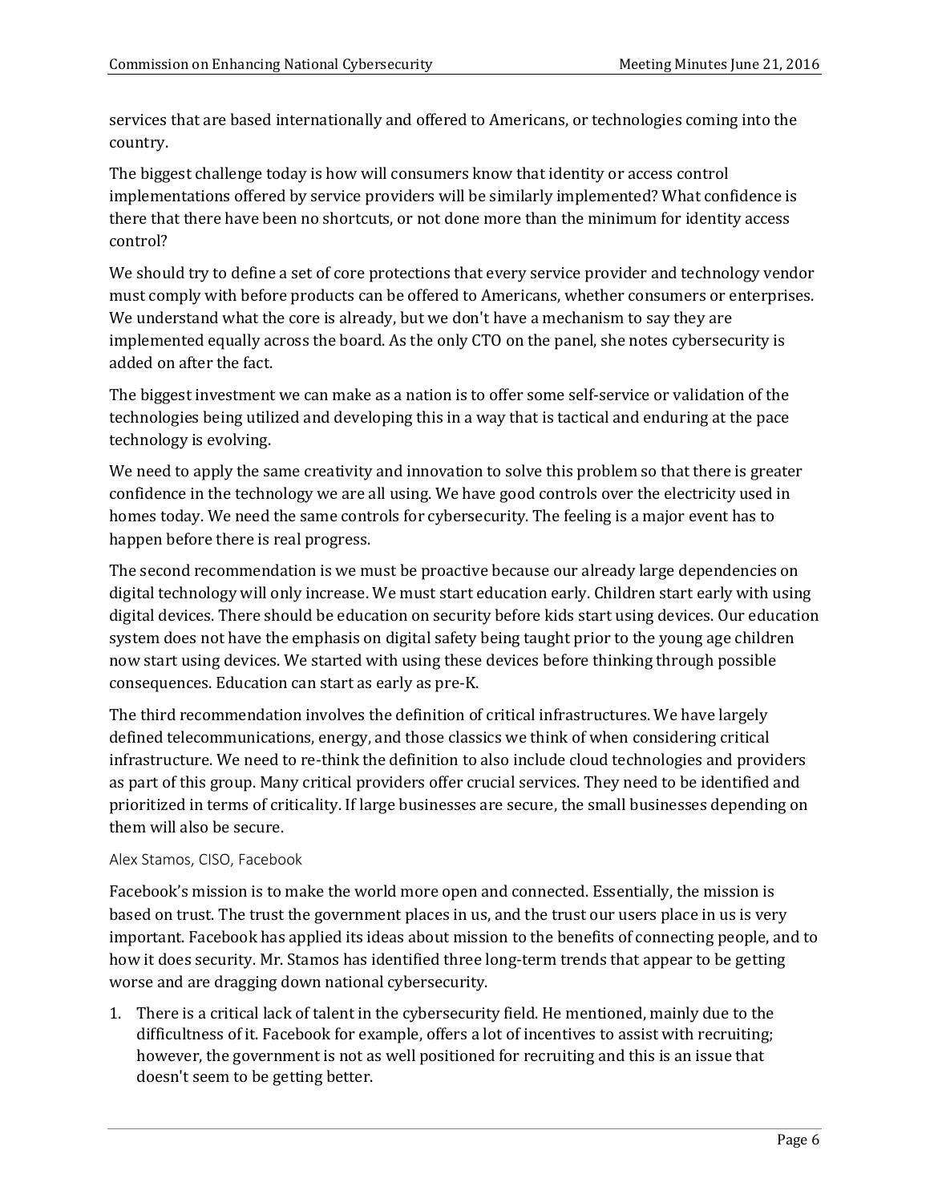services that are based internationally and offered to Americans, or technologies coming into the country.

The biggest challenge today is how will consumers know that identity or access control implementations offered by service providers will be similarly implemented? What confidence is there that there have been no shortcuts, or not done more than the minimum for identity access control?

We should try to define a set of core protections that every service provider and technology vendor must comply with before products can be offered to Americans, whether consumers or enterprises. We understand what the core is already, but we don't have a mechanism to say they are implemented equally across the board. As the only CTO on the panel, she notes cybersecurity is added on after the fact.

The biggest investment we can make as a nation is to offer some self-service or validation of the technologies being utilized and developing this in a way that is tactical and enduring at the pace technology is evolving.

We need to apply the same creativity and innovation to solve this problem so that there is greater confidence in the technology we are all using. We have good controls over the electricity used in homes today. We need the same controls for cybersecurity. The feeling is a major event has to happen before there is real progress.

The second recommendation is we must be proactive because our already large dependencies on digital technology will only increase. We must start education early. Children start early with using digital devices. There should be education on security before kids start using devices. Our education system does not have the emphasis on digital safety being taught prior to the young age children now start using devices. We started with using these devices before thinking through possible consequences. Education can start as early as pre-K.

The third recommendation involves the definition of critical infrastructures. We have largely defined telecommunications, energy, and those classics we think of when considering critical infrastructure. We need to re-think the definition to also include cloud technologies and providers as part of this group. Many critical providers offer crucial services. They need to be identified and prioritized in terms of criticality. If large businesses are secure, the small businesses depending on them will also be secure.

### Alex Stamos, CISO, Facebook

Facebook's mission is to make the world more open and connected. Essentially, the mission is based on trust. The trust the government places in us, and the trust our users place in us is very important. Facebook has applied its ideas about mission to the benefits of connecting people, and to how it does security. Mr. Stamos has identified three long-term trends that appear to be getting worse and are dragging down national cybersecurity.

1. There is a critical lack of talent in the cybersecurity field. He mentioned, mainly due to the difficultness of it. Facebook for example, offers a lot of incentives to assist with recruiting; however, the government is not as well positioned for recruiting and this is an issue that doesn't seem to be getting better.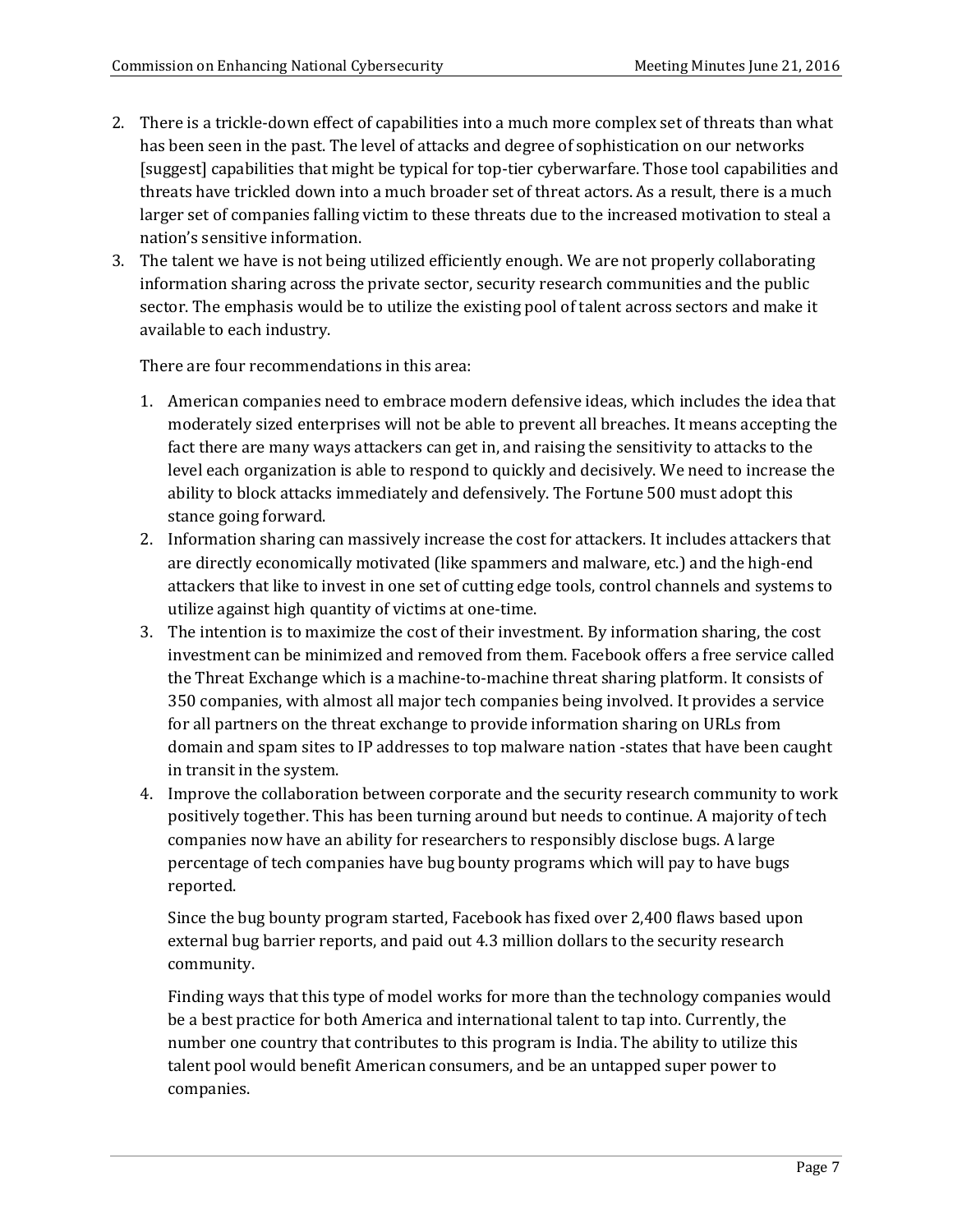2. There is a trickle-down effect of capabilities into a much more complex set of threats than what has been seen in the past. The level of attacks and degree of sophistication on our networks [suggest] capabilities that might be typical for top-tier cyberwarfare. Those tool capabilities and threats have trickled down into a much broader set of threat actors. As a result, there is a much larger set of companies falling victim to these threats due to the increased motivation to steal a nation's sensitive information.
3. The talent we have is not being utilized efficiently enough. We are not properly collaborating information sharing across the private sector, security research communities and the public sector. The emphasis would be to utilize the existing pool of talent across sectors and make it available to each industry.

   There are four recommendations in this area:

   1. American companies need to embrace modern defensive ideas, which includes the idea that moderately sized enterprises will not be able to prevent all breaches. It means accepting the fact there are many ways attackers can get in, and raising the sensitivity to attacks to the level each organization is able to respond to quickly and decisively. We need to increase the ability to block attacks immediately and defensively. The Fortune 500 must adopt this stance going forward.
   2. Information sharing can massively increase the cost for attackers. It includes attackers that are directly economically motivated (like spammers and malware, etc.) and the high-end attackers that like to invest in one set of cutting edge tools, control channels and systems to utilize against high quantity of victims at one-time.
   3. The intention is to maximize the cost of their investment. By information sharing, the cost investment can be minimized and removed from them. Facebook offers a free service called the Threat Exchange which is a machine-to-machine threat sharing platform. It consists of 350 companies, with almost all major tech companies being involved. It provides a service for all partners on the threat exchange to provide information sharing on URLs from domain and spam sites to IP addresses to top malware nation -states that have been caught in transit in the system.
   4. Improve the collaboration between corporate and the security research community to work positively together. This has been turning around but needs to continue. A majority of tech companies now have an ability for researchers to responsibly disclose bugs. A large percentage of tech companies have bug bounty programs which will pay to have bugs reported.

      Since the bug bounty program started, Facebook has fixed over 2,400 flaws based upon external bug barrier reports, and paid out 4.3 million dollars to the security research community.

      Finding ways that this type of model works for more than the technology companies would be a best practice for both America and international talent to tap into. Currently, the number one country that contributes to this program is India. The ability to utilize this talent pool would benefit American consumers, and be an untapped super power to companies.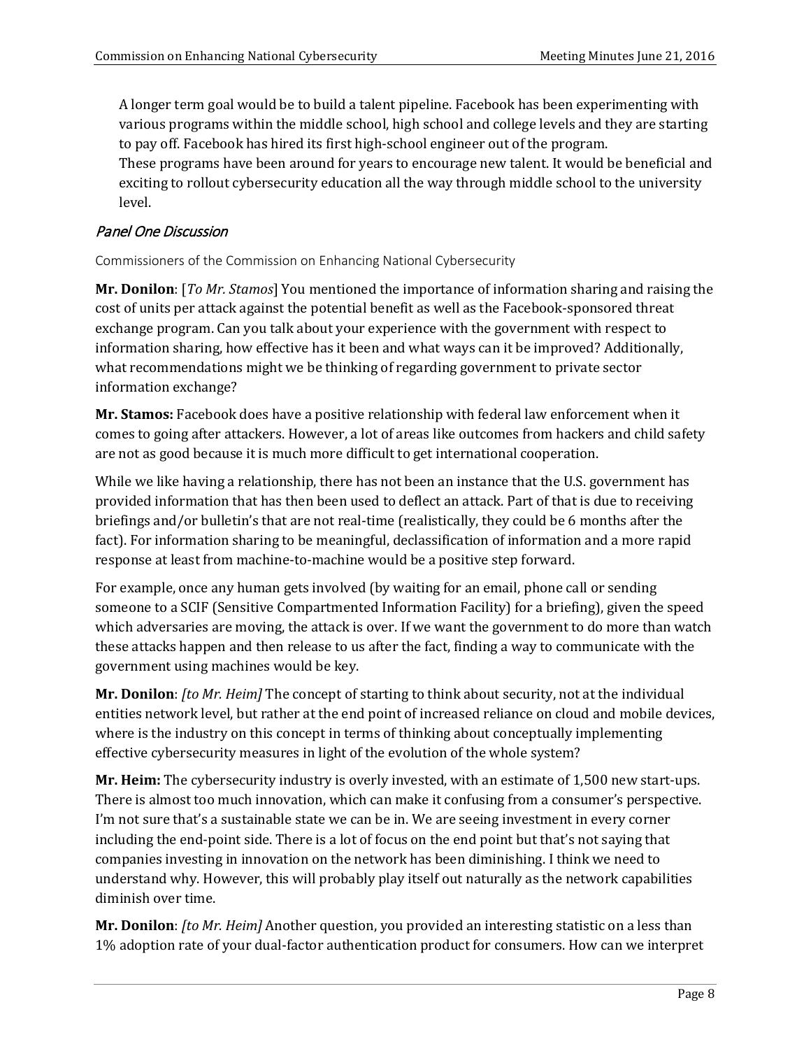A longer term goal would be to build a talent pipeline. Facebook has been experimenting with various programs within the middle school, high school and college levels and they are starting to pay off. Facebook has hired its first high-school engineer out of the program.
These programs have been around for years to encourage new talent. It would be beneficial and exciting to rollout cybersecurity education all the way through middle school to the university level.

### *Panel One Discussion*

Commissioners of the Commission on Enhancing National Cybersecurity

**Mr. Donilon**: [*To Mr. Stamos*] You mentioned the importance of information sharing and raising the cost of units per attack against the potential benefit as well as the Facebook-sponsored threat exchange program. Can you talk about your experience with the government with respect to information sharing, how effective has it been and what ways can it be improved? Additionally, what recommendations might we be thinking of regarding government to private sector information exchange?

**Mr. Stamos:** Facebook does have a positive relationship with federal law enforcement when it comes to going after attackers. However, a lot of areas like outcomes from hackers and child safety are not as good because it is much more difficult to get international cooperation.

While we like having a relationship, there has not been an instance that the U.S. government has provided information that has then been used to deflect an attack. Part of that is due to receiving briefings and/or bulletin's that are not real-time (realistically, they could be 6 months after the fact). For information sharing to be meaningful, declassification of information and a more rapid response at least from machine-to-machine would be a positive step forward.

For example, once any human gets involved (by waiting for an email, phone call or sending someone to a SCIF (Sensitive Compartmented Information Facility) for a briefing), given the speed which adversaries are moving, the attack is over. If we want the government to do more than watch these attacks happen and then release to us after the fact, finding a way to communicate with the government using machines would be key.

**Mr. Donilon**: *[to Mr. Heim]* The concept of starting to think about security, not at the individual entities network level, but rather at the end point of increased reliance on cloud and mobile devices, where is the industry on this concept in terms of thinking about conceptually implementing effective cybersecurity measures in light of the evolution of the whole system?

**Mr. Heim:** The cybersecurity industry is overly invested, with an estimate of 1,500 new start-ups. There is almost too much innovation, which can make it confusing from a consumer's perspective. I'm not sure that's a sustainable state we can be in. We are seeing investment in every corner including the end-point side. There is a lot of focus on the end point but that's not saying that companies investing in innovation on the network has been diminishing. I think we need to understand why. However, this will probably play itself out naturally as the network capabilities diminish over time.

**Mr. Donilon**: *[to Mr. Heim]* Another question, you provided an interesting statistic on a less than 1% adoption rate of your dual-factor authentication product for consumers. How can we interpret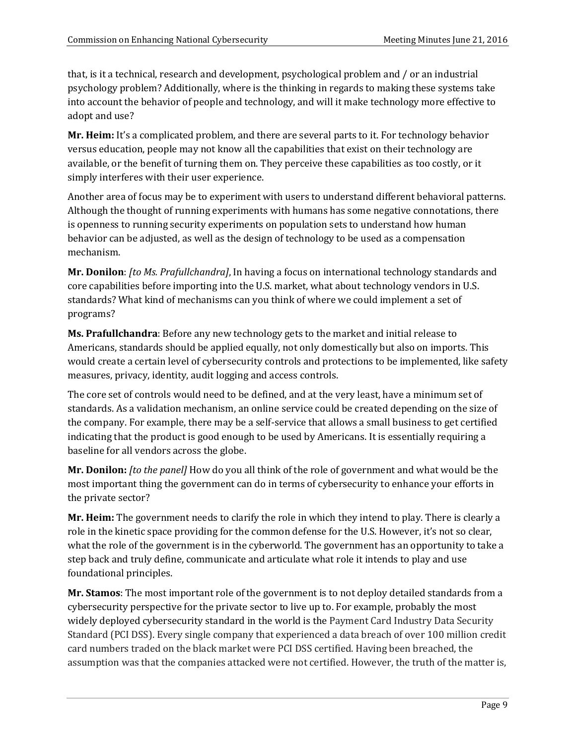that, is it a technical, research and development, psychological problem and / or an industrial psychology problem? Additionally, where is the thinking in regards to making these systems take into account the behavior of people and technology, and will it make technology more effective to adopt and use?

**Mr. Heim:** It's a complicated problem, and there are several parts to it. For technology behavior versus education, people may not know all the capabilities that exist on their technology are available, or the benefit of turning them on. They perceive these capabilities as too costly, or it simply interferes with their user experience.

Another area of focus may be to experiment with users to understand different behavioral patterns. Although the thought of running experiments with humans has some negative connotations, there is openness to running security experiments on population sets to understand how human behavior can be adjusted, as well as the design of technology to be used as a compensation mechanism.

**Mr. Donilon**: *[to Ms. Prafullchandra]*, In having a focus on international technology standards and core capabilities before importing into the U.S. market, what about technology vendors in U.S. standards? What kind of mechanisms can you think of where we could implement a set of programs?

**Ms. Prafullchandra**: Before any new technology gets to the market and initial release to Americans, standards should be applied equally, not only domestically but also on imports. This would create a certain level of cybersecurity controls and protections to be implemented, like safety measures, privacy, identity, audit logging and access controls.

The core set of controls would need to be defined, and at the very least, have a minimum set of standards. As a validation mechanism, an online service could be created depending on the size of the company. For example, there may be a self-service that allows a small business to get certified indicating that the product is good enough to be used by Americans. It is essentially requiring a baseline for all vendors across the globe.

**Mr. Donilon:** *[to the panel]* How do you all think of the role of government and what would be the most important thing the government can do in terms of cybersecurity to enhance your efforts in the private sector?

**Mr. Heim:** The government needs to clarify the role in which they intend to play. There is clearly a role in the kinetic space providing for the common defense for the U.S. However, it's not so clear, what the role of the government is in the cyberworld. The government has an opportunity to take a step back and truly define, communicate and articulate what role it intends to play and use foundational principles.

**Mr. Stamos**: The most important role of the government is to not deploy detailed standards from a cybersecurity perspective for the private sector to live up to. For example, probably the most widely deployed cybersecurity standard in the world is the Payment Card Industry Data Security Standard (PCI DSS). Every single company that experienced a data breach of over 100 million credit card numbers traded on the black market were PCI DSS certified. Having been breached, the assumption was that the companies attacked were not certified. However, the truth of the matter is,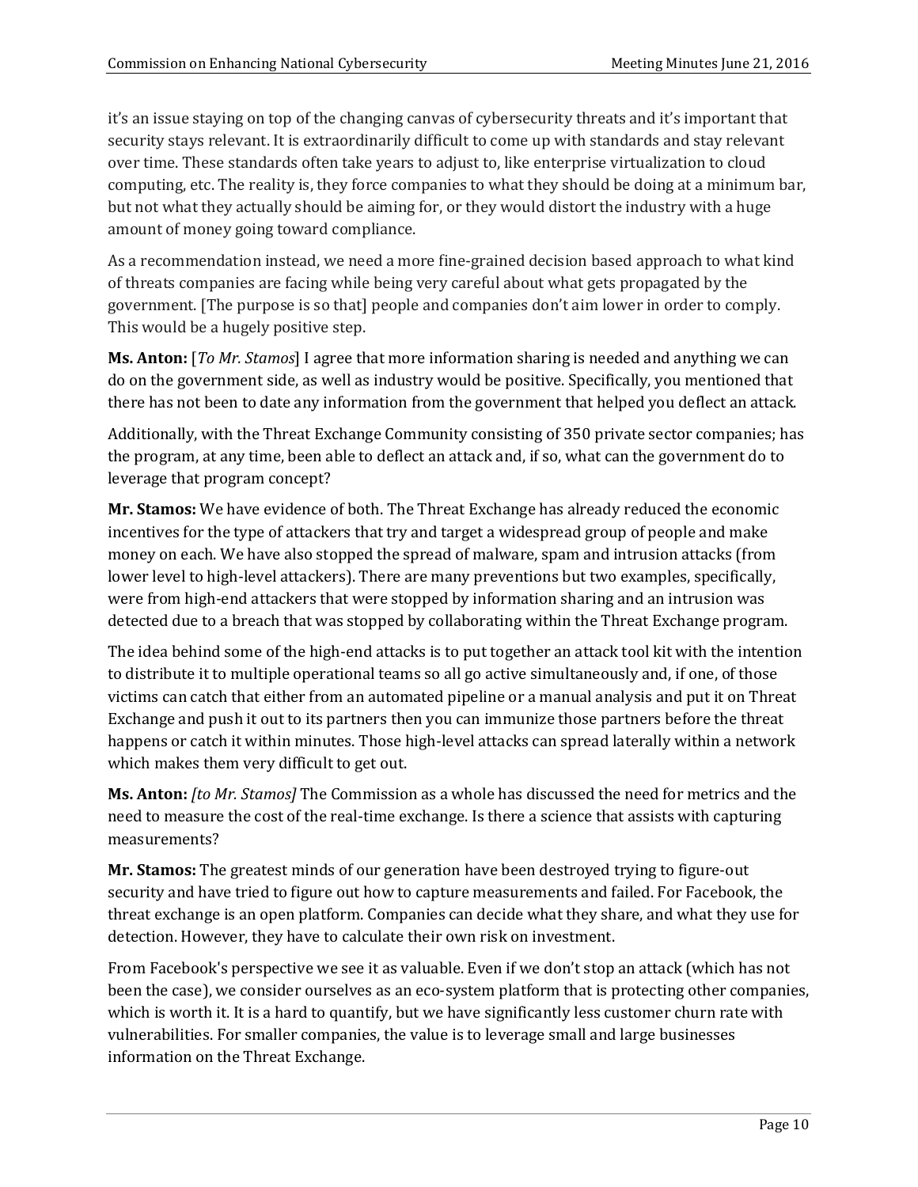it's an issue staying on top of the changing canvas of cybersecurity threats and it's important that security stays relevant. It is extraordinarily difficult to come up with standards and stay relevant over time. These standards often take years to adjust to, like enterprise virtualization to cloud computing, etc. The reality is, they force companies to what they should be doing at a minimum bar, but not what they actually should be aiming for, or they would distort the industry with a huge amount of money going toward compliance.

As a recommendation instead, we need a more fine-grained decision based approach to what kind of threats companies are facing while being very careful about what gets propagated by the government. [The purpose is so that] people and companies don't aim lower in order to comply. This would be a hugely positive step.

**Ms. Anton:** [*To Mr. Stamos*] I agree that more information sharing is needed and anything we can do on the government side, as well as industry would be positive. Specifically, you mentioned that there has not been to date any information from the government that helped you deflect an attack.

Additionally, with the Threat Exchange Community consisting of 350 private sector companies; has the program, at any time, been able to deflect an attack and, if so, what can the government do to leverage that program concept?

**Mr. Stamos:** We have evidence of both. The Threat Exchange has already reduced the economic incentives for the type of attackers that try and target a widespread group of people and make money on each. We have also stopped the spread of malware, spam and intrusion attacks (from lower level to high-level attackers). There are many preventions but two examples, specifically, were from high-end attackers that were stopped by information sharing and an intrusion was detected due to a breach that was stopped by collaborating within the Threat Exchange program.

The idea behind some of the high-end attacks is to put together an attack tool kit with the intention to distribute it to multiple operational teams so all go active simultaneously and, if one, of those victims can catch that either from an automated pipeline or a manual analysis and put it on Threat Exchange and push it out to its partners then you can immunize those partners before the threat happens or catch it within minutes. Those high-level attacks can spread laterally within a network which makes them very difficult to get out.

**Ms. Anton:** *[to Mr. Stamos]* The Commission as a whole has discussed the need for metrics and the need to measure the cost of the real-time exchange. Is there a science that assists with capturing measurements?

**Mr. Stamos:** The greatest minds of our generation have been destroyed trying to figure-out security and have tried to figure out how to capture measurements and failed. For Facebook, the threat exchange is an open platform. Companies can decide what they share, and what they use for detection. However, they have to calculate their own risk on investment.

From Facebook's perspective we see it as valuable. Even if we don't stop an attack (which has not been the case), we consider ourselves as an eco-system platform that is protecting other companies, which is worth it. It is a hard to quantify, but we have significantly less customer churn rate with vulnerabilities. For smaller companies, the value is to leverage small and large businesses information on the Threat Exchange.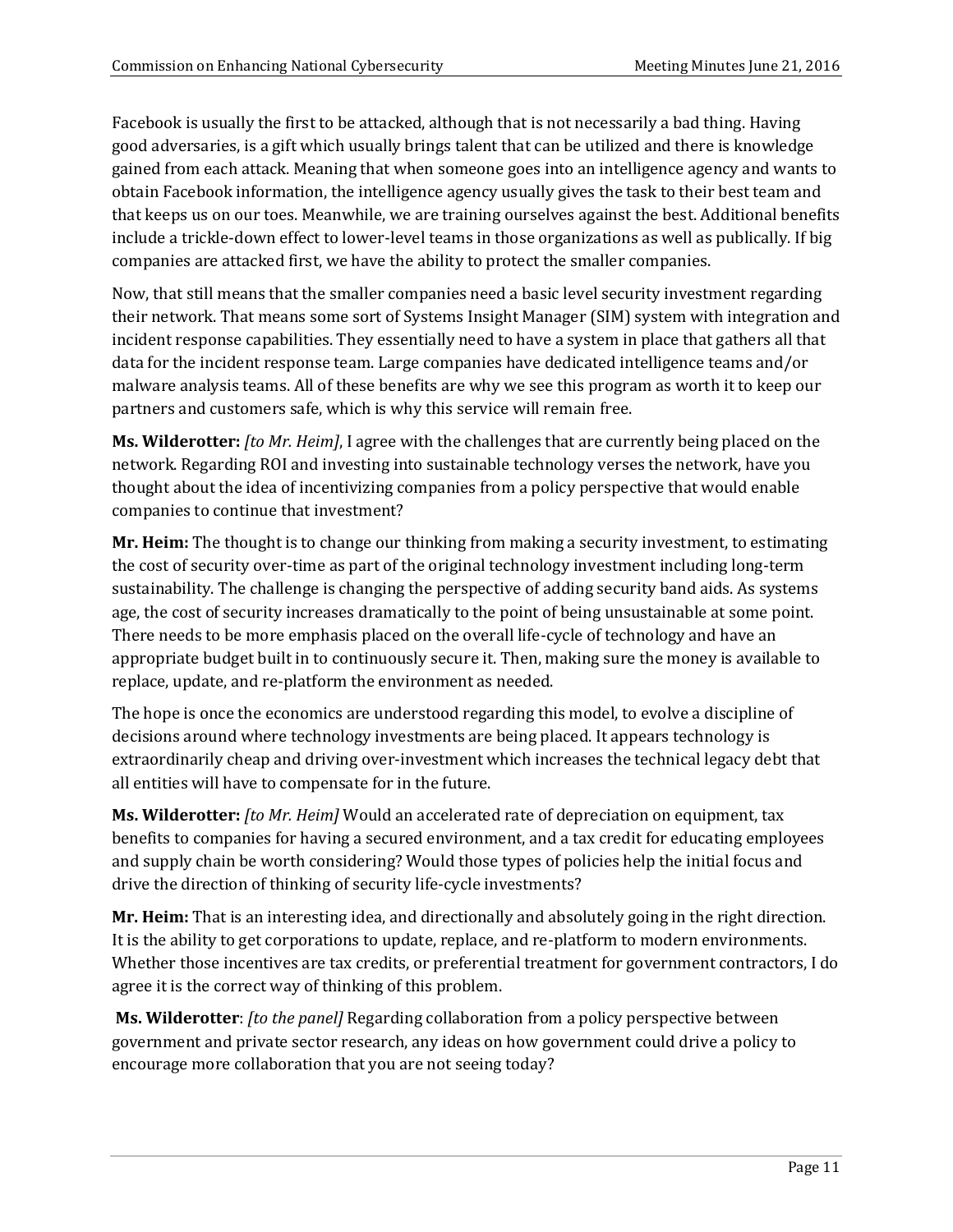Facebook is usually the first to be attacked, although that is not necessarily a bad thing. Having good adversaries, is a gift which usually brings talent that can be utilized and there is knowledge gained from each attack. Meaning that when someone goes into an intelligence agency and wants to obtain Facebook information, the intelligence agency usually gives the task to their best team and that keeps us on our toes. Meanwhile, we are training ourselves against the best. Additional benefits include a trickle-down effect to lower-level teams in those organizations as well as publically. If big companies are attacked first, we have the ability to protect the smaller companies.

Now, that still means that the smaller companies need a basic level security investment regarding their network. That means some sort of Systems Insight Manager (SIM) system with integration and incident response capabilities. They essentially need to have a system in place that gathers all that data for the incident response team. Large companies have dedicated intelligence teams and/or malware analysis teams. All of these benefits are why we see this program as worth it to keep our partners and customers safe, which is why this service will remain free.

**Ms. Wilderotter:** *[to Mr. Heim]*, I agree with the challenges that are currently being placed on the network. Regarding ROI and investing into sustainable technology verses the network, have you thought about the idea of incentivizing companies from a policy perspective that would enable companies to continue that investment?

**Mr. Heim:** The thought is to change our thinking from making a security investment, to estimating the cost of security over-time as part of the original technology investment including long-term sustainability. The challenge is changing the perspective of adding security band aids. As systems age, the cost of security increases dramatically to the point of being unsustainable at some point. There needs to be more emphasis placed on the overall life-cycle of technology and have an appropriate budget built in to continuously secure it. Then, making sure the money is available to replace, update, and re-platform the environment as needed.

The hope is once the economics are understood regarding this model, to evolve a discipline of decisions around where technology investments are being placed. It appears technology is extraordinarily cheap and driving over-investment which increases the technical legacy debt that all entities will have to compensate for in the future.

**Ms. Wilderotter:** *[to Mr. Heim]* Would an accelerated rate of depreciation on equipment, tax benefits to companies for having a secured environment, and a tax credit for educating employees and supply chain be worth considering? Would those types of policies help the initial focus and drive the direction of thinking of security life-cycle investments?

**Mr. Heim:** That is an interesting idea, and directionally and absolutely going in the right direction. It is the ability to get corporations to update, replace, and re-platform to modern environments. Whether those incentives are tax credits, or preferential treatment for government contractors, I do agree it is the correct way of thinking of this problem.

**Ms. Wilderotter**: *[to the panel]* Regarding collaboration from a policy perspective between government and private sector research, any ideas on how government could drive a policy to encourage more collaboration that you are not seeing today?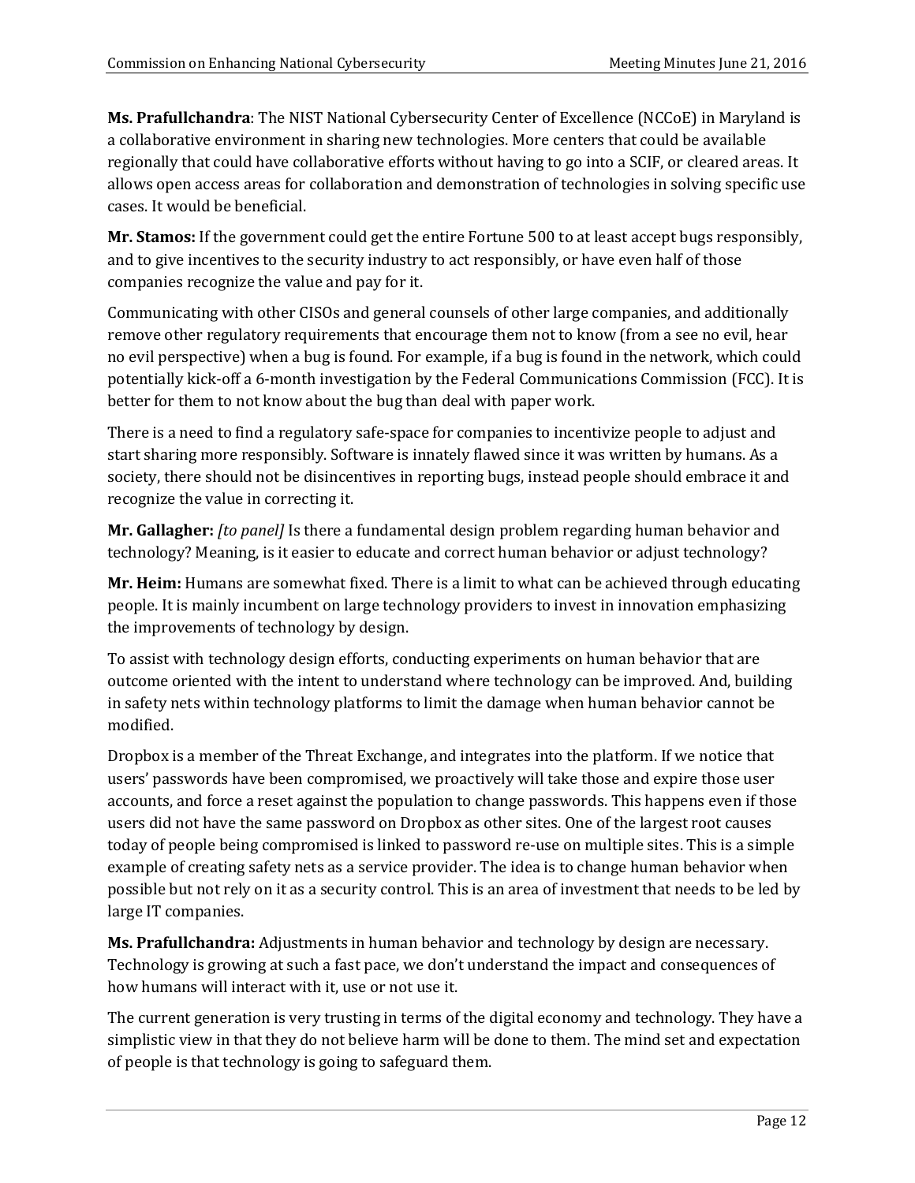**Ms. Prafullchandra**: The NIST National Cybersecurity Center of Excellence (NCCoE) in Maryland is a collaborative environment in sharing new technologies. More centers that could be available regionally that could have collaborative efforts without having to go into a SCIF, or cleared areas. It allows open access areas for collaboration and demonstration of technologies in solving specific use cases. It would be beneficial.

**Mr. Stamos:** If the government could get the entire Fortune 500 to at least accept bugs responsibly, and to give incentives to the security industry to act responsibly, or have even half of those companies recognize the value and pay for it.

Communicating with other CISOs and general counsels of other large companies, and additionally remove other regulatory requirements that encourage them not to know (from a see no evil, hear no evil perspective) when a bug is found. For example, if a bug is found in the network, which could potentially kick-off a 6-month investigation by the Federal Communications Commission (FCC). It is better for them to not know about the bug than deal with paper work.

There is a need to find a regulatory safe-space for companies to incentivize people to adjust and start sharing more responsibly. Software is innately flawed since it was written by humans. As a society, there should not be disincentives in reporting bugs, instead people should embrace it and recognize the value in correcting it.

**Mr. Gallagher:** *[to panel]* Is there a fundamental design problem regarding human behavior and technology? Meaning, is it easier to educate and correct human behavior or adjust technology?

**Mr. Heim:** Humans are somewhat fixed. There is a limit to what can be achieved through educating people. It is mainly incumbent on large technology providers to invest in innovation emphasizing the improvements of technology by design.

To assist with technology design efforts, conducting experiments on human behavior that are outcome oriented with the intent to understand where technology can be improved. And, building in safety nets within technology platforms to limit the damage when human behavior cannot be modified.

Dropbox is a member of the Threat Exchange, and integrates into the platform. If we notice that users' passwords have been compromised, we proactively will take those and expire those user accounts, and force a reset against the population to change passwords. This happens even if those users did not have the same password on Dropbox as other sites. One of the largest root causes today of people being compromised is linked to password re-use on multiple sites. This is a simple example of creating safety nets as a service provider. The idea is to change human behavior when possible but not rely on it as a security control. This is an area of investment that needs to be led by large IT companies.

**Ms. Prafullchandra:** Adjustments in human behavior and technology by design are necessary. Technology is growing at such a fast pace, we don't understand the impact and consequences of how humans will interact with it, use or not use it.

The current generation is very trusting in terms of the digital economy and technology. They have a simplistic view in that they do not believe harm will be done to them. The mind set and expectation of people is that technology is going to safeguard them.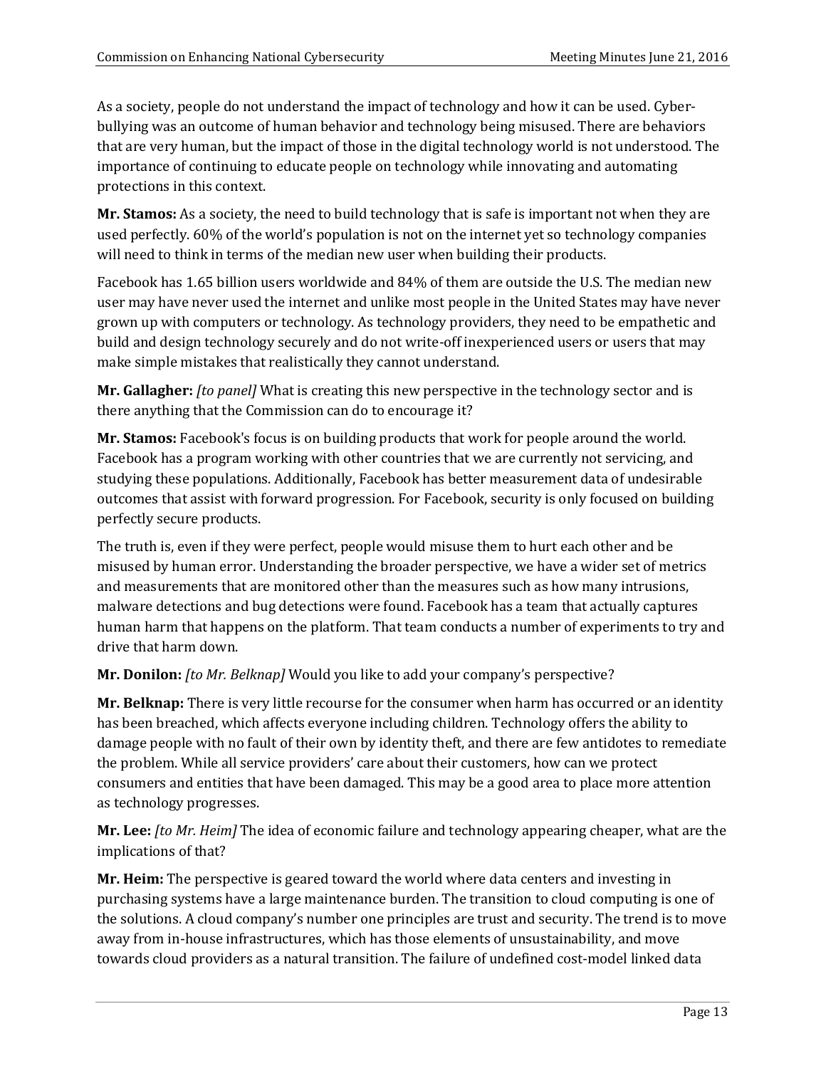As a society, people do not understand the impact of technology and how it can be used. Cyber-bullying was an outcome of human behavior and technology being misused. There are behaviors that are very human, but the impact of those in the digital technology world is not understood. The importance of continuing to educate people on technology while innovating and automating protections in this context.

**Mr. Stamos:** As a society, the need to build technology that is safe is important not when they are used perfectly. 60% of the world's population is not on the internet yet so technology companies will need to think in terms of the median new user when building their products.

Facebook has 1.65 billion users worldwide and 84% of them are outside the U.S. The median new user may have never used the internet and unlike most people in the United States may have never grown up with computers or technology. As technology providers, they need to be empathetic and build and design technology securely and do not write-off inexperienced users or users that may make simple mistakes that realistically they cannot understand.

**Mr. Gallagher:** *[to panel]* What is creating this new perspective in the technology sector and is there anything that the Commission can do to encourage it?

**Mr. Stamos:** Facebook's focus is on building products that work for people around the world. Facebook has a program working with other countries that we are currently not servicing, and studying these populations. Additionally, Facebook has better measurement data of undesirable outcomes that assist with forward progression. For Facebook, security is only focused on building perfectly secure products.

The truth is, even if they were perfect, people would misuse them to hurt each other and be misused by human error. Understanding the broader perspective, we have a wider set of metrics and measurements that are monitored other than the measures such as how many intrusions, malware detections and bug detections were found. Facebook has a team that actually captures human harm that happens on the platform. That team conducts a number of experiments to try and drive that harm down.

**Mr. Donilon:** *[to Mr. Belknap]* Would you like to add your company's perspective?

**Mr. Belknap:** There is very little recourse for the consumer when harm has occurred or an identity has been breached, which affects everyone including children. Technology offers the ability to damage people with no fault of their own by identity theft, and there are few antidotes to remediate the problem. While all service providers' care about their customers, how can we protect consumers and entities that have been damaged. This may be a good area to place more attention as technology progresses.

**Mr. Lee:** *[to Mr. Heim]* The idea of economic failure and technology appearing cheaper, what are the implications of that?

**Mr. Heim:** The perspective is geared toward the world where data centers and investing in purchasing systems have a large maintenance burden. The transition to cloud computing is one of the solutions. A cloud company's number one principles are trust and security. The trend is to move away from in-house infrastructures, which has those elements of unsustainability, and move towards cloud providers as a natural transition. The failure of undefined cost-model linked data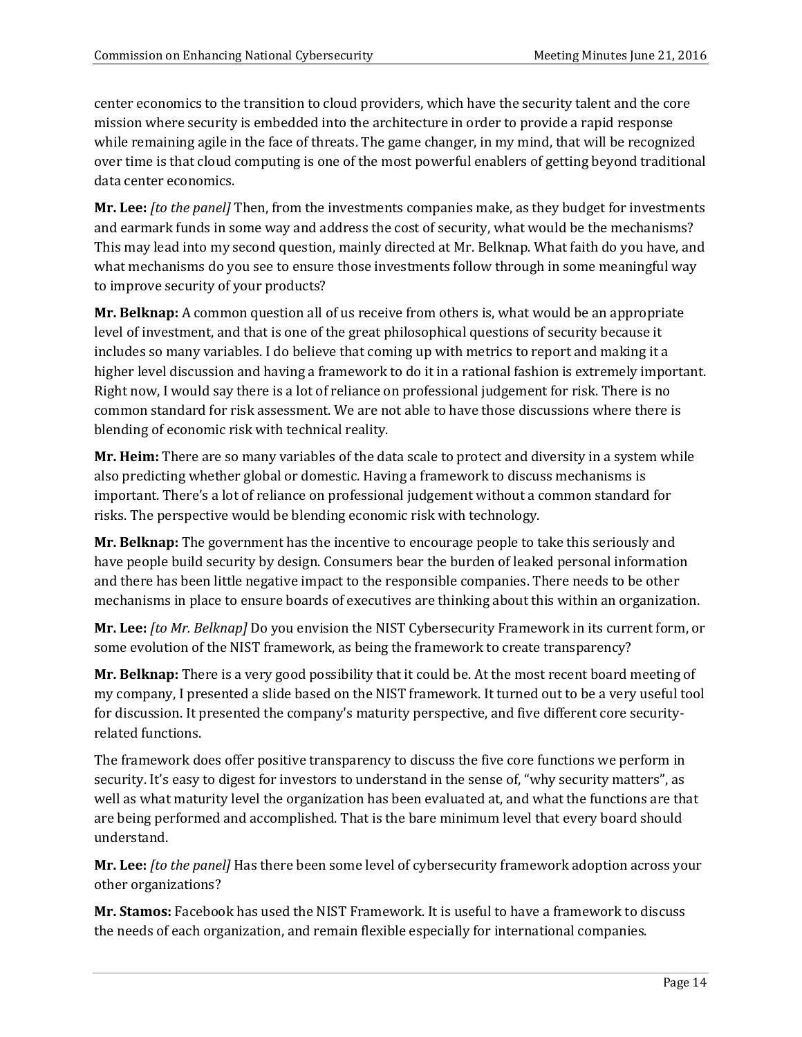center economics to the transition to cloud providers, which have the security talent and the core mission where security is embedded into the architecture in order to provide a rapid response while remaining agile in the face of threats. The game changer, in my mind, that will be recognized over time is that cloud computing is one of the most powerful enablers of getting beyond traditional data center economics.

**Mr. Lee:** *[to the panel]* Then, from the investments companies make, as they budget for investments and earmark funds in some way and address the cost of security, what would be the mechanisms? This may lead into my second question, mainly directed at Mr. Belknap. What faith do you have, and what mechanisms do you see to ensure those investments follow through in some meaningful way to improve security of your products?

**Mr. Belknap:** A common question all of us receive from others is, what would be an appropriate level of investment, and that is one of the great philosophical questions of security because it includes so many variables. I do believe that coming up with metrics to report and making it a higher level discussion and having a framework to do it in a rational fashion is extremely important. Right now, I would say there is a lot of reliance on professional judgement for risk. There is no common standard for risk assessment. We are not able to have those discussions where there is blending of economic risk with technical reality.

**Mr. Heim:** There are so many variables of the data scale to protect and diversity in a system while also predicting whether global or domestic. Having a framework to discuss mechanisms is important. There's a lot of reliance on professional judgement without a common standard for risks. The perspective would be blending economic risk with technology.

**Mr. Belknap:** The government has the incentive to encourage people to take this seriously and have people build security by design. Consumers bear the burden of leaked personal information and there has been little negative impact to the responsible companies. There needs to be other mechanisms in place to ensure boards of executives are thinking about this within an organization.

**Mr. Lee:** *[to Mr. Belknap]* Do you envision the NIST Cybersecurity Framework in its current form, or some evolution of the NIST framework, as being the framework to create transparency?

**Mr. Belknap:** There is a very good possibility that it could be. At the most recent board meeting of my company, I presented a slide based on the NIST framework. It turned out to be a very useful tool for discussion. It presented the company's maturity perspective, and five different core security-related functions.

The framework does offer positive transparency to discuss the five core functions we perform in security. It's easy to digest for investors to understand in the sense of, "why security matters", as well as what maturity level the organization has been evaluated at, and what the functions are that are being performed and accomplished. That is the bare minimum level that every board should understand.

**Mr. Lee:** *[to the panel]* Has there been some level of cybersecurity framework adoption across your other organizations?

**Mr. Stamos:** Facebook has used the NIST Framework. It is useful to have a framework to discuss the needs of each organization, and remain flexible especially for international companies.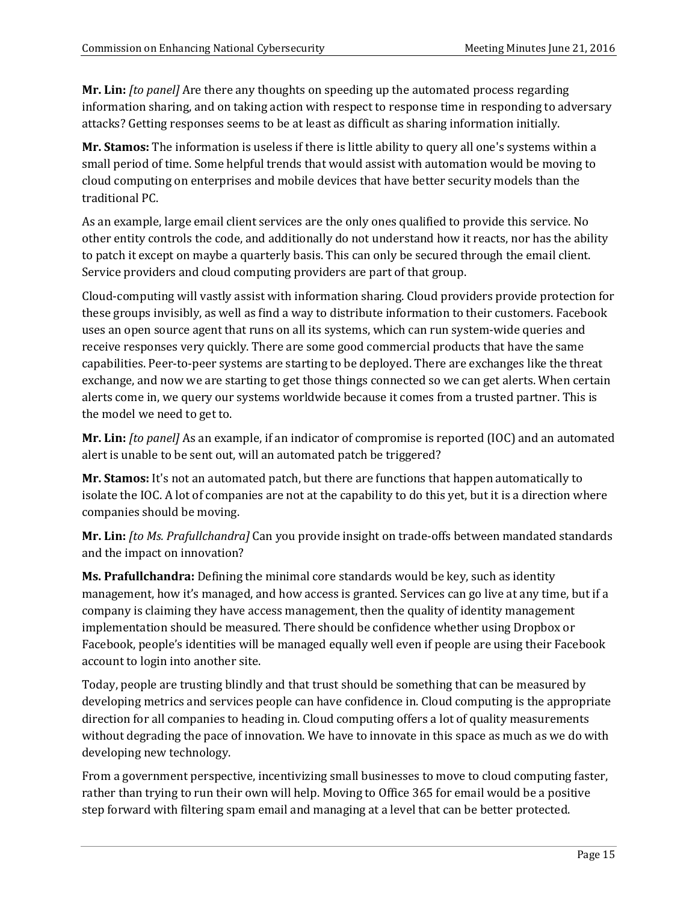**Mr. Lin:** *[to panel]* Are there any thoughts on speeding up the automated process regarding information sharing, and on taking action with respect to response time in responding to adversary attacks? Getting responses seems to be at least as difficult as sharing information initially.

**Mr. Stamos:** The information is useless if there is little ability to query all one's systems within a small period of time. Some helpful trends that would assist with automation would be moving to cloud computing on enterprises and mobile devices that have better security models than the traditional PC.

As an example, large email client services are the only ones qualified to provide this service. No other entity controls the code, and additionally do not understand how it reacts, nor has the ability to patch it except on maybe a quarterly basis. This can only be secured through the email client. Service providers and cloud computing providers are part of that group.

Cloud-computing will vastly assist with information sharing. Cloud providers provide protection for these groups invisibly, as well as find a way to distribute information to their customers. Facebook uses an open source agent that runs on all its systems, which can run system-wide queries and receive responses very quickly. There are some good commercial products that have the same capabilities. Peer-to-peer systems are starting to be deployed. There are exchanges like the threat exchange, and now we are starting to get those things connected so we can get alerts. When certain alerts come in, we query our systems worldwide because it comes from a trusted partner. This is the model we need to get to.

**Mr. Lin:** *[to panel]* As an example, if an indicator of compromise is reported (IOC) and an automated alert is unable to be sent out, will an automated patch be triggered?

**Mr. Stamos:** It's not an automated patch, but there are functions that happen automatically to isolate the IOC. A lot of companies are not at the capability to do this yet, but it is a direction where companies should be moving.

**Mr. Lin:** *[to Ms. Prafullchandra]* Can you provide insight on trade-offs between mandated standards and the impact on innovation?

**Ms. Prafullchandra:** Defining the minimal core standards would be key, such as identity management, how it's managed, and how access is granted. Services can go live at any time, but if a company is claiming they have access management, then the quality of identity management implementation should be measured. There should be confidence whether using Dropbox or Facebook, people's identities will be managed equally well even if people are using their Facebook account to login into another site.

Today, people are trusting blindly and that trust should be something that can be measured by developing metrics and services people can have confidence in. Cloud computing is the appropriate direction for all companies to heading in. Cloud computing offers a lot of quality measurements without degrading the pace of innovation. We have to innovate in this space as much as we do with developing new technology.

From a government perspective, incentivizing small businesses to move to cloud computing faster, rather than trying to run their own will help. Moving to Office 365 for email would be a positive step forward with filtering spam email and managing at a level that can be better protected.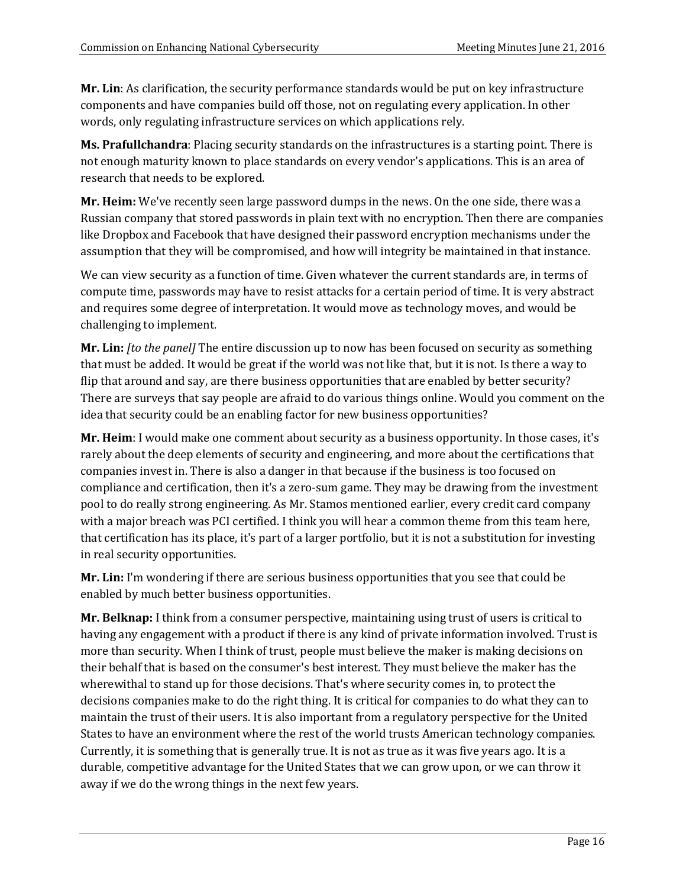**Mr. Lin**: As clarification, the security performance standards would be put on key infrastructure components and have companies build off those, not on regulating every application. In other words, only regulating infrastructure services on which applications rely.

**Ms. Prafullchandra**: Placing security standards on the infrastructures is a starting point. There is not enough maturity known to place standards on every vendor's applications. This is an area of research that needs to be explored.

**Mr. Heim:** We've recently seen large password dumps in the news. On the one side, there was a Russian company that stored passwords in plain text with no encryption. Then there are companies like Dropbox and Facebook that have designed their password encryption mechanisms under the assumption that they will be compromised, and how will integrity be maintained in that instance.

We can view security as a function of time. Given whatever the current standards are, in terms of compute time, passwords may have to resist attacks for a certain period of time. It is very abstract and requires some degree of interpretation. It would move as technology moves, and would be challenging to implement.

**Mr. Lin:** *[to the panel]* The entire discussion up to now has been focused on security as something that must be added. It would be great if the world was not like that, but it is not. Is there a way to flip that around and say, are there business opportunities that are enabled by better security? There are surveys that say people are afraid to do various things online. Would you comment on the idea that security could be an enabling factor for new business opportunities?

**Mr. Heim**: I would make one comment about security as a business opportunity. In those cases, it's rarely about the deep elements of security and engineering, and more about the certifications that companies invest in. There is also a danger in that because if the business is too focused on compliance and certification, then it's a zero-sum game. They may be drawing from the investment pool to do really strong engineering. As Mr. Stamos mentioned earlier, every credit card company with a major breach was PCI certified. I think you will hear a common theme from this team here, that certification has its place, it's part of a larger portfolio, but it is not a substitution for investing in real security opportunities.

**Mr. Lin:** I'm wondering if there are serious business opportunities that you see that could be enabled by much better business opportunities.

**Mr. Belknap:** I think from a consumer perspective, maintaining using trust of users is critical to having any engagement with a product if there is any kind of private information involved. Trust is more than security. When I think of trust, people must believe the maker is making decisions on their behalf that is based on the consumer's best interest. They must believe the maker has the wherewithal to stand up for those decisions. That's where security comes in, to protect the decisions companies make to do the right thing. It is critical for companies to do what they can to maintain the trust of their users. It is also important from a regulatory perspective for the United States to have an environment where the rest of the world trusts American technology companies. Currently, it is something that is generally true. It is not as true as it was five years ago. It is a durable, competitive advantage for the United States that we can grow upon, or we can throw it away if we do the wrong things in the next few years.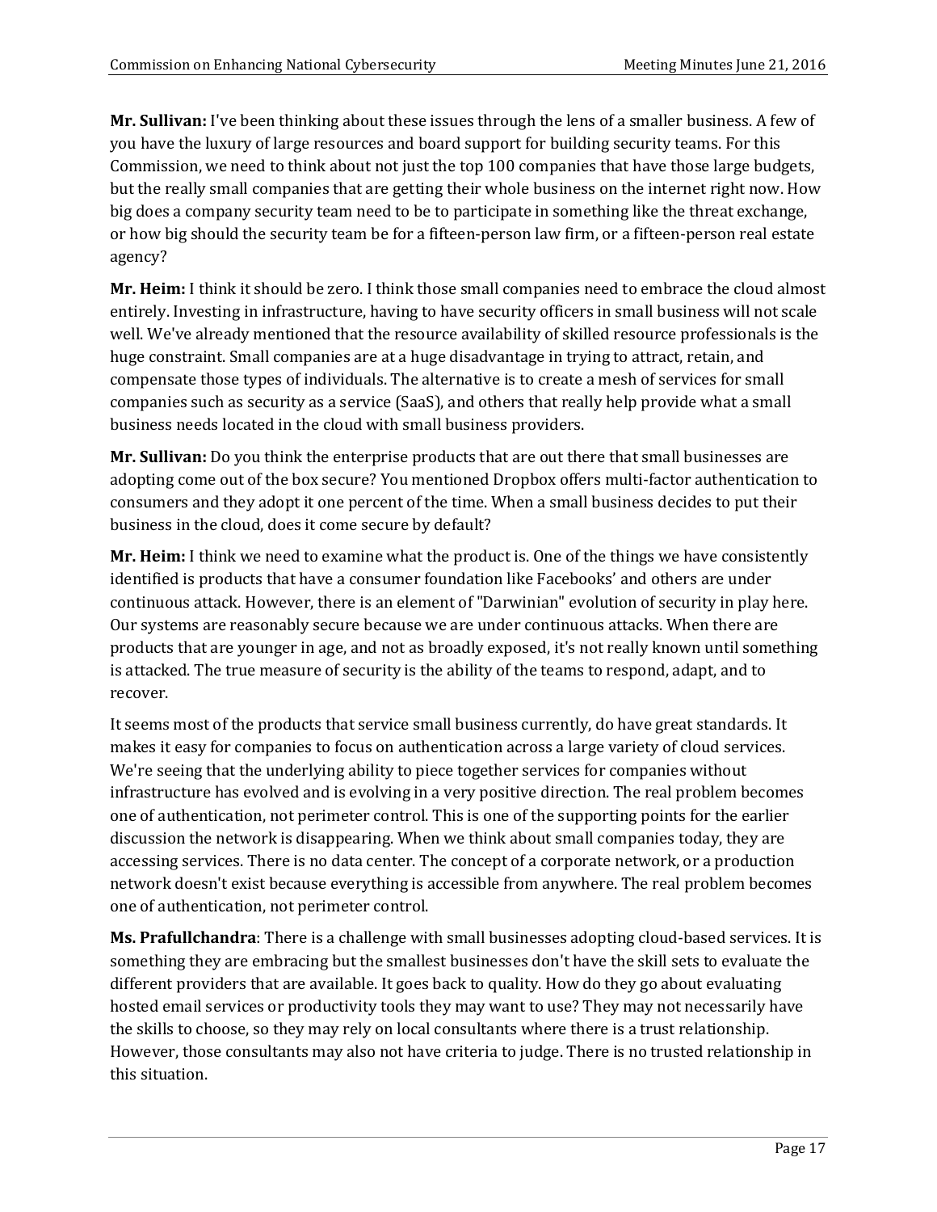**Mr. Sullivan:** I've been thinking about these issues through the lens of a smaller business. A few of you have the luxury of large resources and board support for building security teams. For this Commission, we need to think about not just the top 100 companies that have those large budgets, but the really small companies that are getting their whole business on the internet right now. How big does a company security team need to be to participate in something like the threat exchange, or how big should the security team be for a fifteen-person law firm, or a fifteen-person real estate agency?

**Mr. Heim:** I think it should be zero. I think those small companies need to embrace the cloud almost entirely. Investing in infrastructure, having to have security officers in small business will not scale well. We've already mentioned that the resource availability of skilled resource professionals is the huge constraint. Small companies are at a huge disadvantage in trying to attract, retain, and compensate those types of individuals. The alternative is to create a mesh of services for small companies such as security as a service (SaaS), and others that really help provide what a small business needs located in the cloud with small business providers.

**Mr. Sullivan:** Do you think the enterprise products that are out there that small businesses are adopting come out of the box secure? You mentioned Dropbox offers multi-factor authentication to consumers and they adopt it one percent of the time. When a small business decides to put their business in the cloud, does it come secure by default?

**Mr. Heim:** I think we need to examine what the product is. One of the things we have consistently identified is products that have a consumer foundation like Facebooks' and others are under continuous attack. However, there is an element of "Darwinian" evolution of security in play here. Our systems are reasonably secure because we are under continuous attacks. When there are products that are younger in age, and not as broadly exposed, it's not really known until something is attacked. The true measure of security is the ability of the teams to respond, adapt, and to recover.

It seems most of the products that service small business currently, do have great standards. It makes it easy for companies to focus on authentication across a large variety of cloud services. We're seeing that the underlying ability to piece together services for companies without infrastructure has evolved and is evolving in a very positive direction. The real problem becomes one of authentication, not perimeter control. This is one of the supporting points for the earlier discussion the network is disappearing. When we think about small companies today, they are accessing services. There is no data center. The concept of a corporate network, or a production network doesn't exist because everything is accessible from anywhere. The real problem becomes one of authentication, not perimeter control.

**Ms. Prafullchandra**: There is a challenge with small businesses adopting cloud-based services. It is something they are embracing but the smallest businesses don't have the skill sets to evaluate the different providers that are available. It goes back to quality. How do they go about evaluating hosted email services or productivity tools they may want to use? They may not necessarily have the skills to choose, so they may rely on local consultants where there is a trust relationship. However, those consultants may also not have criteria to judge. There is no trusted relationship in this situation.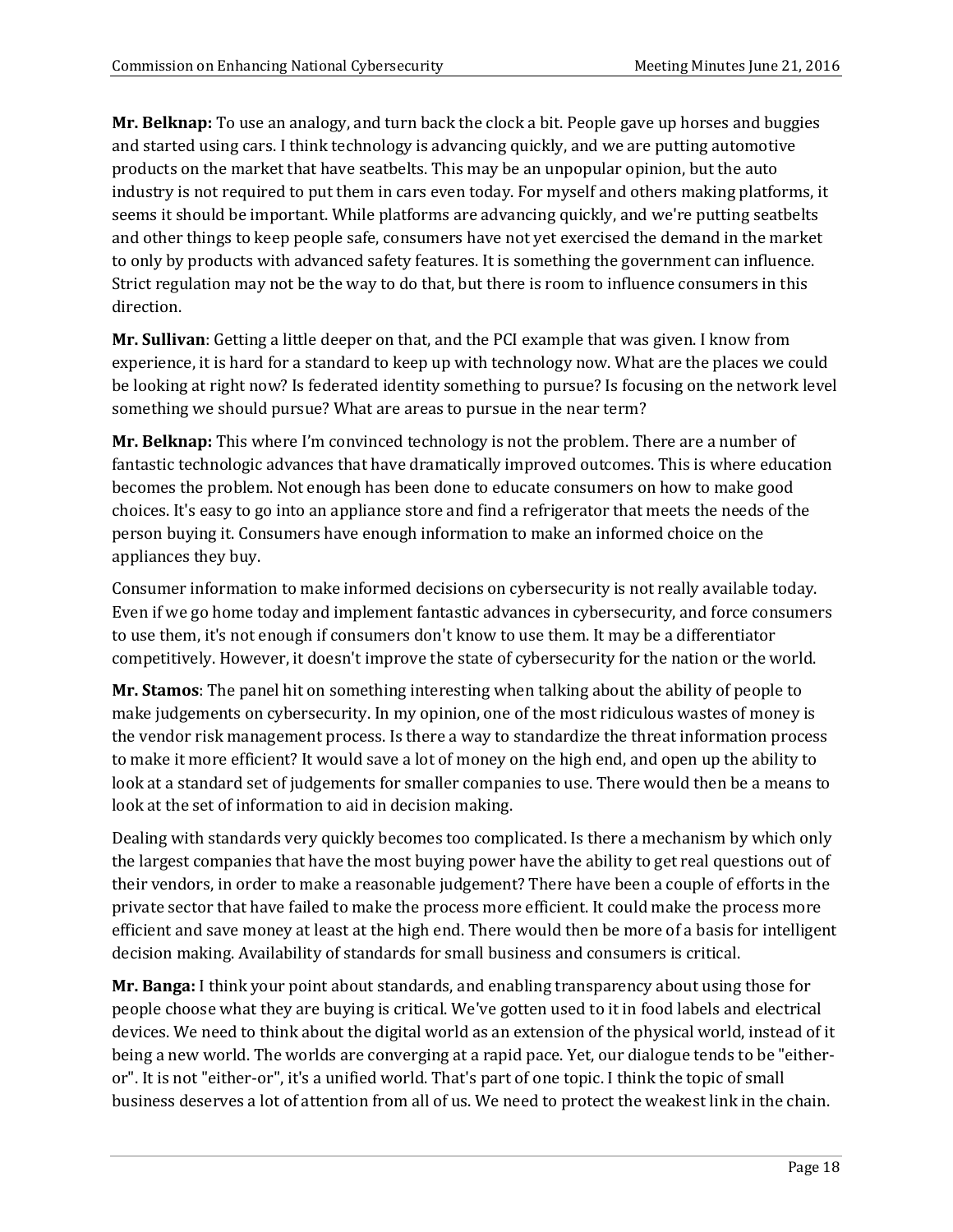**Mr. Belknap:** To use an analogy, and turn back the clock a bit. People gave up horses and buggies and started using cars. I think technology is advancing quickly, and we are putting automotive products on the market that have seatbelts. This may be an unpopular opinion, but the auto industry is not required to put them in cars even today. For myself and others making platforms, it seems it should be important. While platforms are advancing quickly, and we're putting seatbelts and other things to keep people safe, consumers have not yet exercised the demand in the market to only by products with advanced safety features. It is something the government can influence. Strict regulation may not be the way to do that, but there is room to influence consumers in this direction.

**Mr. Sullivan**: Getting a little deeper on that, and the PCI example that was given. I know from experience, it is hard for a standard to keep up with technology now. What are the places we could be looking at right now? Is federated identity something to pursue? Is focusing on the network level something we should pursue? What are areas to pursue in the near term?

**Mr. Belknap:** This where I'm convinced technology is not the problem. There are a number of fantastic technologic advances that have dramatically improved outcomes. This is where education becomes the problem. Not enough has been done to educate consumers on how to make good choices. It's easy to go into an appliance store and find a refrigerator that meets the needs of the person buying it. Consumers have enough information to make an informed choice on the appliances they buy.

Consumer information to make informed decisions on cybersecurity is not really available today. Even if we go home today and implement fantastic advances in cybersecurity, and force consumers to use them, it's not enough if consumers don't know to use them. It may be a differentiator competitively. However, it doesn't improve the state of cybersecurity for the nation or the world.

**Mr. Stamos**: The panel hit on something interesting when talking about the ability of people to make judgements on cybersecurity. In my opinion, one of the most ridiculous wastes of money is the vendor risk management process. Is there a way to standardize the threat information process to make it more efficient? It would save a lot of money on the high end, and open up the ability to look at a standard set of judgements for smaller companies to use. There would then be a means to look at the set of information to aid in decision making.

Dealing with standards very quickly becomes too complicated. Is there a mechanism by which only the largest companies that have the most buying power have the ability to get real questions out of their vendors, in order to make a reasonable judgement? There have been a couple of efforts in the private sector that have failed to make the process more efficient. It could make the process more efficient and save money at least at the high end. There would then be more of a basis for intelligent decision making. Availability of standards for small business and consumers is critical.

**Mr. Banga:** I think your point about standards, and enabling transparency about using those for people choose what they are buying is critical. We've gotten used to it in food labels and electrical devices. We need to think about the digital world as an extension of the physical world, instead of it being a new world. The worlds are converging at a rapid pace. Yet, our dialogue tends to be "either-or". It is not "either-or", it's a unified world. That's part of one topic. I think the topic of small business deserves a lot of attention from all of us. We need to protect the weakest link in the chain.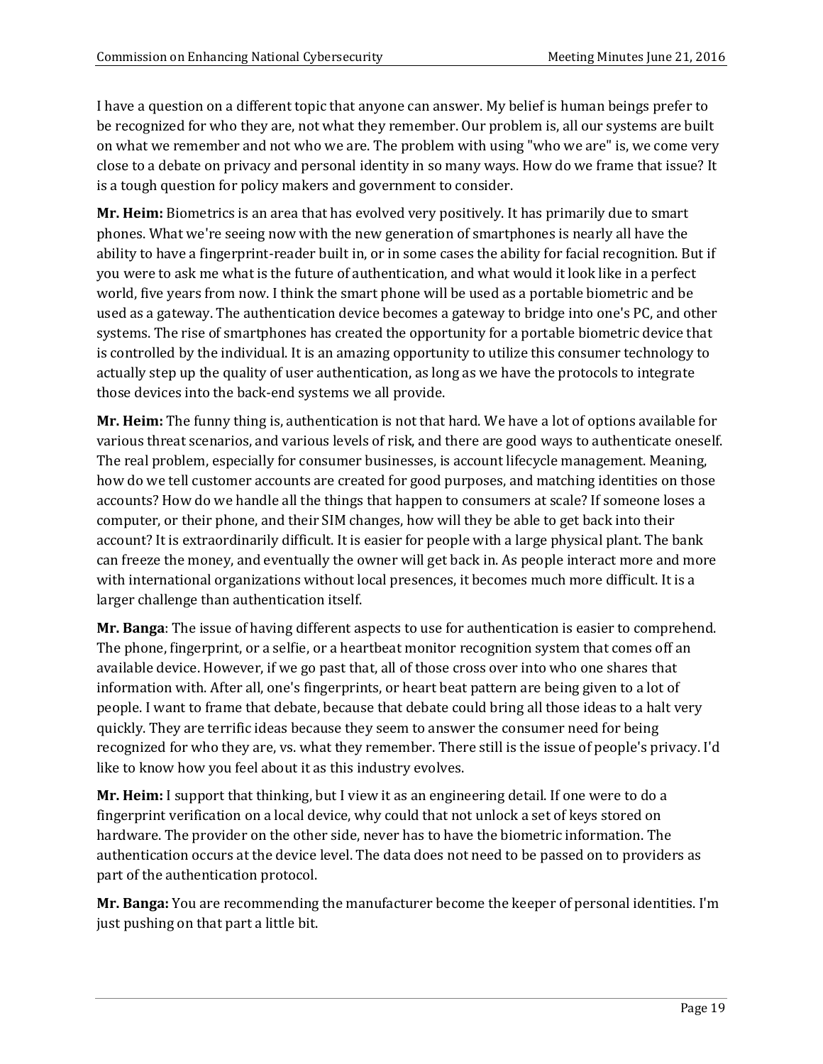I have a question on a different topic that anyone can answer. My belief is human beings prefer to be recognized for who they are, not what they remember. Our problem is, all our systems are built on what we remember and not who we are. The problem with using "who we are" is, we come very close to a debate on privacy and personal identity in so many ways. How do we frame that issue? It is a tough question for policy makers and government to consider.

**Mr. Heim:** Biometrics is an area that has evolved very positively. It has primarily due to smart phones. What we're seeing now with the new generation of smartphones is nearly all have the ability to have a fingerprint-reader built in, or in some cases the ability for facial recognition. But if you were to ask me what is the future of authentication, and what would it look like in a perfect world, five years from now. I think the smart phone will be used as a portable biometric and be used as a gateway. The authentication device becomes a gateway to bridge into one's PC, and other systems. The rise of smartphones has created the opportunity for a portable biometric device that is controlled by the individual. It is an amazing opportunity to utilize this consumer technology to actually step up the quality of user authentication, as long as we have the protocols to integrate those devices into the back-end systems we all provide.

**Mr. Heim:** The funny thing is, authentication is not that hard. We have a lot of options available for various threat scenarios, and various levels of risk, and there are good ways to authenticate oneself. The real problem, especially for consumer businesses, is account lifecycle management. Meaning, how do we tell customer accounts are created for good purposes, and matching identities on those accounts? How do we handle all the things that happen to consumers at scale? If someone loses a computer, or their phone, and their SIM changes, how will they be able to get back into their account? It is extraordinarily difficult. It is easier for people with a large physical plant. The bank can freeze the money, and eventually the owner will get back in. As people interact more and more with international organizations without local presences, it becomes much more difficult. It is a larger challenge than authentication itself.

**Mr. Banga**: The issue of having different aspects to use for authentication is easier to comprehend. The phone, fingerprint, or a selfie, or a heartbeat monitor recognition system that comes off an available device. However, if we go past that, all of those cross over into who one shares that information with. After all, one's fingerprints, or heart beat pattern are being given to a lot of people. I want to frame that debate, because that debate could bring all those ideas to a halt very quickly. They are terrific ideas because they seem to answer the consumer need for being recognized for who they are, vs. what they remember. There still is the issue of people's privacy. I'd like to know how you feel about it as this industry evolves.

**Mr. Heim:** I support that thinking, but I view it as an engineering detail. If one were to do a fingerprint verification on a local device, why could that not unlock a set of keys stored on hardware. The provider on the other side, never has to have the biometric information. The authentication occurs at the device level. The data does not need to be passed on to providers as part of the authentication protocol.

**Mr. Banga:** You are recommending the manufacturer become the keeper of personal identities. I'm just pushing on that part a little bit.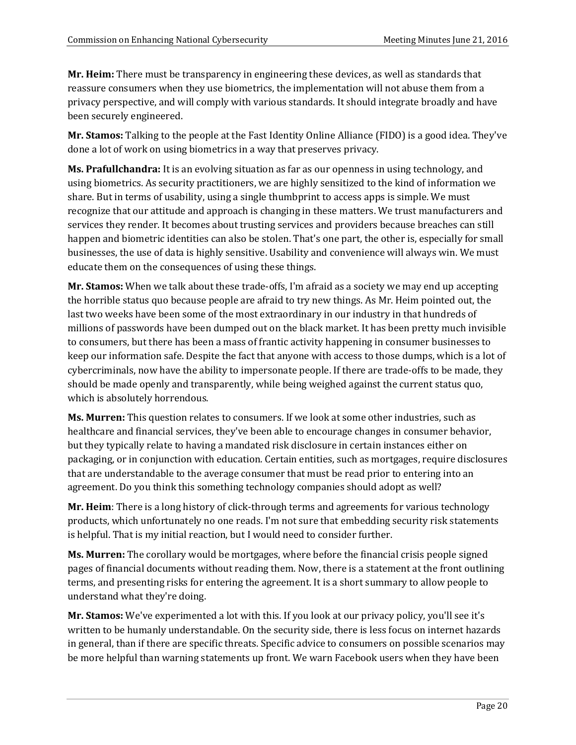**Mr. Heim:** There must be transparency in engineering these devices, as well as standards that reassure consumers when they use biometrics, the implementation will not abuse them from a privacy perspective, and will comply with various standards. It should integrate broadly and have been securely engineered.

**Mr. Stamos:** Talking to the people at the Fast Identity Online Alliance (FIDO) is a good idea. They've done a lot of work on using biometrics in a way that preserves privacy.

**Ms. Prafullchandra:** It is an evolving situation as far as our openness in using technology, and using biometrics. As security practitioners, we are highly sensitized to the kind of information we share. But in terms of usability, using a single thumbprint to access apps is simple. We must recognize that our attitude and approach is changing in these matters. We trust manufacturers and services they render. It becomes about trusting services and providers because breaches can still happen and biometric identities can also be stolen. That's one part, the other is, especially for small businesses, the use of data is highly sensitive. Usability and convenience will always win. We must educate them on the consequences of using these things.

**Mr. Stamos:** When we talk about these trade-offs, I'm afraid as a society we may end up accepting the horrible status quo because people are afraid to try new things. As Mr. Heim pointed out, the last two weeks have been some of the most extraordinary in our industry in that hundreds of millions of passwords have been dumped out on the black market. It has been pretty much invisible to consumers, but there has been a mass of frantic activity happening in consumer businesses to keep our information safe. Despite the fact that anyone with access to those dumps, which is a lot of cybercriminals, now have the ability to impersonate people. If there are trade-offs to be made, they should be made openly and transparently, while being weighed against the current status quo, which is absolutely horrendous.

**Ms. Murren:** This question relates to consumers. If we look at some other industries, such as healthcare and financial services, they've been able to encourage changes in consumer behavior, but they typically relate to having a mandated risk disclosure in certain instances either on packaging, or in conjunction with education. Certain entities, such as mortgages, require disclosures that are understandable to the average consumer that must be read prior to entering into an agreement. Do you think this something technology companies should adopt as well?

**Mr. Heim**: There is a long history of click-through terms and agreements for various technology products, which unfortunately no one reads. I'm not sure that embedding security risk statements is helpful. That is my initial reaction, but I would need to consider further.

**Ms. Murren:** The corollary would be mortgages, where before the financial crisis people signed pages of financial documents without reading them. Now, there is a statement at the front outlining terms, and presenting risks for entering the agreement. It is a short summary to allow people to understand what they're doing.

**Mr. Stamos:** We've experimented a lot with this. If you look at our privacy policy, you'll see it's written to be humanly understandable. On the security side, there is less focus on internet hazards in general, than if there are specific threats. Specific advice to consumers on possible scenarios may be more helpful than warning statements up front. We warn Facebook users when they have been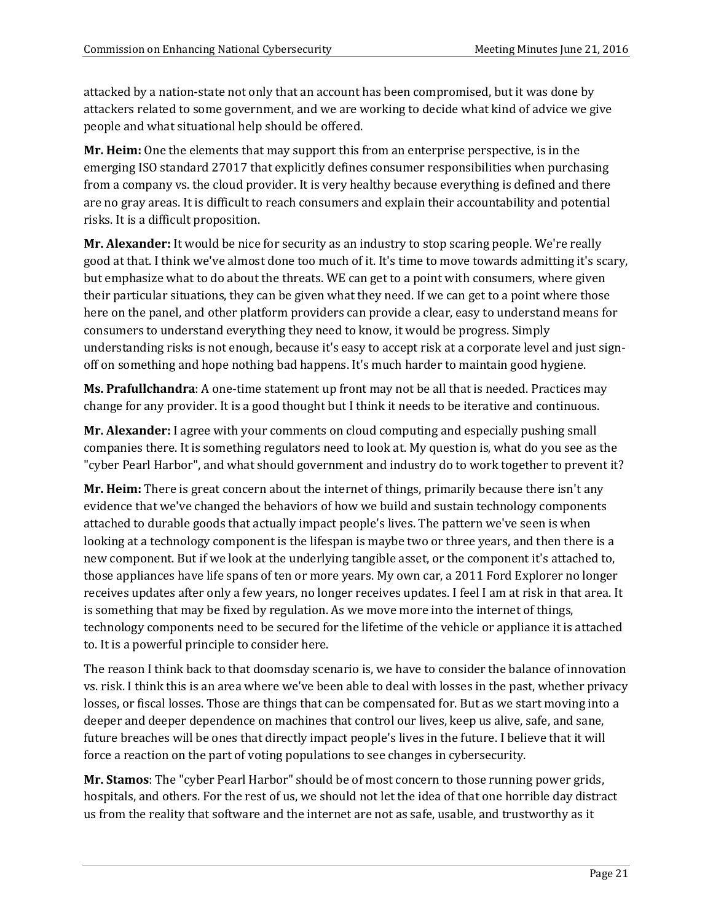attacked by a nation-state not only that an account has been compromised, but it was done by attackers related to some government, and we are working to decide what kind of advice we give people and what situational help should be offered.

**Mr. Heim:** One the elements that may support this from an enterprise perspective, is in the emerging ISO standard 27017 that explicitly defines consumer responsibilities when purchasing from a company vs. the cloud provider. It is very healthy because everything is defined and there are no gray areas. It is difficult to reach consumers and explain their accountability and potential risks. It is a difficult proposition.

**Mr. Alexander:** It would be nice for security as an industry to stop scaring people. We're really good at that. I think we've almost done too much of it. It's time to move towards admitting it's scary, but emphasize what to do about the threats. WE can get to a point with consumers, where given their particular situations, they can be given what they need. If we can get to a point where those here on the panel, and other platform providers can provide a clear, easy to understand means for consumers to understand everything they need to know, it would be progress. Simply understanding risks is not enough, because it's easy to accept risk at a corporate level and just sign-off on something and hope nothing bad happens. It's much harder to maintain good hygiene.

**Ms. Prafullchandra**: A one-time statement up front may not be all that is needed. Practices may change for any provider. It is a good thought but I think it needs to be iterative and continuous.

**Mr. Alexander:** I agree with your comments on cloud computing and especially pushing small companies there. It is something regulators need to look at. My question is, what do you see as the "cyber Pearl Harbor", and what should government and industry do to work together to prevent it?

**Mr. Heim:** There is great concern about the internet of things, primarily because there isn't any evidence that we've changed the behaviors of how we build and sustain technology components attached to durable goods that actually impact people's lives. The pattern we've seen is when looking at a technology component is the lifespan is maybe two or three years, and then there is a new component. But if we look at the underlying tangible asset, or the component it's attached to, those appliances have life spans of ten or more years. My own car, a 2011 Ford Explorer no longer receives updates after only a few years, no longer receives updates. I feel I am at risk in that area. It is something that may be fixed by regulation. As we move more into the internet of things, technology components need to be secured for the lifetime of the vehicle or appliance it is attached to. It is a powerful principle to consider here.

The reason I think back to that doomsday scenario is, we have to consider the balance of innovation vs. risk. I think this is an area where we've been able to deal with losses in the past, whether privacy losses, or fiscal losses. Those are things that can be compensated for. But as we start moving into a deeper and deeper dependence on machines that control our lives, keep us alive, safe, and sane, future breaches will be ones that directly impact people's lives in the future. I believe that it will force a reaction on the part of voting populations to see changes in cybersecurity.

**Mr. Stamos**: The "cyber Pearl Harbor" should be of most concern to those running power grids, hospitals, and others. For the rest of us, we should not let the idea of that one horrible day distract us from the reality that software and the internet are not as safe, usable, and trustworthy as it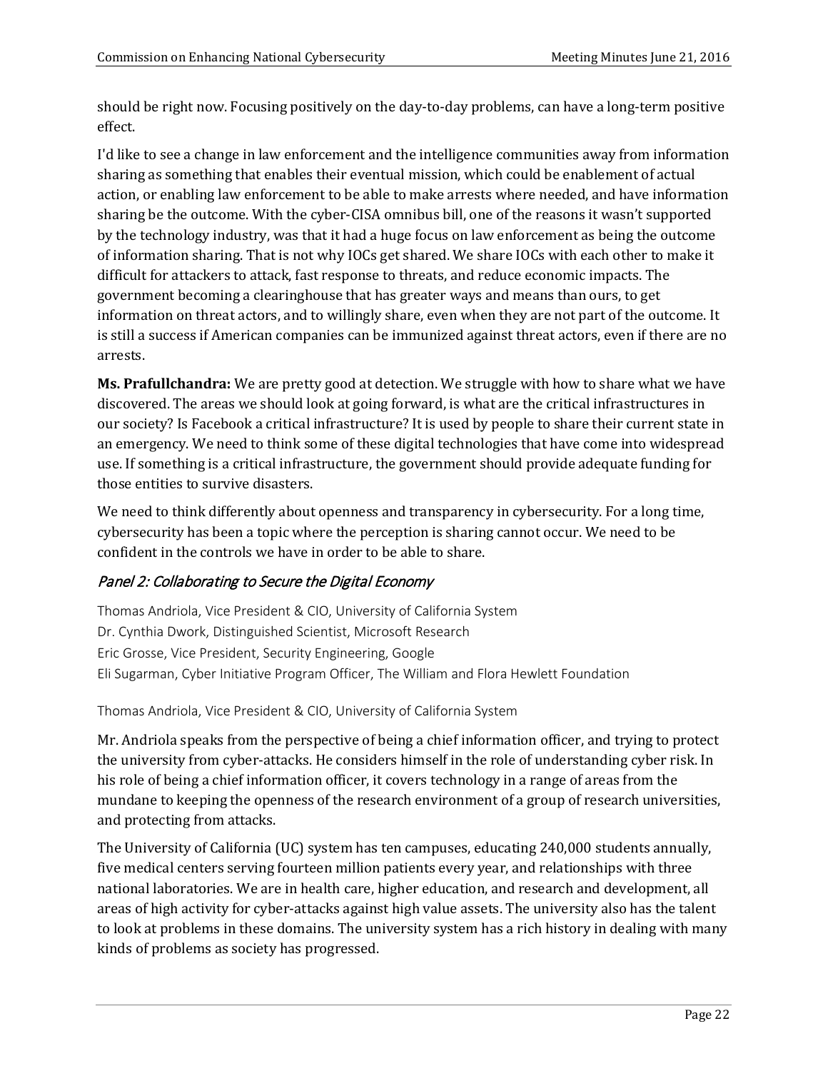should be right now. Focusing positively on the day-to-day problems, can have a long-term positive effect.

I'd like to see a change in law enforcement and the intelligence communities away from information sharing as something that enables their eventual mission, which could be enablement of actual action, or enabling law enforcement to be able to make arrests where needed, and have information sharing be the outcome. With the cyber-CISA omnibus bill, one of the reasons it wasn't supported by the technology industry, was that it had a huge focus on law enforcement as being the outcome of information sharing. That is not why IOCs get shared. We share IOCs with each other to make it difficult for attackers to attack, fast response to threats, and reduce economic impacts. The government becoming a clearinghouse that has greater ways and means than ours, to get information on threat actors, and to willingly share, even when they are not part of the outcome. It is still a success if American companies can be immunized against threat actors, even if there are no arrests.

**Ms. Prafullchandra:** We are pretty good at detection. We struggle with how to share what we have discovered. The areas we should look at going forward, is what are the critical infrastructures in our society? Is Facebook a critical infrastructure? It is used by people to share their current state in an emergency. We need to think some of these digital technologies that have come into widespread use. If something is a critical infrastructure, the government should provide adequate funding for those entities to survive disasters.

We need to think differently about openness and transparency in cybersecurity. For a long time, cybersecurity has been a topic where the perception is sharing cannot occur. We need to be confident in the controls we have in order to be able to share.

### *Panel 2: Collaborating to Secure the Digital Economy*

Thomas Andriola, Vice President & CIO, University of California System
Dr. Cynthia Dwork, Distinguished Scientist, Microsoft Research
Eric Grosse, Vice President, Security Engineering, Google
Eli Sugarman, Cyber Initiative Program Officer, The William and Flora Hewlett Foundation

Thomas Andriola, Vice President & CIO, University of California System

Mr. Andriola speaks from the perspective of being a chief information officer, and trying to protect the university from cyber-attacks. He considers himself in the role of understanding cyber risk. In his role of being a chief information officer, it covers technology in a range of areas from the mundane to keeping the openness of the research environment of a group of research universities, and protecting from attacks.

The University of California (UC) system has ten campuses, educating 240,000 students annually, five medical centers serving fourteen million patients every year, and relationships with three national laboratories. We are in health care, higher education, and research and development, all areas of high activity for cyber-attacks against high value assets. The university also has the talent to look at problems in these domains. The university system has a rich history in dealing with many kinds of problems as society has progressed.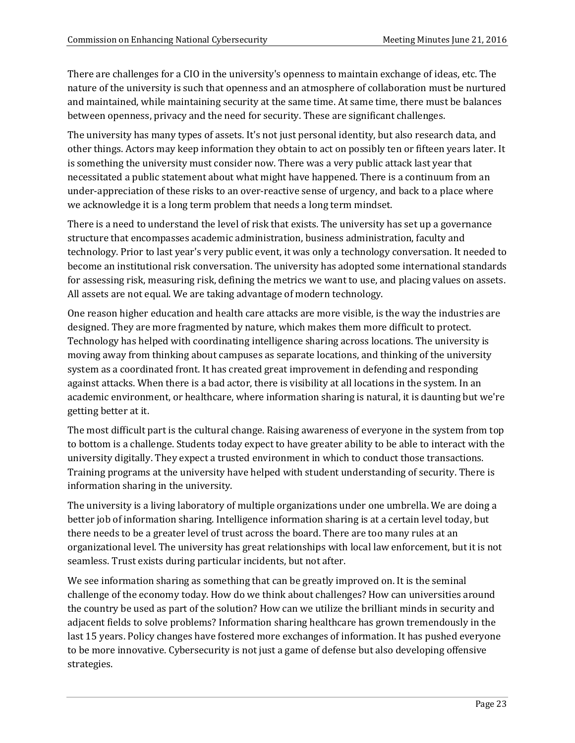There are challenges for a CIO in the university's openness to maintain exchange of ideas, etc. The nature of the university is such that openness and an atmosphere of collaboration must be nurtured and maintained, while maintaining security at the same time. At same time, there must be balances between openness, privacy and the need for security. These are significant challenges.

The university has many types of assets. It's not just personal identity, but also research data, and other things. Actors may keep information they obtain to act on possibly ten or fifteen years later. It is something the university must consider now. There was a very public attack last year that necessitated a public statement about what might have happened. There is a continuum from an under-appreciation of these risks to an over-reactive sense of urgency, and back to a place where we acknowledge it is a long term problem that needs a long term mindset.

There is a need to understand the level of risk that exists. The university has set up a governance structure that encompasses academic administration, business administration, faculty and technology. Prior to last year's very public event, it was only a technology conversation. It needed to become an institutional risk conversation. The university has adopted some international standards for assessing risk, measuring risk, defining the metrics we want to use, and placing values on assets. All assets are not equal. We are taking advantage of modern technology.

One reason higher education and health care attacks are more visible, is the way the industries are designed. They are more fragmented by nature, which makes them more difficult to protect. Technology has helped with coordinating intelligence sharing across locations. The university is moving away from thinking about campuses as separate locations, and thinking of the university system as a coordinated front. It has created great improvement in defending and responding against attacks. When there is a bad actor, there is visibility at all locations in the system. In an academic environment, or healthcare, where information sharing is natural, it is daunting but we're getting better at it.

The most difficult part is the cultural change. Raising awareness of everyone in the system from top to bottom is a challenge. Students today expect to have greater ability to be able to interact with the university digitally. They expect a trusted environment in which to conduct those transactions. Training programs at the university have helped with student understanding of security. There is information sharing in the university.

The university is a living laboratory of multiple organizations under one umbrella. We are doing a better job of information sharing. Intelligence information sharing is at a certain level today, but there needs to be a greater level of trust across the board. There are too many rules at an organizational level. The university has great relationships with local law enforcement, but it is not seamless. Trust exists during particular incidents, but not after.

We see information sharing as something that can be greatly improved on. It is the seminal challenge of the economy today. How do we think about challenges? How can universities around the country be used as part of the solution? How can we utilize the brilliant minds in security and adjacent fields to solve problems? Information sharing healthcare has grown tremendously in the last 15 years. Policy changes have fostered more exchanges of information. It has pushed everyone to be more innovative. Cybersecurity is not just a game of defense but also developing offensive strategies.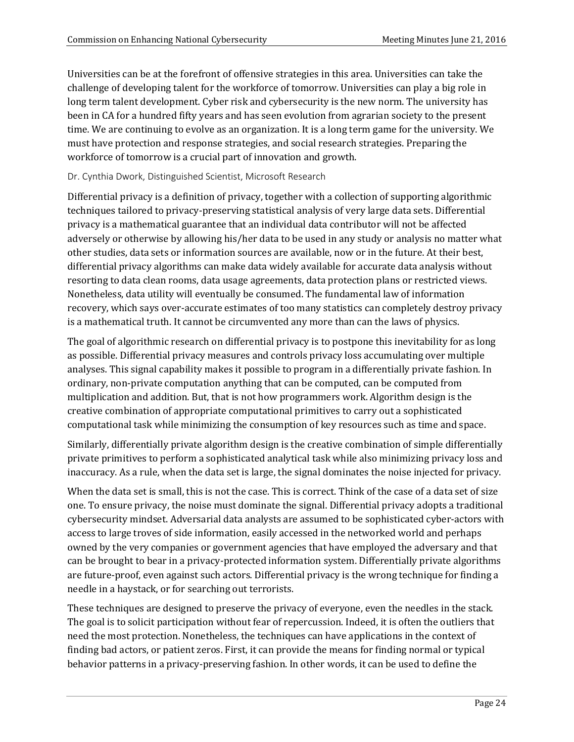Universities can be at the forefront of offensive strategies in this area. Universities can take the challenge of developing talent for the workforce of tomorrow. Universities can play a big role in long term talent development. Cyber risk and cybersecurity is the new norm. The university has been in CA for a hundred fifty years and has seen evolution from agrarian society to the present time. We are continuing to evolve as an organization. It is a long term game for the university. We must have protection and response strategies, and social research strategies. Preparing the workforce of tomorrow is a crucial part of innovation and growth.

Dr. Cynthia Dwork, Distinguished Scientist, Microsoft Research

Differential privacy is a definition of privacy, together with a collection of supporting algorithmic techniques tailored to privacy-preserving statistical analysis of very large data sets. Differential privacy is a mathematical guarantee that an individual data contributor will not be affected adversely or otherwise by allowing his/her data to be used in any study or analysis no matter what other studies, data sets or information sources are available, now or in the future. At their best, differential privacy algorithms can make data widely available for accurate data analysis without resorting to data clean rooms, data usage agreements, data protection plans or restricted views. Nonetheless, data utility will eventually be consumed. The fundamental law of information recovery, which says over-accurate estimates of too many statistics can completely destroy privacy is a mathematical truth. It cannot be circumvented any more than can the laws of physics.

The goal of algorithmic research on differential privacy is to postpone this inevitability for as long as possible. Differential privacy measures and controls privacy loss accumulating over multiple analyses. This signal capability makes it possible to program in a differentially private fashion. In ordinary, non-private computation anything that can be computed, can be computed from multiplication and addition. But, that is not how programmers work. Algorithm design is the creative combination of appropriate computational primitives to carry out a sophisticated computational task while minimizing the consumption of key resources such as time and space.

Similarly, differentially private algorithm design is the creative combination of simple differentially private primitives to perform a sophisticated analytical task while also minimizing privacy loss and inaccuracy. As a rule, when the data set is large, the signal dominates the noise injected for privacy.

When the data set is small, this is not the case. This is correct. Think of the case of a data set of size one. To ensure privacy, the noise must dominate the signal. Differential privacy adopts a traditional cybersecurity mindset. Adversarial data analysts are assumed to be sophisticated cyber-actors with access to large troves of side information, easily accessed in the networked world and perhaps owned by the very companies or government agencies that have employed the adversary and that can be brought to bear in a privacy-protected information system. Differentially private algorithms are future-proof, even against such actors. Differential privacy is the wrong technique for finding a needle in a haystack, or for searching out terrorists.

These techniques are designed to preserve the privacy of everyone, even the needles in the stack. The goal is to solicit participation without fear of repercussion. Indeed, it is often the outliers that need the most protection. Nonetheless, the techniques can have applications in the context of finding bad actors, or patient zeros. First, it can provide the means for finding normal or typical behavior patterns in a privacy-preserving fashion. In other words, it can be used to define the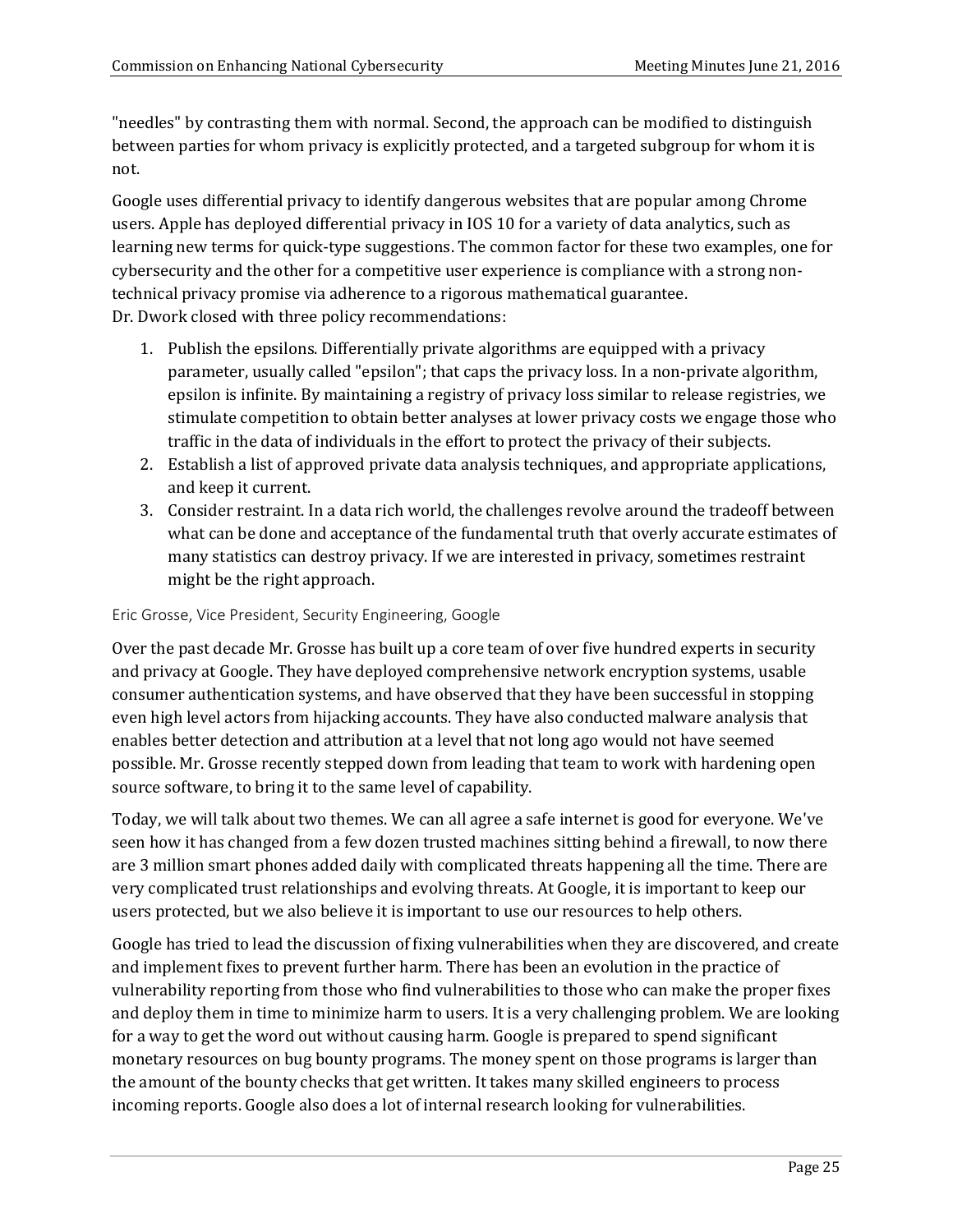"needles" by contrasting them with normal. Second, the approach can be modified to distinguish between parties for whom privacy is explicitly protected, and a targeted subgroup for whom it is not.

Google uses differential privacy to identify dangerous websites that are popular among Chrome users. Apple has deployed differential privacy in IOS 10 for a variety of data analytics, such as learning new terms for quick-type suggestions. The common factor for these two examples, one for cybersecurity and the other for a competitive user experience is compliance with a strong non-technical privacy promise via adherence to a rigorous mathematical guarantee.
Dr. Dwork closed with three policy recommendations:

1. Publish the epsilons. Differentially private algorithms are equipped with a privacy parameter, usually called "epsilon"; that caps the privacy loss. In a non-private algorithm, epsilon is infinite. By maintaining a registry of privacy loss similar to release registries, we stimulate competition to obtain better analyses at lower privacy costs we engage those who traffic in the data of individuals in the effort to protect the privacy of their subjects.
2. Establish a list of approved private data analysis techniques, and appropriate applications, and keep it current.
3. Consider restraint. In a data rich world, the challenges revolve around the tradeoff between what can be done and acceptance of the fundamental truth that overly accurate estimates of many statistics can destroy privacy. If we are interested in privacy, sometimes restraint might be the right approach.

### Eric Grosse, Vice President, Security Engineering, Google

Over the past decade Mr. Grosse has built up a core team of over five hundred experts in security and privacy at Google. They have deployed comprehensive network encryption systems, usable consumer authentication systems, and have observed that they have been successful in stopping even high level actors from hijacking accounts. They have also conducted malware analysis that enables better detection and attribution at a level that not long ago would not have seemed possible. Mr. Grosse recently stepped down from leading that team to work with hardening open source software, to bring it to the same level of capability.

Today, we will talk about two themes. We can all agree a safe internet is good for everyone. We've seen how it has changed from a few dozen trusted machines sitting behind a firewall, to now there are 3 million smart phones added daily with complicated threats happening all the time. There are very complicated trust relationships and evolving threats. At Google, it is important to keep our users protected, but we also believe it is important to use our resources to help others.

Google has tried to lead the discussion of fixing vulnerabilities when they are discovered, and create and implement fixes to prevent further harm. There has been an evolution in the practice of vulnerability reporting from those who find vulnerabilities to those who can make the proper fixes and deploy them in time to minimize harm to users. It is a very challenging problem. We are looking for a way to get the word out without causing harm. Google is prepared to spend significant monetary resources on bug bounty programs. The money spent on those programs is larger than the amount of the bounty checks that get written. It takes many skilled engineers to process incoming reports. Google also does a lot of internal research looking for vulnerabilities.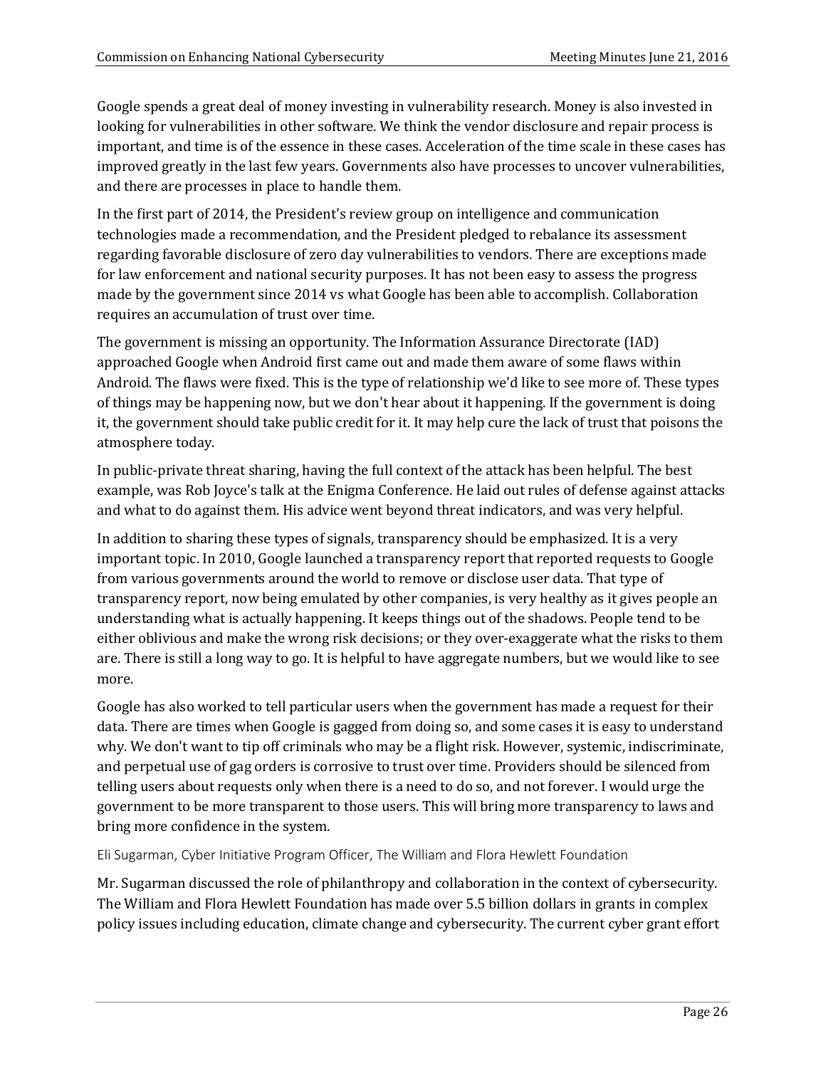Google spends a great deal of money investing in vulnerability research. Money is also invested in looking for vulnerabilities in other software. We think the vendor disclosure and repair process is important, and time is of the essence in these cases. Acceleration of the time scale in these cases has improved greatly in the last few years. Governments also have processes to uncover vulnerabilities, and there are processes in place to handle them.

In the first part of 2014, the President's review group on intelligence and communication technologies made a recommendation, and the President pledged to rebalance its assessment regarding favorable disclosure of zero day vulnerabilities to vendors. There are exceptions made for law enforcement and national security purposes. It has not been easy to assess the progress made by the government since 2014 vs what Google has been able to accomplish. Collaboration requires an accumulation of trust over time.

The government is missing an opportunity. The Information Assurance Directorate (IAD) approached Google when Android first came out and made them aware of some flaws within Android. The flaws were fixed. This is the type of relationship we'd like to see more of. These types of things may be happening now, but we don't hear about it happening. If the government is doing it, the government should take public credit for it. It may help cure the lack of trust that poisons the atmosphere today.

In public-private threat sharing, having the full context of the attack has been helpful. The best example, was Rob Joyce's talk at the Enigma Conference. He laid out rules of defense against attacks and what to do against them. His advice went beyond threat indicators, and was very helpful.

In addition to sharing these types of signals, transparency should be emphasized. It is a very important topic. In 2010, Google launched a transparency report that reported requests to Google from various governments around the world to remove or disclose user data. That type of transparency report, now being emulated by other companies, is very healthy as it gives people an understanding what is actually happening. It keeps things out of the shadows. People tend to be either oblivious and make the wrong risk decisions; or they over-exaggerate what the risks to them are. There is still a long way to go. It is helpful to have aggregate numbers, but we would like to see more.

Google has also worked to tell particular users when the government has made a request for their data. There are times when Google is gagged from doing so, and some cases it is easy to understand why. We don't want to tip off criminals who may be a flight risk. However, systemic, indiscriminate, and perpetual use of gag orders is corrosive to trust over time. Providers should be silenced from telling users about requests only when there is a need to do so, and not forever. I would urge the government to be more transparent to those users. This will bring more transparency to laws and bring more confidence in the system.

Eli Sugarman, Cyber Initiative Program Officer, The William and Flora Hewlett Foundation

Mr. Sugarman discussed the role of philanthropy and collaboration in the context of cybersecurity. The William and Flora Hewlett Foundation has made over 5.5 billion dollars in grants in complex policy issues including education, climate change and cybersecurity. The current cyber grant effort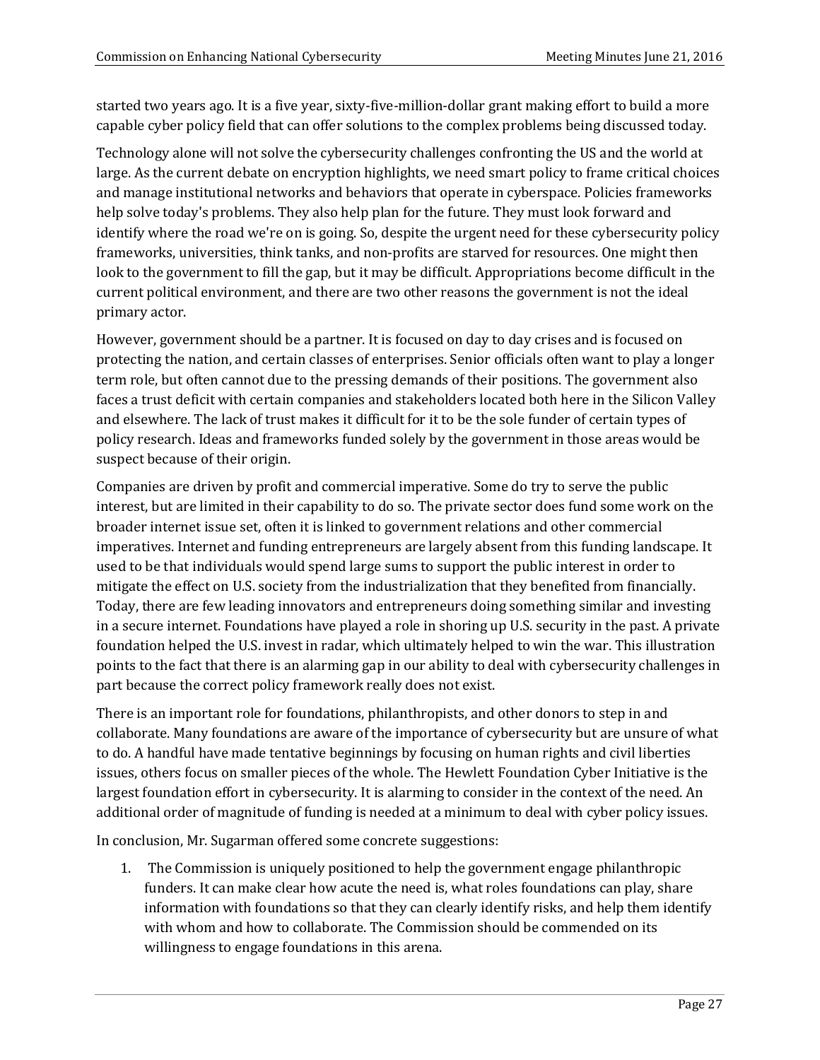started two years ago. It is a five year, sixty-five-million-dollar grant making effort to build a more capable cyber policy field that can offer solutions to the complex problems being discussed today.

Technology alone will not solve the cybersecurity challenges confronting the US and the world at large. As the current debate on encryption highlights, we need smart policy to frame critical choices and manage institutional networks and behaviors that operate in cyberspace. Policies frameworks help solve today's problems. They also help plan for the future. They must look forward and identify where the road we're on is going. So, despite the urgent need for these cybersecurity policy frameworks, universities, think tanks, and non-profits are starved for resources. One might then look to the government to fill the gap, but it may be difficult. Appropriations become difficult in the current political environment, and there are two other reasons the government is not the ideal primary actor.

However, government should be a partner. It is focused on day to day crises and is focused on protecting the nation, and certain classes of enterprises. Senior officials often want to play a longer term role, but often cannot due to the pressing demands of their positions. The government also faces a trust deficit with certain companies and stakeholders located both here in the Silicon Valley and elsewhere. The lack of trust makes it difficult for it to be the sole funder of certain types of policy research. Ideas and frameworks funded solely by the government in those areas would be suspect because of their origin.

Companies are driven by profit and commercial imperative. Some do try to serve the public interest, but are limited in their capability to do so. The private sector does fund some work on the broader internet issue set, often it is linked to government relations and other commercial imperatives. Internet and funding entrepreneurs are largely absent from this funding landscape. It used to be that individuals would spend large sums to support the public interest in order to mitigate the effect on U.S. society from the industrialization that they benefited from financially. Today, there are few leading innovators and entrepreneurs doing something similar and investing in a secure internet. Foundations have played a role in shoring up U.S. security in the past. A private foundation helped the U.S. invest in radar, which ultimately helped to win the war. This illustration points to the fact that there is an alarming gap in our ability to deal with cybersecurity challenges in part because the correct policy framework really does not exist.

There is an important role for foundations, philanthropists, and other donors to step in and collaborate. Many foundations are aware of the importance of cybersecurity but are unsure of what to do. A handful have made tentative beginnings by focusing on human rights and civil liberties issues, others focus on smaller pieces of the whole. The Hewlett Foundation Cyber Initiative is the largest foundation effort in cybersecurity. It is alarming to consider in the context of the need. An additional order of magnitude of funding is needed at a minimum to deal with cyber policy issues.

In conclusion, Mr. Sugarman offered some concrete suggestions:

1. The Commission is uniquely positioned to help the government engage philanthropic funders. It can make clear how acute the need is, what roles foundations can play, share information with foundations so that they can clearly identify risks, and help them identify with whom and how to collaborate. The Commission should be commended on its willingness to engage foundations in this arena.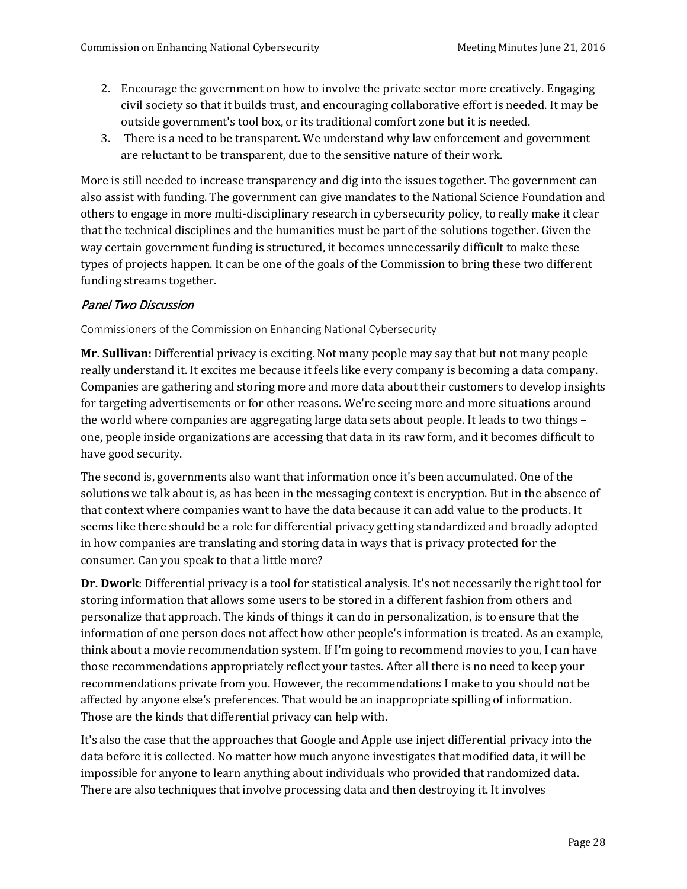2. Encourage the government on how to involve the private sector more creatively. Engaging civil society so that it builds trust, and encouraging collaborative effort is needed. It may be outside government's tool box, or its traditional comfort zone but it is needed.
3. There is a need to be transparent. We understand why law enforcement and government are reluctant to be transparent, due to the sensitive nature of their work.

More is still needed to increase transparency and dig into the issues together. The government can also assist with funding. The government can give mandates to the National Science Foundation and others to engage in more multi-disciplinary research in cybersecurity policy, to really make it clear that the technical disciplines and the humanities must be part of the solutions together. Given the way certain government funding is structured, it becomes unnecessarily difficult to make these types of projects happen. It can be one of the goals of the Commission to bring these two different funding streams together.

### *Panel Two Discussion*

Commissioners of the Commission on Enhancing National Cybersecurity

**Mr. Sullivan:** Differential privacy is exciting. Not many people may say that but not many people really understand it. It excites me because it feels like every company is becoming a data company. Companies are gathering and storing more and more data about their customers to develop insights for targeting advertisements or for other reasons. We're seeing more and more situations around the world where companies are aggregating large data sets about people. It leads to two things – one, people inside organizations are accessing that data in its raw form, and it becomes difficult to have good security.

The second is, governments also want that information once it's been accumulated. One of the solutions we talk about is, as has been in the messaging context is encryption. But in the absence of that context where companies want to have the data because it can add value to the products. It seems like there should be a role for differential privacy getting standardized and broadly adopted in how companies are translating and storing data in ways that is privacy protected for the consumer. Can you speak to that a little more?

**Dr. Dwork**: Differential privacy is a tool for statistical analysis. It's not necessarily the right tool for storing information that allows some users to be stored in a different fashion from others and personalize that approach. The kinds of things it can do in personalization, is to ensure that the information of one person does not affect how other people's information is treated. As an example, think about a movie recommendation system. If I'm going to recommend movies to you, I can have those recommendations appropriately reflect your tastes. After all there is no need to keep your recommendations private from you. However, the recommendations I make to you should not be affected by anyone else's preferences. That would be an inappropriate spilling of information. Those are the kinds that differential privacy can help with.

It's also the case that the approaches that Google and Apple use inject differential privacy into the data before it is collected. No matter how much anyone investigates that modified data, it will be impossible for anyone to learn anything about individuals who provided that randomized data. There are also techniques that involve processing data and then destroying it. It involves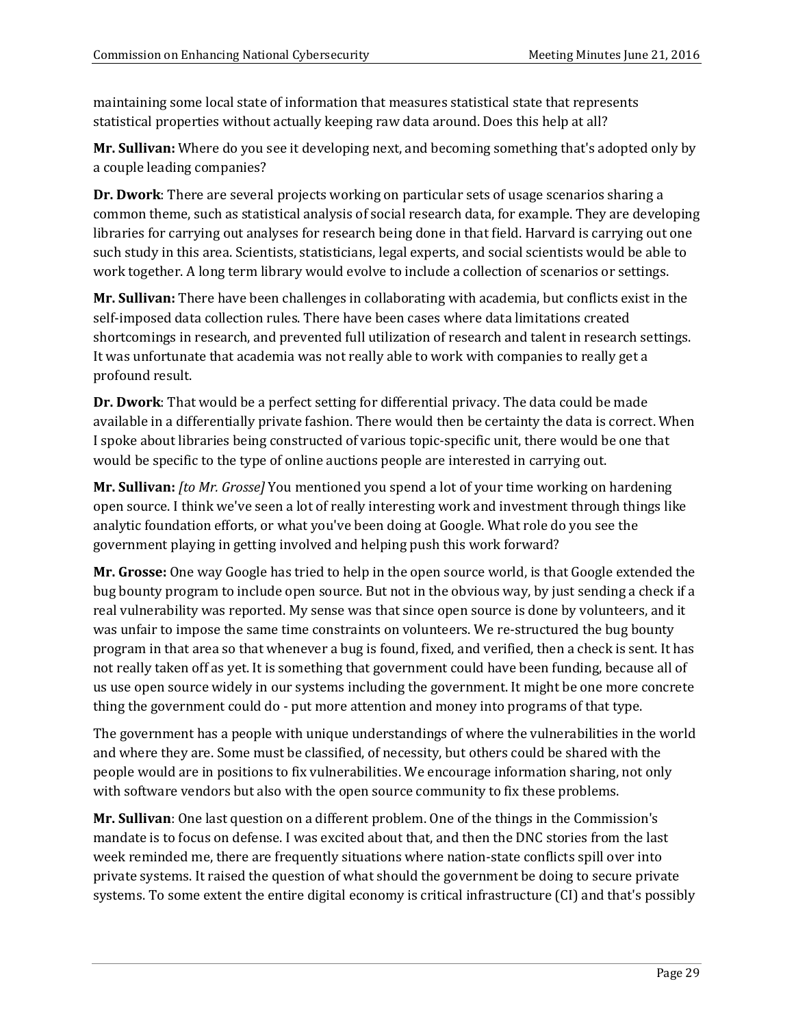maintaining some local state of information that measures statistical state that represents statistical properties without actually keeping raw data around. Does this help at all?

**Mr. Sullivan:** Where do you see it developing next, and becoming something that's adopted only by a couple leading companies?

**Dr. Dwork**: There are several projects working on particular sets of usage scenarios sharing a common theme, such as statistical analysis of social research data, for example. They are developing libraries for carrying out analyses for research being done in that field. Harvard is carrying out one such study in this area. Scientists, statisticians, legal experts, and social scientists would be able to work together. A long term library would evolve to include a collection of scenarios or settings.

**Mr. Sullivan:** There have been challenges in collaborating with academia, but conflicts exist in the self-imposed data collection rules. There have been cases where data limitations created shortcomings in research, and prevented full utilization of research and talent in research settings. It was unfortunate that academia was not really able to work with companies to really get a profound result.

**Dr. Dwork**: That would be a perfect setting for differential privacy. The data could be made available in a differentially private fashion. There would then be certainty the data is correct. When I spoke about libraries being constructed of various topic-specific unit, there would be one that would be specific to the type of online auctions people are interested in carrying out.

**Mr. Sullivan:** *[to Mr. Grosse]* You mentioned you spend a lot of your time working on hardening open source. I think we've seen a lot of really interesting work and investment through things like analytic foundation efforts, or what you've been doing at Google. What role do you see the government playing in getting involved and helping push this work forward?

**Mr. Grosse:** One way Google has tried to help in the open source world, is that Google extended the bug bounty program to include open source. But not in the obvious way, by just sending a check if a real vulnerability was reported. My sense was that since open source is done by volunteers, and it was unfair to impose the same time constraints on volunteers. We re-structured the bug bounty program in that area so that whenever a bug is found, fixed, and verified, then a check is sent. It has not really taken off as yet. It is something that government could have been funding, because all of us use open source widely in our systems including the government. It might be one more concrete thing the government could do - put more attention and money into programs of that type.

The government has a people with unique understandings of where the vulnerabilities in the world and where they are. Some must be classified, of necessity, but others could be shared with the people would are in positions to fix vulnerabilities. We encourage information sharing, not only with software vendors but also with the open source community to fix these problems.

**Mr. Sullivan**: One last question on a different problem. One of the things in the Commission's mandate is to focus on defense. I was excited about that, and then the DNC stories from the last week reminded me, there are frequently situations where nation-state conflicts spill over into private systems. It raised the question of what should the government be doing to secure private systems. To some extent the entire digital economy is critical infrastructure (CI) and that's possibly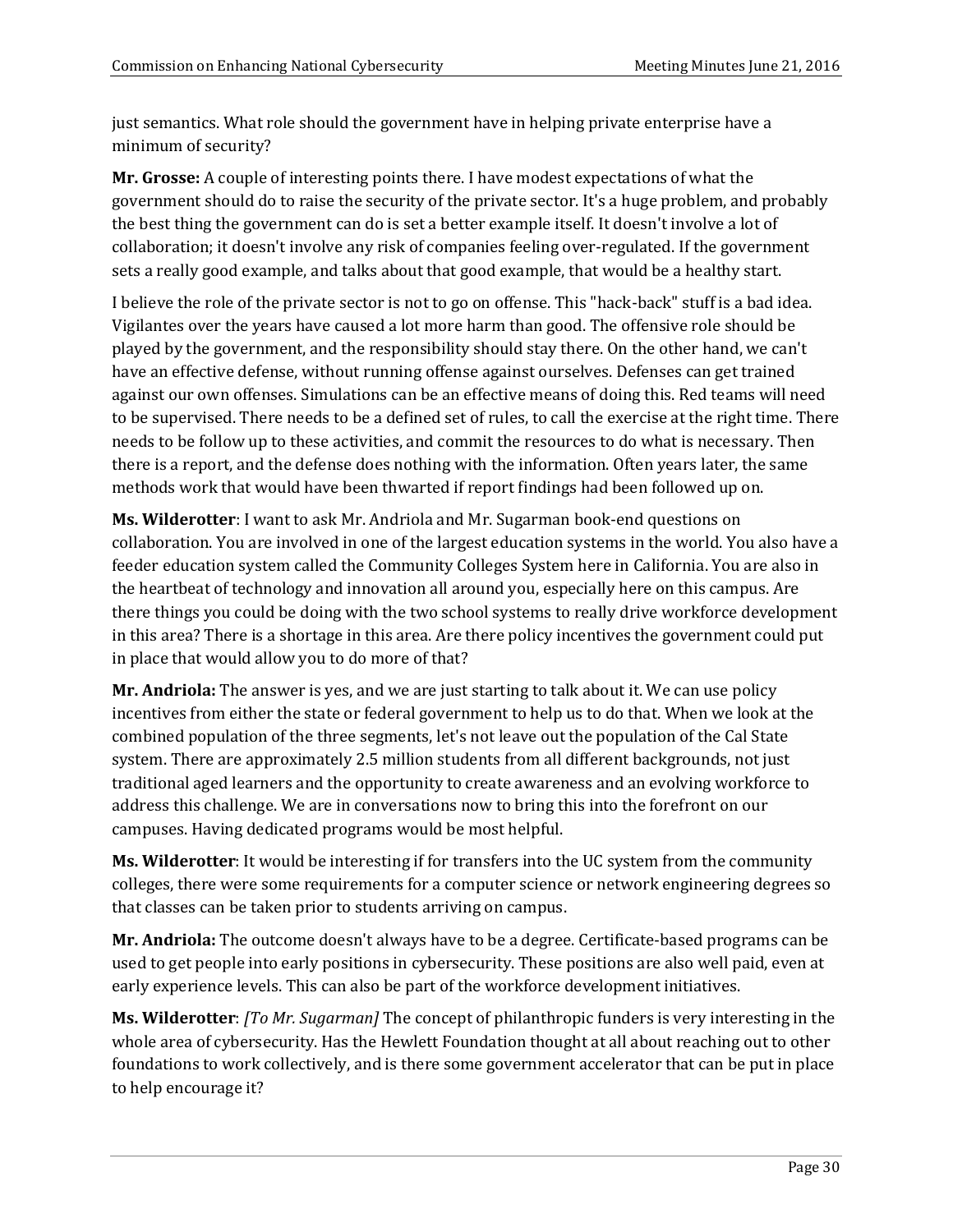just semantics. What role should the government have in helping private enterprise have a minimum of security?

**Mr. Grosse:** A couple of interesting points there. I have modest expectations of what the government should do to raise the security of the private sector. It's a huge problem, and probably the best thing the government can do is set a better example itself. It doesn't involve a lot of collaboration; it doesn't involve any risk of companies feeling over-regulated. If the government sets a really good example, and talks about that good example, that would be a healthy start.

I believe the role of the private sector is not to go on offense. This "hack-back" stuff is a bad idea. Vigilantes over the years have caused a lot more harm than good. The offensive role should be played by the government, and the responsibility should stay there. On the other hand, we can't have an effective defense, without running offense against ourselves. Defenses can get trained against our own offenses. Simulations can be an effective means of doing this. Red teams will need to be supervised. There needs to be a defined set of rules, to call the exercise at the right time. There needs to be follow up to these activities, and commit the resources to do what is necessary. Then there is a report, and the defense does nothing with the information. Often years later, the same methods work that would have been thwarted if report findings had been followed up on.

**Ms. Wilderotter**: I want to ask Mr. Andriola and Mr. Sugarman book-end questions on collaboration. You are involved in one of the largest education systems in the world. You also have a feeder education system called the Community Colleges System here in California. You are also in the heartbeat of technology and innovation all around you, especially here on this campus. Are there things you could be doing with the two school systems to really drive workforce development in this area? There is a shortage in this area. Are there policy incentives the government could put in place that would allow you to do more of that?

**Mr. Andriola:** The answer is yes, and we are just starting to talk about it. We can use policy incentives from either the state or federal government to help us to do that. When we look at the combined population of the three segments, let's not leave out the population of the Cal State system. There are approximately 2.5 million students from all different backgrounds, not just traditional aged learners and the opportunity to create awareness and an evolving workforce to address this challenge. We are in conversations now to bring this into the forefront on our campuses. Having dedicated programs would be most helpful.

**Ms. Wilderotter**: It would be interesting if for transfers into the UC system from the community colleges, there were some requirements for a computer science or network engineering degrees so that classes can be taken prior to students arriving on campus.

**Mr. Andriola:** The outcome doesn't always have to be a degree. Certificate-based programs can be used to get people into early positions in cybersecurity. These positions are also well paid, even at early experience levels. This can also be part of the workforce development initiatives.

**Ms. Wilderotter**: *[To Mr. Sugarman]* The concept of philanthropic funders is very interesting in the whole area of cybersecurity. Has the Hewlett Foundation thought at all about reaching out to other foundations to work collectively, and is there some government accelerator that can be put in place to help encourage it?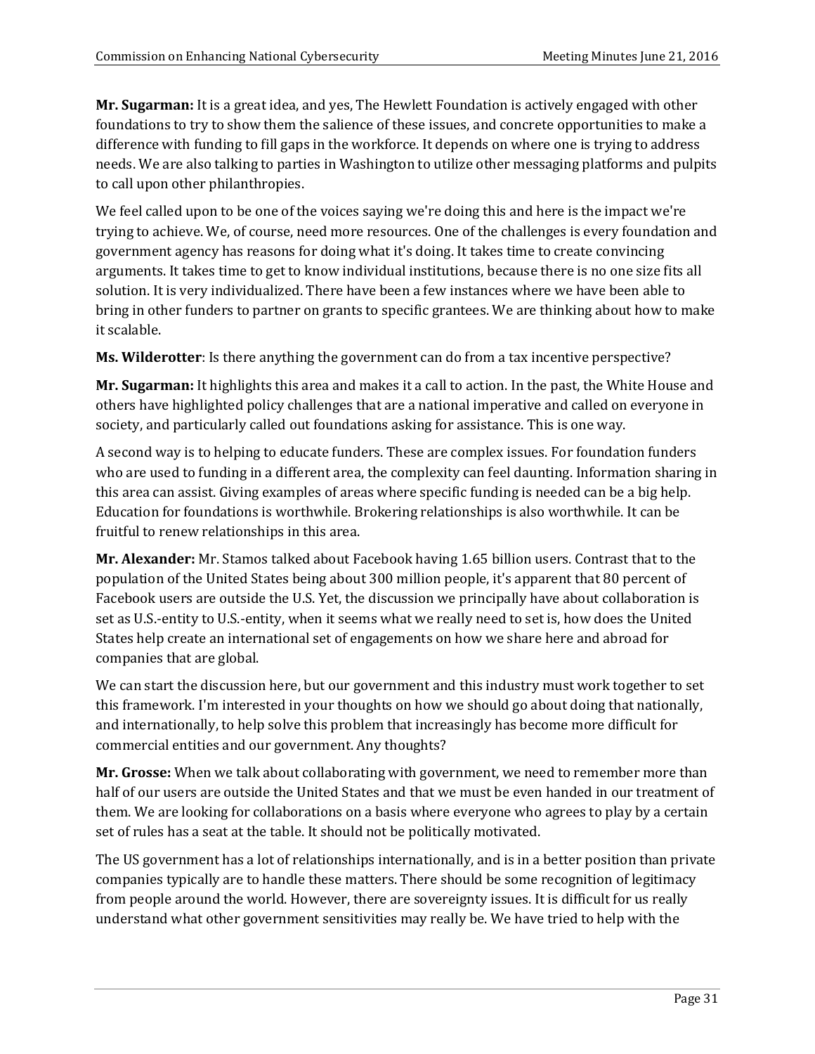**Mr. Sugarman:** It is a great idea, and yes, The Hewlett Foundation is actively engaged with other foundations to try to show them the salience of these issues, and concrete opportunities to make a difference with funding to fill gaps in the workforce. It depends on where one is trying to address needs. We are also talking to parties in Washington to utilize other messaging platforms and pulpits to call upon other philanthropies.

We feel called upon to be one of the voices saying we're doing this and here is the impact we're trying to achieve. We, of course, need more resources. One of the challenges is every foundation and government agency has reasons for doing what it's doing. It takes time to create convincing arguments. It takes time to get to know individual institutions, because there is no one size fits all solution. It is very individualized. There have been a few instances where we have been able to bring in other funders to partner on grants to specific grantees. We are thinking about how to make it scalable.

**Ms. Wilderotter**: Is there anything the government can do from a tax incentive perspective?

**Mr. Sugarman:** It highlights this area and makes it a call to action. In the past, the White House and others have highlighted policy challenges that are a national imperative and called on everyone in society, and particularly called out foundations asking for assistance. This is one way.

A second way is to helping to educate funders. These are complex issues. For foundation funders who are used to funding in a different area, the complexity can feel daunting. Information sharing in this area can assist. Giving examples of areas where specific funding is needed can be a big help. Education for foundations is worthwhile. Brokering relationships is also worthwhile. It can be fruitful to renew relationships in this area.

**Mr. Alexander:** Mr. Stamos talked about Facebook having 1.65 billion users. Contrast that to the population of the United States being about 300 million people, it's apparent that 80 percent of Facebook users are outside the U.S. Yet, the discussion we principally have about collaboration is set as U.S.-entity to U.S.-entity, when it seems what we really need to set is, how does the United States help create an international set of engagements on how we share here and abroad for companies that are global.

We can start the discussion here, but our government and this industry must work together to set this framework. I'm interested in your thoughts on how we should go about doing that nationally, and internationally, to help solve this problem that increasingly has become more difficult for commercial entities and our government. Any thoughts?

**Mr. Grosse:** When we talk about collaborating with government, we need to remember more than half of our users are outside the United States and that we must be even handed in our treatment of them. We are looking for collaborations on a basis where everyone who agrees to play by a certain set of rules has a seat at the table. It should not be politically motivated.

The US government has a lot of relationships internationally, and is in a better position than private companies typically are to handle these matters. There should be some recognition of legitimacy from people around the world. However, there are sovereignty issues. It is difficult for us really understand what other government sensitivities may really be. We have tried to help with the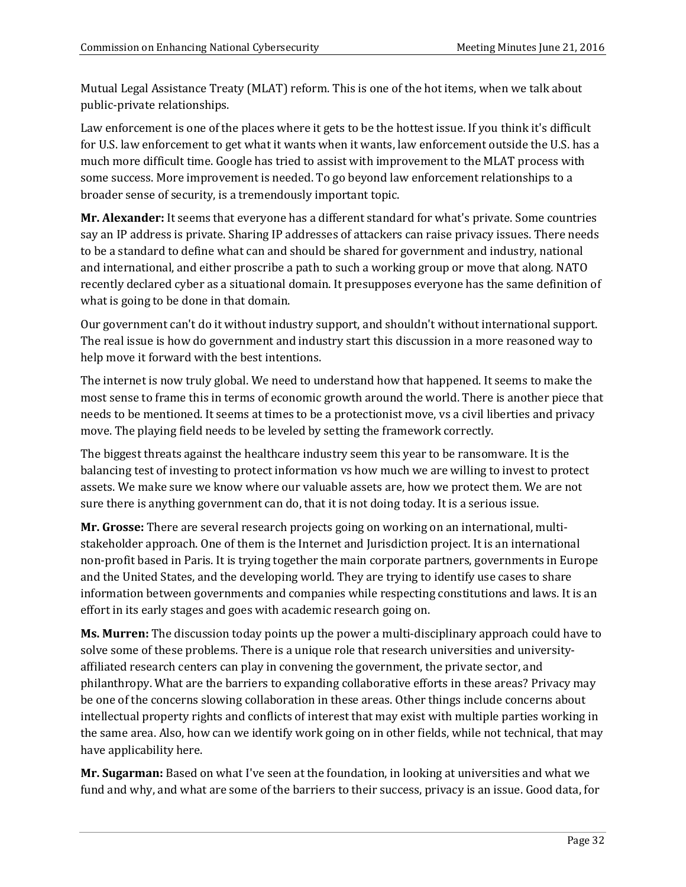Mutual Legal Assistance Treaty (MLAT) reform. This is one of the hot items, when we talk about public-private relationships.

Law enforcement is one of the places where it gets to be the hottest issue. If you think it's difficult for U.S. law enforcement to get what it wants when it wants, law enforcement outside the U.S. has a much more difficult time. Google has tried to assist with improvement to the MLAT process with some success. More improvement is needed. To go beyond law enforcement relationships to a broader sense of security, is a tremendously important topic.

**Mr. Alexander:** It seems that everyone has a different standard for what's private. Some countries say an IP address is private. Sharing IP addresses of attackers can raise privacy issues. There needs to be a standard to define what can and should be shared for government and industry, national and international, and either proscribe a path to such a working group or move that along. NATO recently declared cyber as a situational domain. It presupposes everyone has the same definition of what is going to be done in that domain.

Our government can't do it without industry support, and shouldn't without international support. The real issue is how do government and industry start this discussion in a more reasoned way to help move it forward with the best intentions.

The internet is now truly global. We need to understand how that happened. It seems to make the most sense to frame this in terms of economic growth around the world. There is another piece that needs to be mentioned. It seems at times to be a protectionist move, vs a civil liberties and privacy move. The playing field needs to be leveled by setting the framework correctly.

The biggest threats against the healthcare industry seem this year to be ransomware. It is the balancing test of investing to protect information vs how much we are willing to invest to protect assets. We make sure we know where our valuable assets are, how we protect them. We are not sure there is anything government can do, that it is not doing today. It is a serious issue.

**Mr. Grosse:** There are several research projects going on working on an international, multi-stakeholder approach. One of them is the Internet and Jurisdiction project. It is an international non-profit based in Paris. It is trying together the main corporate partners, governments in Europe and the United States, and the developing world. They are trying to identify use cases to share information between governments and companies while respecting constitutions and laws. It is an effort in its early stages and goes with academic research going on.

**Ms. Murren:** The discussion today points up the power a multi-disciplinary approach could have to solve some of these problems. There is a unique role that research universities and university-affiliated research centers can play in convening the government, the private sector, and philanthropy. What are the barriers to expanding collaborative efforts in these areas? Privacy may be one of the concerns slowing collaboration in these areas. Other things include concerns about intellectual property rights and conflicts of interest that may exist with multiple parties working in the same area. Also, how can we identify work going on in other fields, while not technical, that may have applicability here.

**Mr. Sugarman:** Based on what I've seen at the foundation, in looking at universities and what we fund and why, and what are some of the barriers to their success, privacy is an issue. Good data, for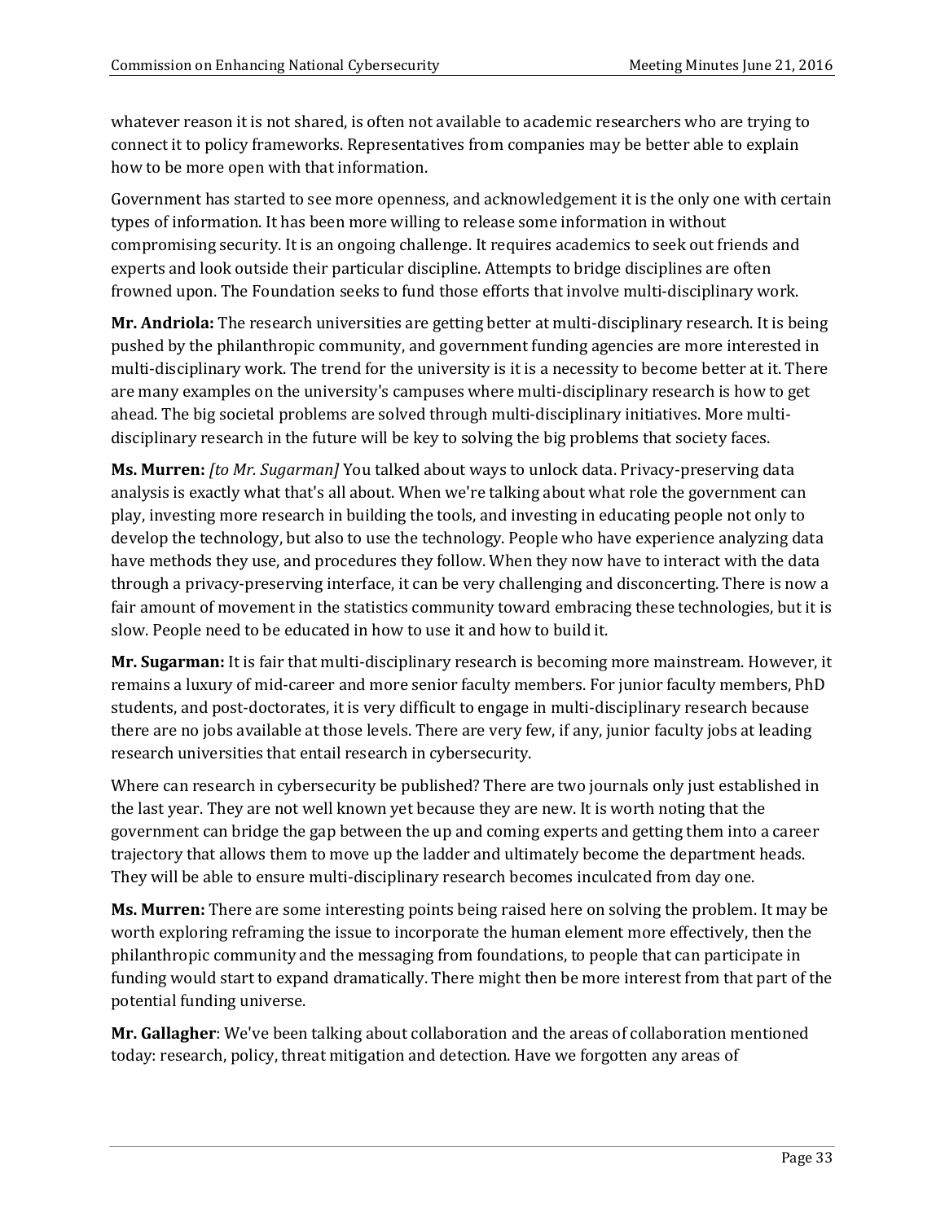whatever reason it is not shared, is often not available to academic researchers who are trying to connect it to policy frameworks. Representatives from companies may be better able to explain how to be more open with that information.

Government has started to see more openness, and acknowledgement it is the only one with certain types of information. It has been more willing to release some information in without compromising security. It is an ongoing challenge. It requires academics to seek out friends and experts and look outside their particular discipline. Attempts to bridge disciplines are often frowned upon. The Foundation seeks to fund those efforts that involve multi-disciplinary work.

**Mr. Andriola:** The research universities are getting better at multi-disciplinary research. It is being pushed by the philanthropic community, and government funding agencies are more interested in multi-disciplinary work. The trend for the university is it is a necessity to become better at it. There are many examples on the university's campuses where multi-disciplinary research is how to get ahead. The big societal problems are solved through multi-disciplinary initiatives. More multi-disciplinary research in the future will be key to solving the big problems that society faces.

**Ms. Murren:** *[to Mr. Sugarman]* You talked about ways to unlock data. Privacy-preserving data analysis is exactly what that's all about. When we're talking about what role the government can play, investing more research in building the tools, and investing in educating people not only to develop the technology, but also to use the technology. People who have experience analyzing data have methods they use, and procedures they follow. When they now have to interact with the data through a privacy-preserving interface, it can be very challenging and disconcerting. There is now a fair amount of movement in the statistics community toward embracing these technologies, but it is slow. People need to be educated in how to use it and how to build it.

**Mr. Sugarman:** It is fair that multi-disciplinary research is becoming more mainstream. However, it remains a luxury of mid-career and more senior faculty members. For junior faculty members, PhD students, and post-doctorates, it is very difficult to engage in multi-disciplinary research because there are no jobs available at those levels. There are very few, if any, junior faculty jobs at leading research universities that entail research in cybersecurity.

Where can research in cybersecurity be published? There are two journals only just established in the last year. They are not well known yet because they are new. It is worth noting that the government can bridge the gap between the up and coming experts and getting them into a career trajectory that allows them to move up the ladder and ultimately become the department heads. They will be able to ensure multi-disciplinary research becomes inculcated from day one.

**Ms. Murren:** There are some interesting points being raised here on solving the problem. It may be worth exploring reframing the issue to incorporate the human element more effectively, then the philanthropic community and the messaging from foundations, to people that can participate in funding would start to expand dramatically. There might then be more interest from that part of the potential funding universe.

**Mr. Gallagher**: We've been talking about collaboration and the areas of collaboration mentioned today: research, policy, threat mitigation and detection. Have we forgotten any areas of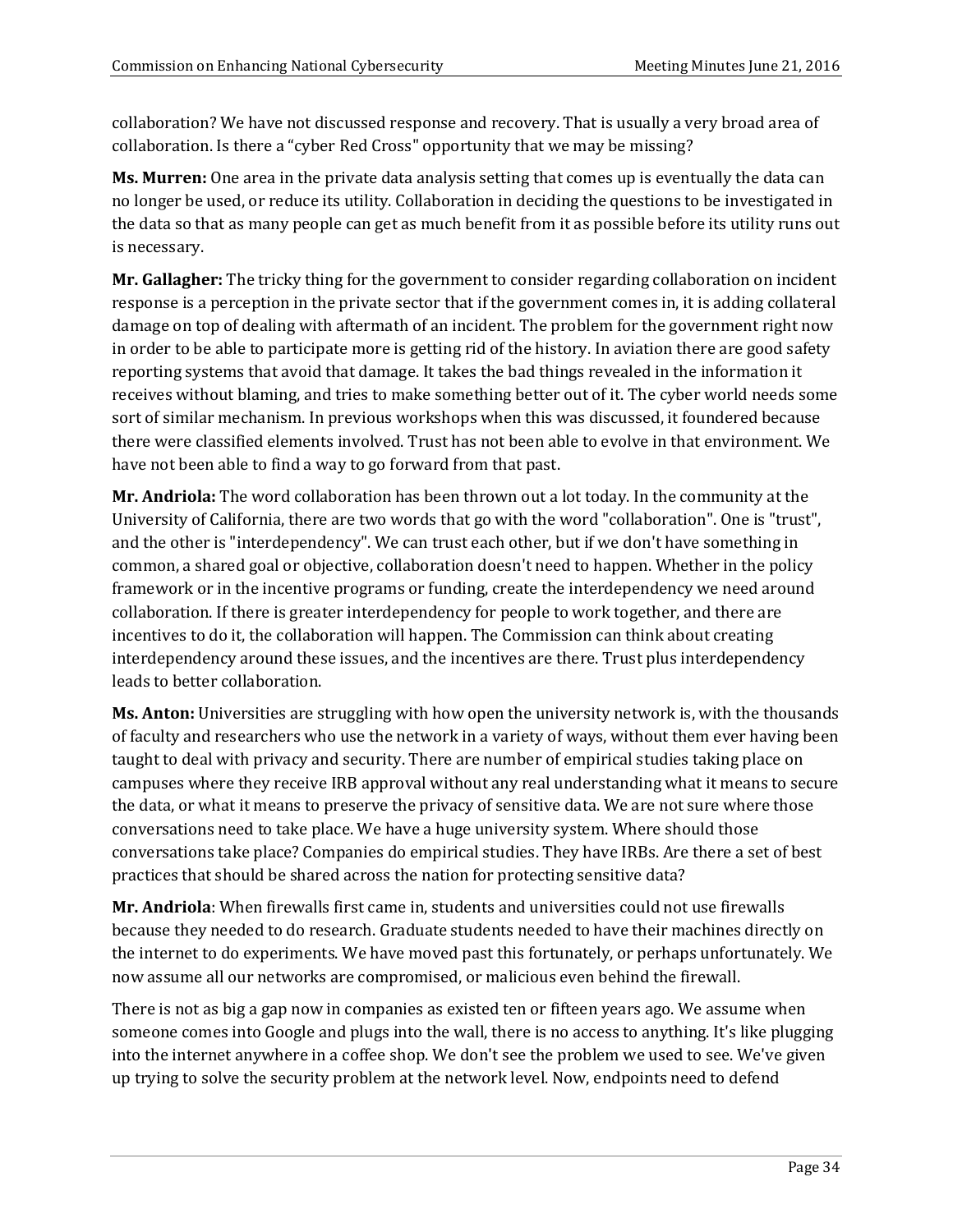collaboration? We have not discussed response and recovery. That is usually a very broad area of collaboration. Is there a "cyber Red Cross" opportunity that we may be missing?

**Ms. Murren:** One area in the private data analysis setting that comes up is eventually the data can no longer be used, or reduce its utility. Collaboration in deciding the questions to be investigated in the data so that as many people can get as much benefit from it as possible before its utility runs out is necessary.

**Mr. Gallagher:** The tricky thing for the government to consider regarding collaboration on incident response is a perception in the private sector that if the government comes in, it is adding collateral damage on top of dealing with aftermath of an incident. The problem for the government right now in order to be able to participate more is getting rid of the history. In aviation there are good safety reporting systems that avoid that damage. It takes the bad things revealed in the information it receives without blaming, and tries to make something better out of it. The cyber world needs some sort of similar mechanism. In previous workshops when this was discussed, it foundered because there were classified elements involved. Trust has not been able to evolve in that environment. We have not been able to find a way to go forward from that past.

**Mr. Andriola:** The word collaboration has been thrown out a lot today. In the community at the University of California, there are two words that go with the word "collaboration". One is "trust", and the other is "interdependency". We can trust each other, but if we don't have something in common, a shared goal or objective, collaboration doesn't need to happen. Whether in the policy framework or in the incentive programs or funding, create the interdependency we need around collaboration. If there is greater interdependency for people to work together, and there are incentives to do it, the collaboration will happen. The Commission can think about creating interdependency around these issues, and the incentives are there. Trust plus interdependency leads to better collaboration.

**Ms. Anton:** Universities are struggling with how open the university network is, with the thousands of faculty and researchers who use the network in a variety of ways, without them ever having been taught to deal with privacy and security. There are number of empirical studies taking place on campuses where they receive IRB approval without any real understanding what it means to secure the data, or what it means to preserve the privacy of sensitive data. We are not sure where those conversations need to take place. We have a huge university system. Where should those conversations take place? Companies do empirical studies. They have IRBs. Are there a set of best practices that should be shared across the nation for protecting sensitive data?

**Mr. Andriola**: When firewalls first came in, students and universities could not use firewalls because they needed to do research. Graduate students needed to have their machines directly on the internet to do experiments. We have moved past this fortunately, or perhaps unfortunately. We now assume all our networks are compromised, or malicious even behind the firewall.

There is not as big a gap now in companies as existed ten or fifteen years ago. We assume when someone comes into Google and plugs into the wall, there is no access to anything. It's like plugging into the internet anywhere in a coffee shop. We don't see the problem we used to see. We've given up trying to solve the security problem at the network level. Now, endpoints need to defend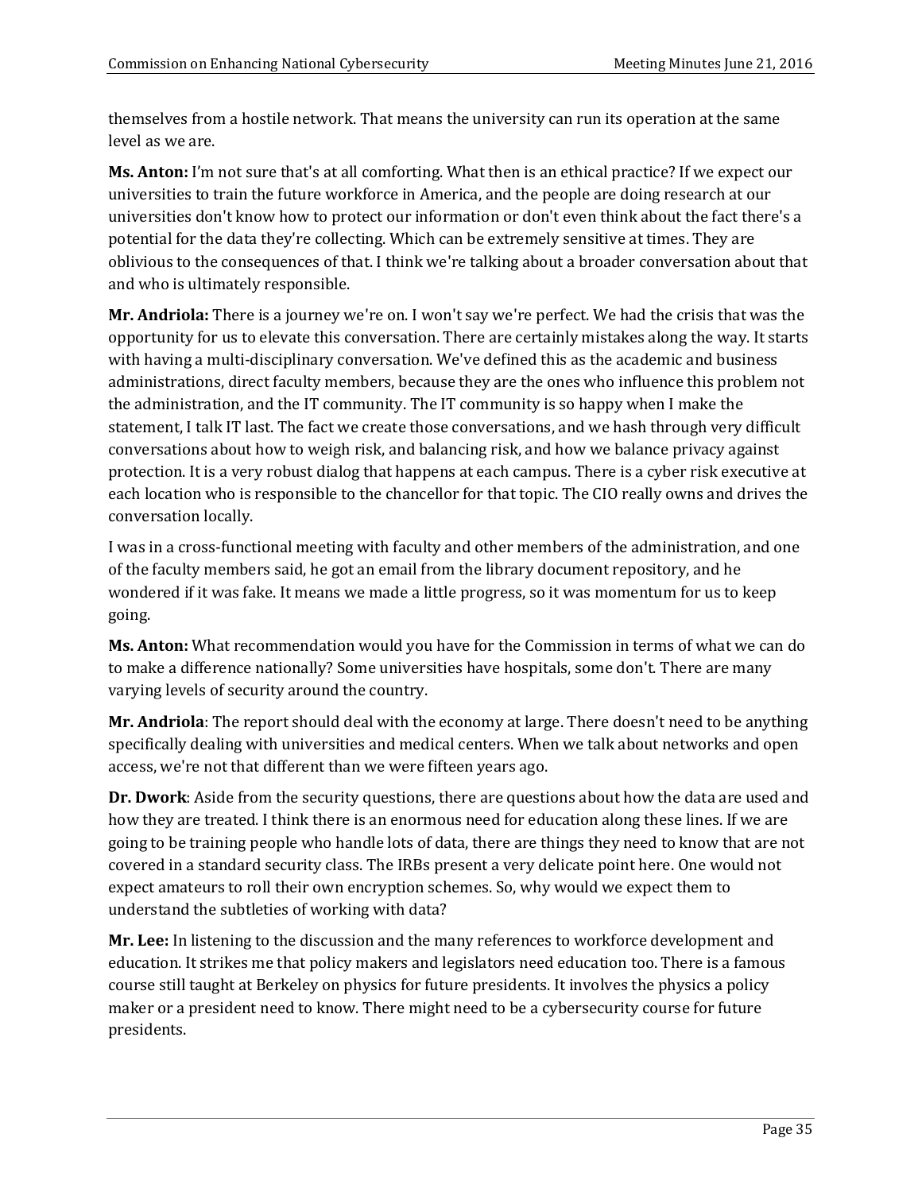themselves from a hostile network. That means the university can run its operation at the same level as we are.

**Ms. Anton:** I'm not sure that's at all comforting. What then is an ethical practice? If we expect our universities to train the future workforce in America, and the people are doing research at our universities don't know how to protect our information or don't even think about the fact there's a potential for the data they're collecting. Which can be extremely sensitive at times. They are oblivious to the consequences of that. I think we're talking about a broader conversation about that and who is ultimately responsible.

**Mr. Andriola:** There is a journey we're on. I won't say we're perfect. We had the crisis that was the opportunity for us to elevate this conversation. There are certainly mistakes along the way. It starts with having a multi-disciplinary conversation. We've defined this as the academic and business administrations, direct faculty members, because they are the ones who influence this problem not the administration, and the IT community. The IT community is so happy when I make the statement, I talk IT last. The fact we create those conversations, and we hash through very difficult conversations about how to weigh risk, and balancing risk, and how we balance privacy against protection. It is a very robust dialog that happens at each campus. There is a cyber risk executive at each location who is responsible to the chancellor for that topic. The CIO really owns and drives the conversation locally.

I was in a cross-functional meeting with faculty and other members of the administration, and one of the faculty members said, he got an email from the library document repository, and he wondered if it was fake. It means we made a little progress, so it was momentum for us to keep going.

**Ms. Anton:** What recommendation would you have for the Commission in terms of what we can do to make a difference nationally? Some universities have hospitals, some don't. There are many varying levels of security around the country.

**Mr. Andriola**: The report should deal with the economy at large. There doesn't need to be anything specifically dealing with universities and medical centers. When we talk about networks and open access, we're not that different than we were fifteen years ago.

**Dr. Dwork**: Aside from the security questions, there are questions about how the data are used and how they are treated. I think there is an enormous need for education along these lines. If we are going to be training people who handle lots of data, there are things they need to know that are not covered in a standard security class. The IRBs present a very delicate point here. One would not expect amateurs to roll their own encryption schemes. So, why would we expect them to understand the subtleties of working with data?

**Mr. Lee:** In listening to the discussion and the many references to workforce development and education. It strikes me that policy makers and legislators need education too. There is a famous course still taught at Berkeley on physics for future presidents. It involves the physics a policy maker or a president need to know. There might need to be a cybersecurity course for future presidents.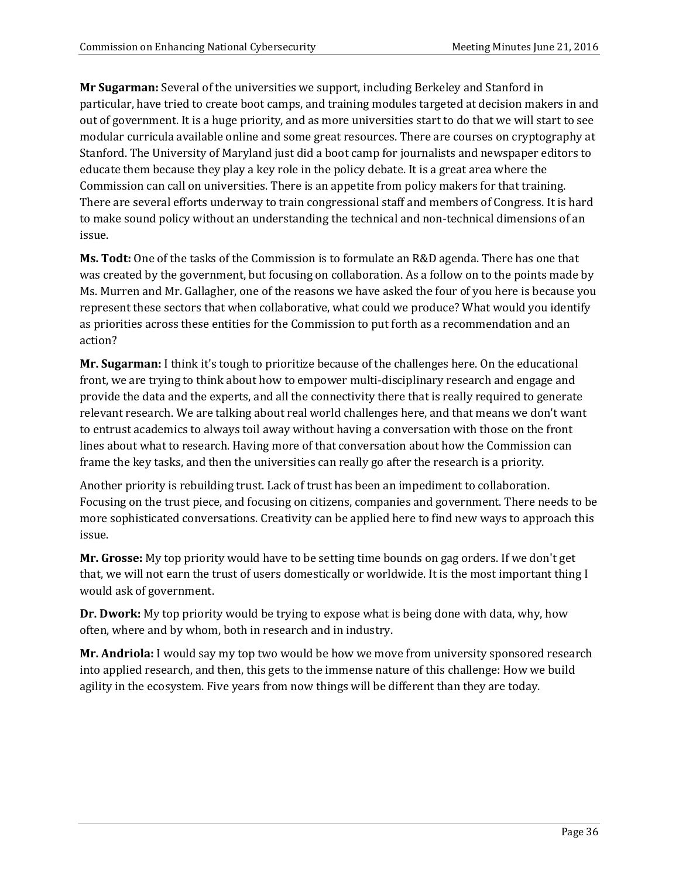**Mr Sugarman:** Several of the universities we support, including Berkeley and Stanford in particular, have tried to create boot camps, and training modules targeted at decision makers in and out of government. It is a huge priority, and as more universities start to do that we will start to see modular curricula available online and some great resources. There are courses on cryptography at Stanford. The University of Maryland just did a boot camp for journalists and newspaper editors to educate them because they play a key role in the policy debate. It is a great area where the Commission can call on universities. There is an appetite from policy makers for that training. There are several efforts underway to train congressional staff and members of Congress. It is hard to make sound policy without an understanding the technical and non-technical dimensions of an issue.

**Ms. Todt:** One of the tasks of the Commission is to formulate an R&D agenda. There has one that was created by the government, but focusing on collaboration. As a follow on to the points made by Ms. Murren and Mr. Gallagher, one of the reasons we have asked the four of you here is because you represent these sectors that when collaborative, what could we produce? What would you identify as priorities across these entities for the Commission to put forth as a recommendation and an action?

**Mr. Sugarman:** I think it's tough to prioritize because of the challenges here. On the educational front, we are trying to think about how to empower multi-disciplinary research and engage and provide the data and the experts, and all the connectivity there that is really required to generate relevant research. We are talking about real world challenges here, and that means we don't want to entrust academics to always toil away without having a conversation with those on the front lines about what to research. Having more of that conversation about how the Commission can frame the key tasks, and then the universities can really go after the research is a priority.

Another priority is rebuilding trust. Lack of trust has been an impediment to collaboration. Focusing on the trust piece, and focusing on citizens, companies and government. There needs to be more sophisticated conversations. Creativity can be applied here to find new ways to approach this issue.

**Mr. Grosse:** My top priority would have to be setting time bounds on gag orders. If we don't get that, we will not earn the trust of users domestically or worldwide. It is the most important thing I would ask of government.

**Dr. Dwork:** My top priority would be trying to expose what is being done with data, why, how often, where and by whom, both in research and in industry.

**Mr. Andriola:** I would say my top two would be how we move from university sponsored research into applied research, and then, this gets to the immense nature of this challenge: How we build agility in the ecosystem. Five years from now things will be different than they are today.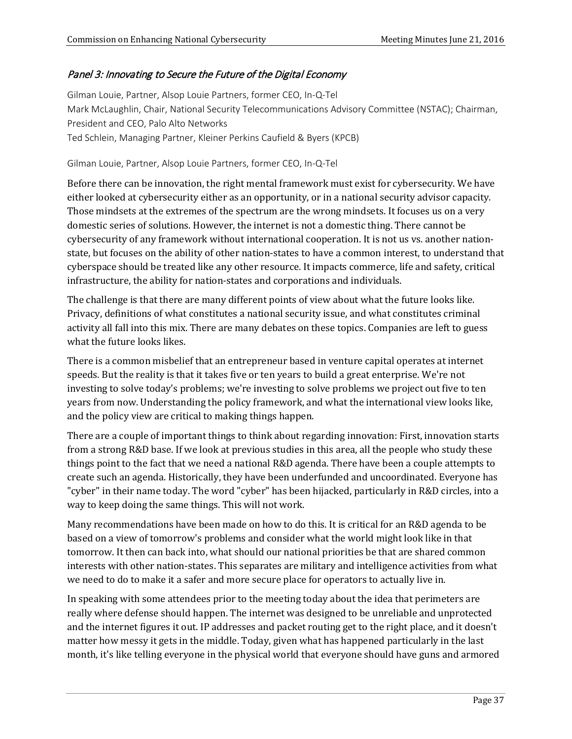### *Panel 3: Innovating to Secure the Future of the Digital Economy*

Gilman Louie, Partner, Alsop Louie Partners, former CEO, In-Q-Tel
Mark McLaughlin, Chair, National Security Telecommunications Advisory Committee (NSTAC); Chairman, President and CEO, Palo Alto Networks
Ted Schlein, Managing Partner, Kleiner Perkins Caufield & Byers (KPCB)

Gilman Louie, Partner, Alsop Louie Partners, former CEO, In-Q-Tel

Before there can be innovation, the right mental framework must exist for cybersecurity. We have either looked at cybersecurity either as an opportunity, or in a national security advisor capacity. Those mindsets at the extremes of the spectrum are the wrong mindsets. It focuses us on a very domestic series of solutions. However, the internet is not a domestic thing. There cannot be cybersecurity of any framework without international cooperation. It is not us vs. another nation-state, but focuses on the ability of other nation-states to have a common interest, to understand that cyberspace should be treated like any other resource. It impacts commerce, life and safety, critical infrastructure, the ability for nation-states and corporations and individuals.

The challenge is that there are many different points of view about what the future looks like. Privacy, definitions of what constitutes a national security issue, and what constitutes criminal activity all fall into this mix. There are many debates on these topics. Companies are left to guess what the future looks likes.

There is a common misbelief that an entrepreneur based in venture capital operates at internet speeds. But the reality is that it takes five or ten years to build a great enterprise. We're not investing to solve today's problems; we're investing to solve problems we project out five to ten years from now. Understanding the policy framework, and what the international view looks like, and the policy view are critical to making things happen.

There are a couple of important things to think about regarding innovation: First, innovation starts from a strong R&D base. If we look at previous studies in this area, all the people who study these things point to the fact that we need a national R&D agenda. There have been a couple attempts to create such an agenda. Historically, they have been underfunded and uncoordinated. Everyone has "cyber" in their name today. The word "cyber" has been hijacked, particularly in R&D circles, into a way to keep doing the same things. This will not work.

Many recommendations have been made on how to do this. It is critical for an R&D agenda to be based on a view of tomorrow's problems and consider what the world might look like in that tomorrow. It then can back into, what should our national priorities be that are shared common interests with other nation-states. This separates are military and intelligence activities from what we need to do to make it a safer and more secure place for operators to actually live in.

In speaking with some attendees prior to the meeting today about the idea that perimeters are really where defense should happen. The internet was designed to be unreliable and unprotected and the internet figures it out. IP addresses and packet routing get to the right place, and it doesn't matter how messy it gets in the middle. Today, given what has happened particularly in the last month, it's like telling everyone in the physical world that everyone should have guns and armored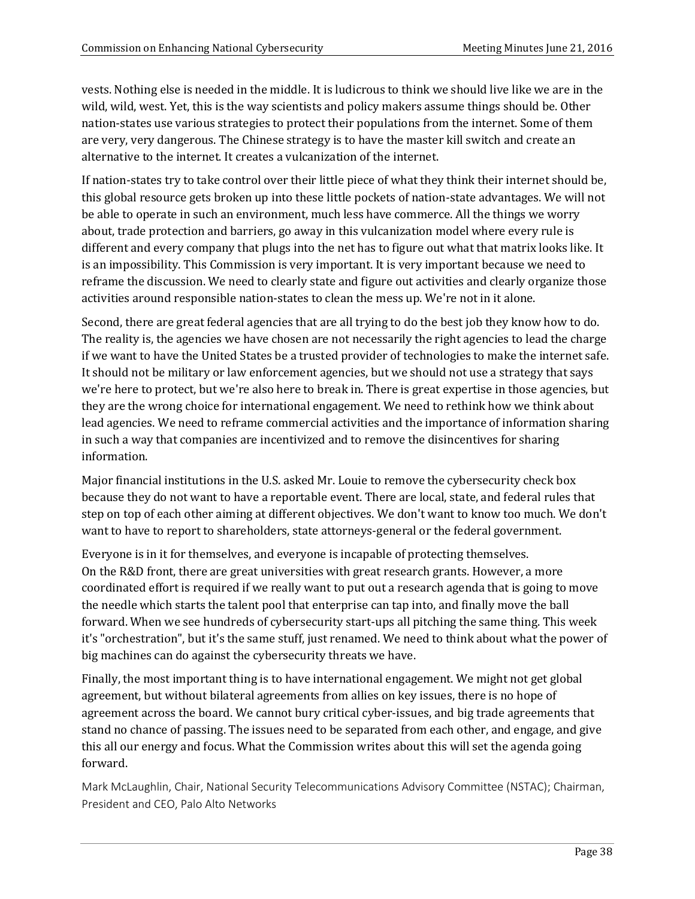vests. Nothing else is needed in the middle. It is ludicrous to think we should live like we are in the wild, wild, west. Yet, this is the way scientists and policy makers assume things should be. Other nation-states use various strategies to protect their populations from the internet. Some of them are very, very dangerous. The Chinese strategy is to have the master kill switch and create an alternative to the internet. It creates a vulcanization of the internet.

If nation-states try to take control over their little piece of what they think their internet should be, this global resource gets broken up into these little pockets of nation-state advantages. We will not be able to operate in such an environment, much less have commerce. All the things we worry about, trade protection and barriers, go away in this vulcanization model where every rule is different and every company that plugs into the net has to figure out what that matrix looks like. It is an impossibility. This Commission is very important. It is very important because we need to reframe the discussion. We need to clearly state and figure out activities and clearly organize those activities around responsible nation-states to clean the mess up. We're not in it alone.

Second, there are great federal agencies that are all trying to do the best job they know how to do. The reality is, the agencies we have chosen are not necessarily the right agencies to lead the charge if we want to have the United States be a trusted provider of technologies to make the internet safe. It should not be military or law enforcement agencies, but we should not use a strategy that says we're here to protect, but we're also here to break in. There is great expertise in those agencies, but they are the wrong choice for international engagement. We need to rethink how we think about lead agencies. We need to reframe commercial activities and the importance of information sharing in such a way that companies are incentivized and to remove the disincentives for sharing information.

Major financial institutions in the U.S. asked Mr. Louie to remove the cybersecurity check box because they do not want to have a reportable event. There are local, state, and federal rules that step on top of each other aiming at different objectives. We don't want to know too much. We don't want to have to report to shareholders, state attorneys-general or the federal government.

Everyone is in it for themselves, and everyone is incapable of protecting themselves.
On the R&D front, there are great universities with great research grants. However, a more coordinated effort is required if we really want to put out a research agenda that is going to move the needle which starts the talent pool that enterprise can tap into, and finally move the ball forward. When we see hundreds of cybersecurity start-ups all pitching the same thing. This week it's "orchestration", but it's the same stuff, just renamed. We need to think about what the power of big machines can do against the cybersecurity threats we have.

Finally, the most important thing is to have international engagement. We might not get global agreement, but without bilateral agreements from allies on key issues, there is no hope of agreement across the board. We cannot bury critical cyber-issues, and big trade agreements that stand no chance of passing. The issues need to be separated from each other, and engage, and give this all our energy and focus. What the Commission writes about this will set the agenda going forward.

Mark McLaughlin, Chair, National Security Telecommunications Advisory Committee (NSTAC); Chairman, President and CEO, Palo Alto Networks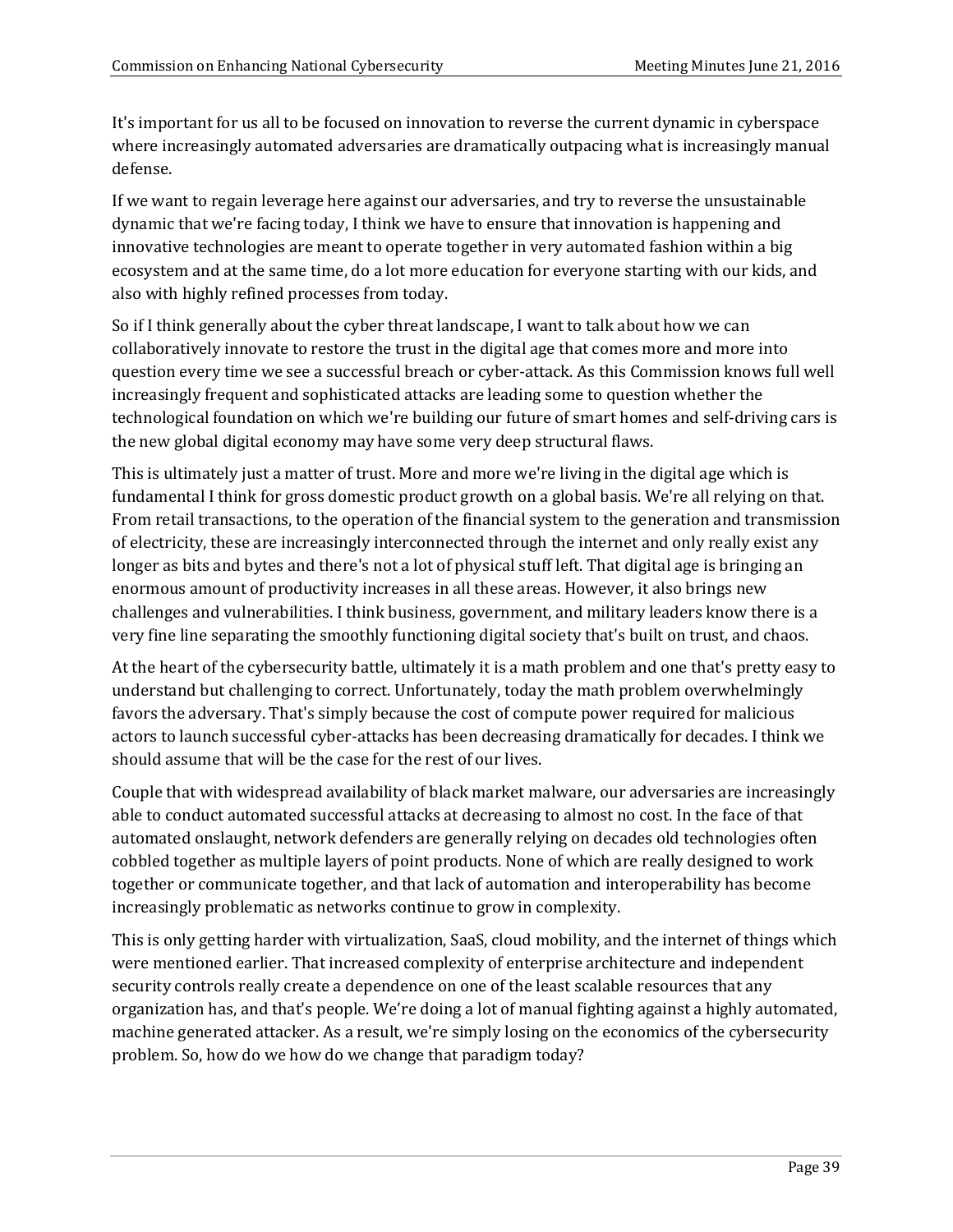It's important for us all to be focused on innovation to reverse the current dynamic in cyberspace where increasingly automated adversaries are dramatically outpacing what is increasingly manual defense.

If we want to regain leverage here against our adversaries, and try to reverse the unsustainable dynamic that we're facing today, I think we have to ensure that innovation is happening and innovative technologies are meant to operate together in very automated fashion within a big ecosystem and at the same time, do a lot more education for everyone starting with our kids, and also with highly refined processes from today.

So if I think generally about the cyber threat landscape, I want to talk about how we can collaboratively innovate to restore the trust in the digital age that comes more and more into question every time we see a successful breach or cyber-attack. As this Commission knows full well increasingly frequent and sophisticated attacks are leading some to question whether the technological foundation on which we're building our future of smart homes and self-driving cars is the new global digital economy may have some very deep structural flaws.

This is ultimately just a matter of trust. More and more we're living in the digital age which is fundamental I think for gross domestic product growth on a global basis. We're all relying on that. From retail transactions, to the operation of the financial system to the generation and transmission of electricity, these are increasingly interconnected through the internet and only really exist any longer as bits and bytes and there's not a lot of physical stuff left. That digital age is bringing an enormous amount of productivity increases in all these areas. However, it also brings new challenges and vulnerabilities. I think business, government, and military leaders know there is a very fine line separating the smoothly functioning digital society that's built on trust, and chaos.

At the heart of the cybersecurity battle, ultimately it is a math problem and one that's pretty easy to understand but challenging to correct. Unfortunately, today the math problem overwhelmingly favors the adversary. That's simply because the cost of compute power required for malicious actors to launch successful cyber-attacks has been decreasing dramatically for decades. I think we should assume that will be the case for the rest of our lives.

Couple that with widespread availability of black market malware, our adversaries are increasingly able to conduct automated successful attacks at decreasing to almost no cost. In the face of that automated onslaught, network defenders are generally relying on decades old technologies often cobbled together as multiple layers of point products. None of which are really designed to work together or communicate together, and that lack of automation and interoperability has become increasingly problematic as networks continue to grow in complexity.

This is only getting harder with virtualization, SaaS, cloud mobility, and the internet of things which were mentioned earlier. That increased complexity of enterprise architecture and independent security controls really create a dependence on one of the least scalable resources that any organization has, and that's people. We're doing a lot of manual fighting against a highly automated, machine generated attacker. As a result, we're simply losing on the economics of the cybersecurity problem. So, how do we how do we change that paradigm today?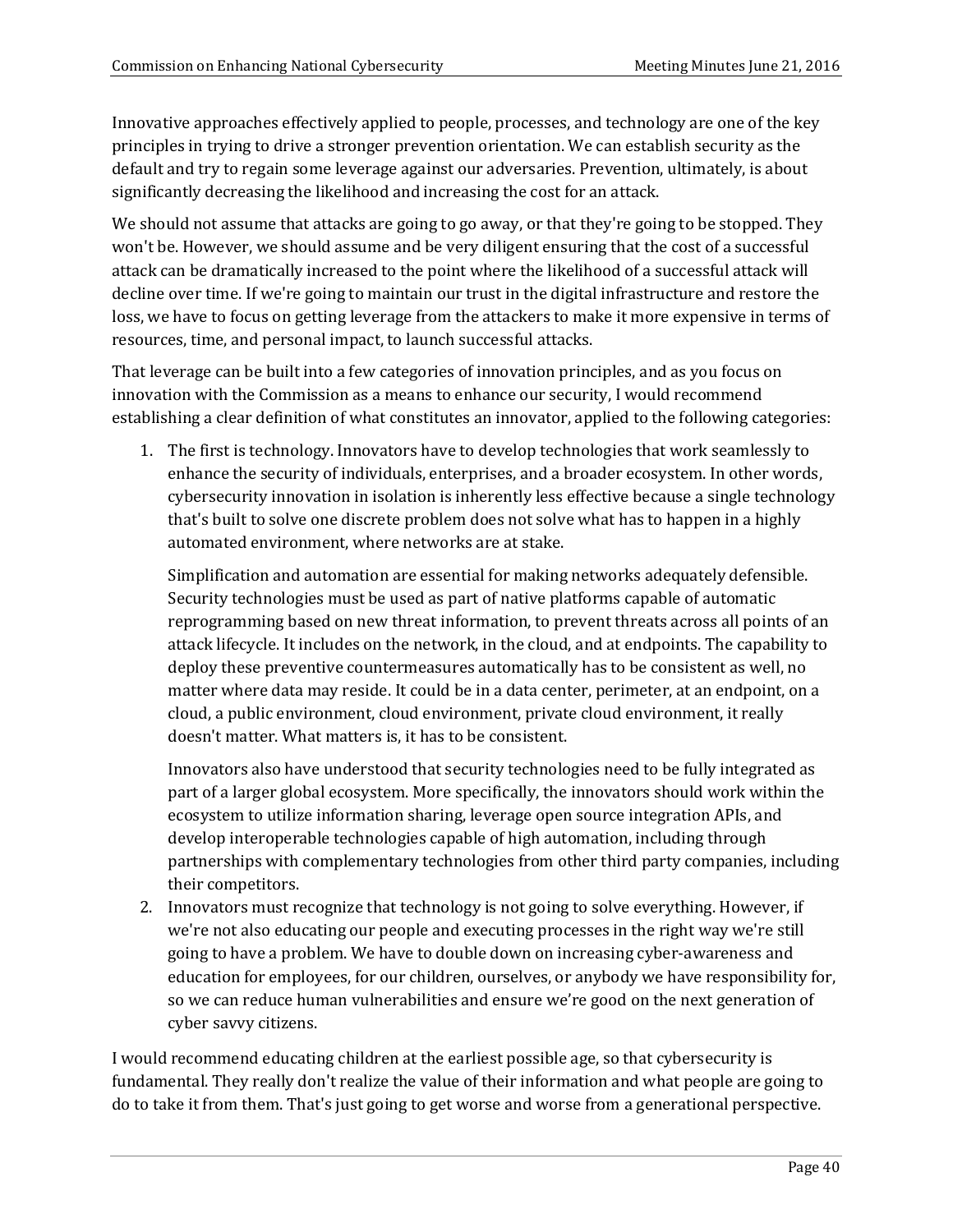Innovative approaches effectively applied to people, processes, and technology are one of the key principles in trying to drive a stronger prevention orientation. We can establish security as the default and try to regain some leverage against our adversaries. Prevention, ultimately, is about significantly decreasing the likelihood and increasing the cost for an attack.

We should not assume that attacks are going to go away, or that they're going to be stopped. They won't be. However, we should assume and be very diligent ensuring that the cost of a successful attack can be dramatically increased to the point where the likelihood of a successful attack will decline over time. If we're going to maintain our trust in the digital infrastructure and restore the loss, we have to focus on getting leverage from the attackers to make it more expensive in terms of resources, time, and personal impact, to launch successful attacks.

That leverage can be built into a few categories of innovation principles, and as you focus on innovation with the Commission as a means to enhance our security, I would recommend establishing a clear definition of what constitutes an innovator, applied to the following categories:

1. The first is technology. Innovators have to develop technologies that work seamlessly to enhance the security of individuals, enterprises, and a broader ecosystem. In other words, cybersecurity innovation in isolation is inherently less effective because a single technology that's built to solve one discrete problem does not solve what has to happen in a highly automated environment, where networks are at stake.

   Simplification and automation are essential for making networks adequately defensible. Security technologies must be used as part of native platforms capable of automatic reprogramming based on new threat information, to prevent threats across all points of an attack lifecycle. It includes on the network, in the cloud, and at endpoints. The capability to deploy these preventive countermeasures automatically has to be consistent as well, no matter where data may reside. It could be in a data center, perimeter, at an endpoint, on a cloud, a public environment, cloud environment, private cloud environment, it really doesn't matter. What matters is, it has to be consistent.

   Innovators also have understood that security technologies need to be fully integrated as part of a larger global ecosystem. More specifically, the innovators should work within the ecosystem to utilize information sharing, leverage open source integration APIs, and develop interoperable technologies capable of high automation, including through partnerships with complementary technologies from other third party companies, including their competitors.
2. Innovators must recognize that technology is not going to solve everything. However, if we're not also educating our people and executing processes in the right way we're still going to have a problem. We have to double down on increasing cyber-awareness and education for employees, for our children, ourselves, or anybody we have responsibility for, so we can reduce human vulnerabilities and ensure we're good on the next generation of cyber savvy citizens.

I would recommend educating children at the earliest possible age, so that cybersecurity is fundamental. They really don't realize the value of their information and what people are going to do to take it from them. That's just going to get worse and worse from a generational perspective.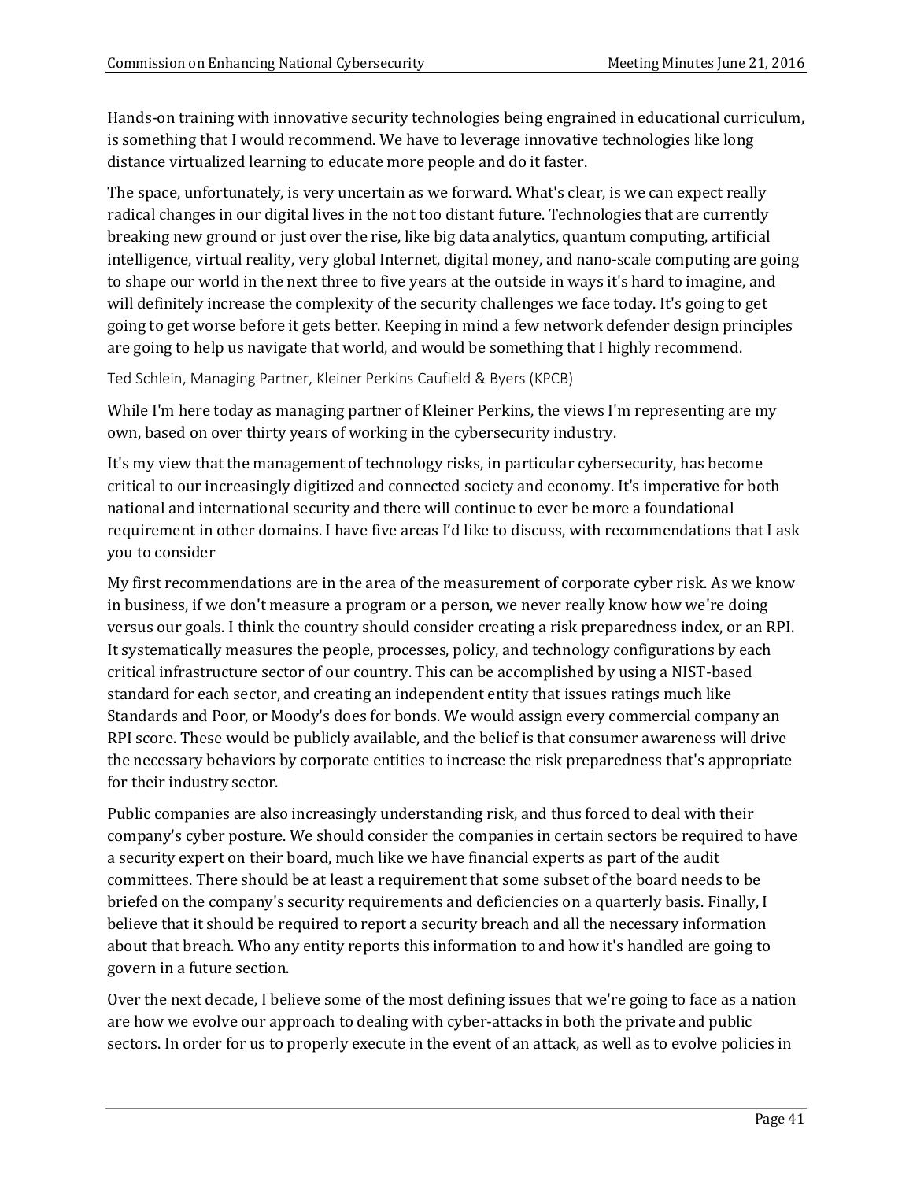Hands-on training with innovative security technologies being engrained in educational curriculum, is something that I would recommend. We have to leverage innovative technologies like long distance virtualized learning to educate more people and do it faster.

The space, unfortunately, is very uncertain as we forward. What's clear, is we can expect really radical changes in our digital lives in the not too distant future. Technologies that are currently breaking new ground or just over the rise, like big data analytics, quantum computing, artificial intelligence, virtual reality, very global Internet, digital money, and nano-scale computing are going to shape our world in the next three to five years at the outside in ways it's hard to imagine, and will definitely increase the complexity of the security challenges we face today. It's going to get going to get worse before it gets better. Keeping in mind a few network defender design principles are going to help us navigate that world, and would be something that I highly recommend.

Ted Schlein, Managing Partner, Kleiner Perkins Caufield & Byers (KPCB)

While I'm here today as managing partner of Kleiner Perkins, the views I'm representing are my own, based on over thirty years of working in the cybersecurity industry.

It's my view that the management of technology risks, in particular cybersecurity, has become critical to our increasingly digitized and connected society and economy. It's imperative for both national and international security and there will continue to ever be more a foundational requirement in other domains. I have five areas I'd like to discuss, with recommendations that I ask you to consider

My first recommendations are in the area of the measurement of corporate cyber risk. As we know in business, if we don't measure a program or a person, we never really know how we're doing versus our goals. I think the country should consider creating a risk preparedness index, or an RPI. It systematically measures the people, processes, policy, and technology configurations by each critical infrastructure sector of our country. This can be accomplished by using a NIST-based standard for each sector, and creating an independent entity that issues ratings much like Standards and Poor, or Moody's does for bonds. We would assign every commercial company an RPI score. These would be publicly available, and the belief is that consumer awareness will drive the necessary behaviors by corporate entities to increase the risk preparedness that's appropriate for their industry sector.

Public companies are also increasingly understanding risk, and thus forced to deal with their company's cyber posture. We should consider the companies in certain sectors be required to have a security expert on their board, much like we have financial experts as part of the audit committees. There should be at least a requirement that some subset of the board needs to be briefed on the company's security requirements and deficiencies on a quarterly basis. Finally, I believe that it should be required to report a security breach and all the necessary information about that breach. Who any entity reports this information to and how it's handled are going to govern in a future section.

Over the next decade, I believe some of the most defining issues that we're going to face as a nation are how we evolve our approach to dealing with cyber-attacks in both the private and public sectors. In order for us to properly execute in the event of an attack, as well as to evolve policies in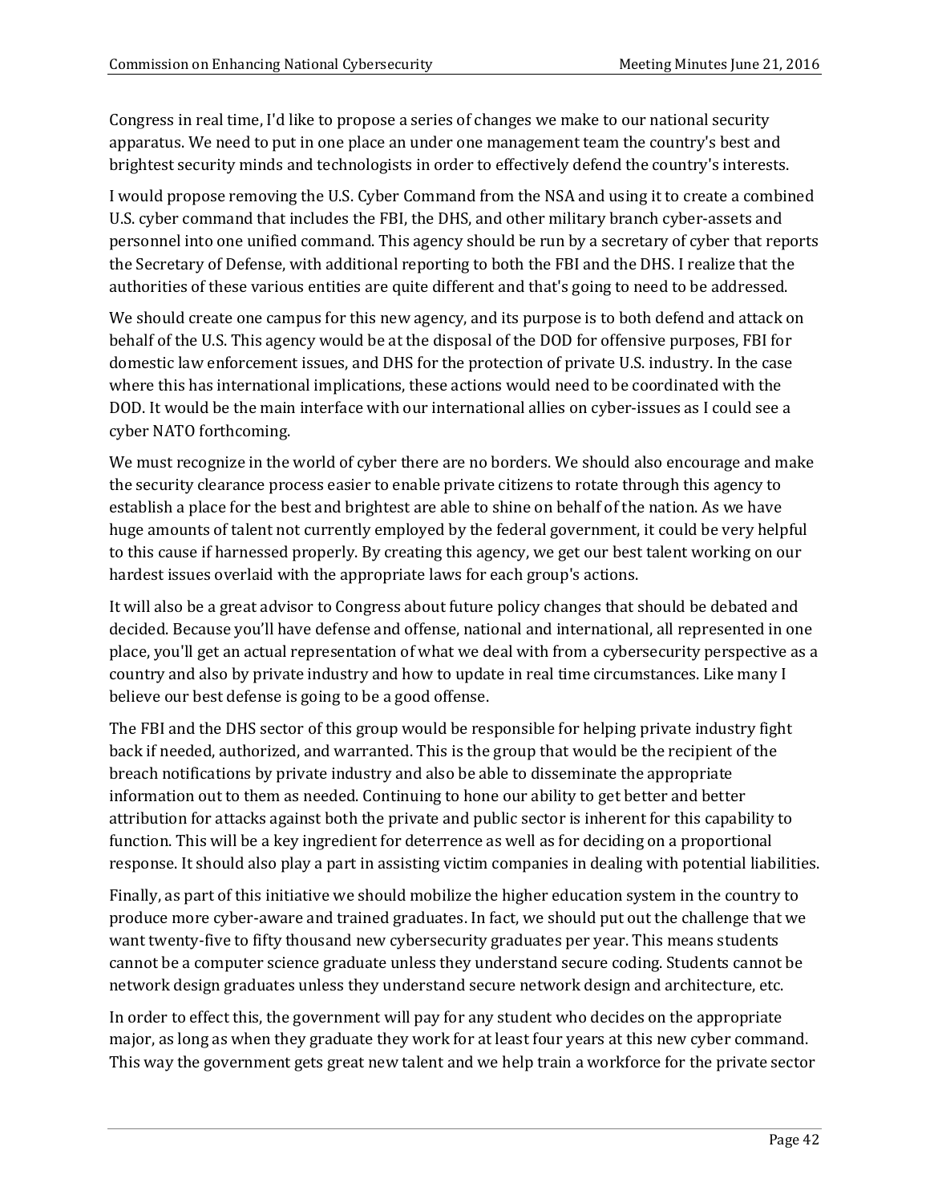Congress in real time, I'd like to propose a series of changes we make to our national security apparatus. We need to put in one place an under one management team the country's best and brightest security minds and technologists in order to effectively defend the country's interests.

I would propose removing the U.S. Cyber Command from the NSA and using it to create a combined U.S. cyber command that includes the FBI, the DHS, and other military branch cyber-assets and personnel into one unified command. This agency should be run by a secretary of cyber that reports the Secretary of Defense, with additional reporting to both the FBI and the DHS. I realize that the authorities of these various entities are quite different and that's going to need to be addressed.

We should create one campus for this new agency, and its purpose is to both defend and attack on behalf of the U.S. This agency would be at the disposal of the DOD for offensive purposes, FBI for domestic law enforcement issues, and DHS for the protection of private U.S. industry. In the case where this has international implications, these actions would need to be coordinated with the DOD. It would be the main interface with our international allies on cyber-issues as I could see a cyber NATO forthcoming.

We must recognize in the world of cyber there are no borders. We should also encourage and make the security clearance process easier to enable private citizens to rotate through this agency to establish a place for the best and brightest are able to shine on behalf of the nation. As we have huge amounts of talent not currently employed by the federal government, it could be very helpful to this cause if harnessed properly. By creating this agency, we get our best talent working on our hardest issues overlaid with the appropriate laws for each group's actions.

It will also be a great advisor to Congress about future policy changes that should be debated and decided. Because you'll have defense and offense, national and international, all represented in one place, you'll get an actual representation of what we deal with from a cybersecurity perspective as a country and also by private industry and how to update in real time circumstances. Like many I believe our best defense is going to be a good offense.

The FBI and the DHS sector of this group would be responsible for helping private industry fight back if needed, authorized, and warranted. This is the group that would be the recipient of the breach notifications by private industry and also be able to disseminate the appropriate information out to them as needed. Continuing to hone our ability to get better and better attribution for attacks against both the private and public sector is inherent for this capability to function. This will be a key ingredient for deterrence as well as for deciding on a proportional response. It should also play a part in assisting victim companies in dealing with potential liabilities.

Finally, as part of this initiative we should mobilize the higher education system in the country to produce more cyber-aware and trained graduates. In fact, we should put out the challenge that we want twenty-five to fifty thousand new cybersecurity graduates per year. This means students cannot be a computer science graduate unless they understand secure coding. Students cannot be network design graduates unless they understand secure network design and architecture, etc.

In order to effect this, the government will pay for any student who decides on the appropriate major, as long as when they graduate they work for at least four years at this new cyber command. This way the government gets great new talent and we help train a workforce for the private sector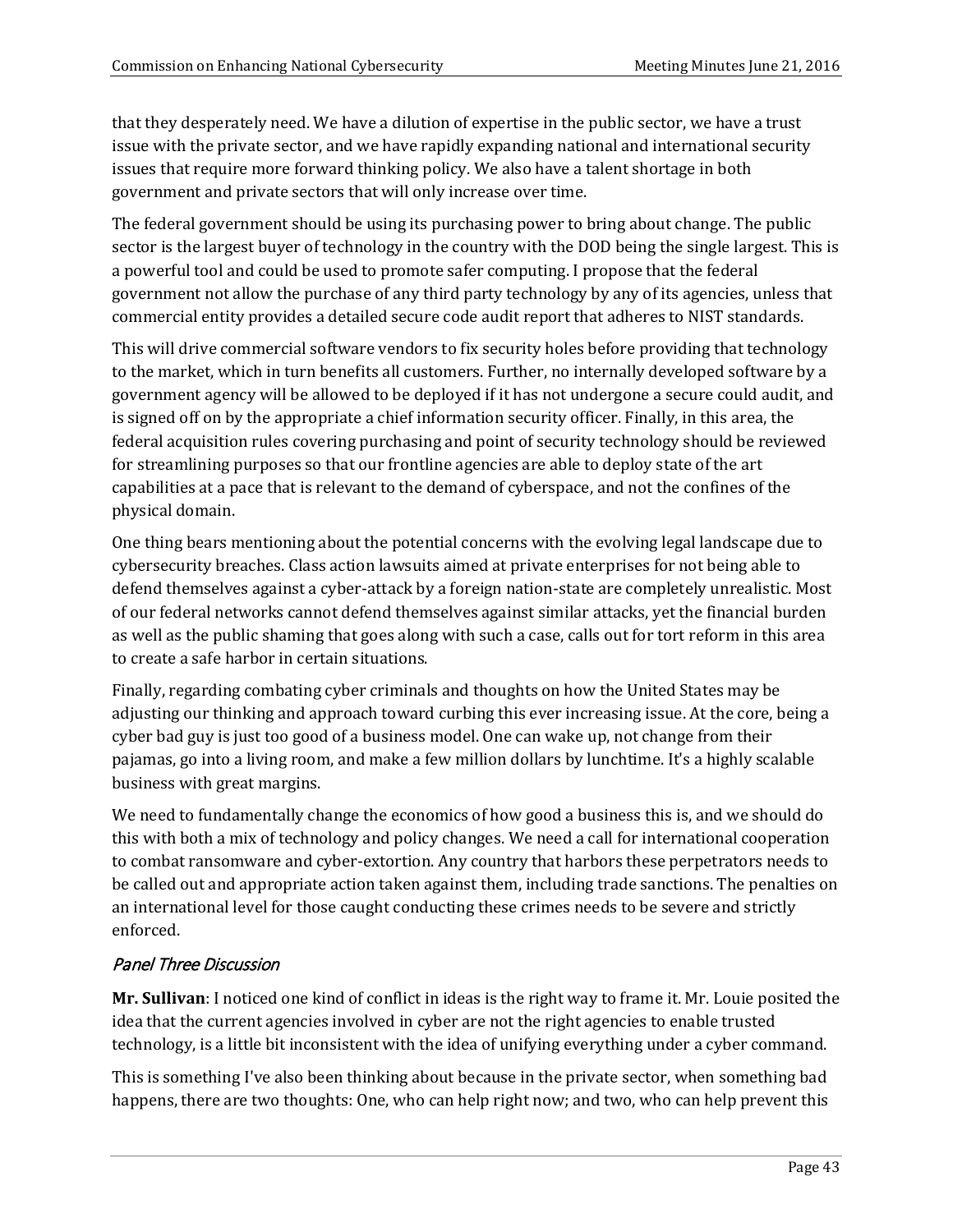that they desperately need. We have a dilution of expertise in the public sector, we have a trust issue with the private sector, and we have rapidly expanding national and international security issues that require more forward thinking policy. We also have a talent shortage in both government and private sectors that will only increase over time.

The federal government should be using its purchasing power to bring about change. The public sector is the largest buyer of technology in the country with the DOD being the single largest. This is a powerful tool and could be used to promote safer computing. I propose that the federal government not allow the purchase of any third party technology by any of its agencies, unless that commercial entity provides a detailed secure code audit report that adheres to NIST standards.

This will drive commercial software vendors to fix security holes before providing that technology to the market, which in turn benefits all customers. Further, no internally developed software by a government agency will be allowed to be deployed if it has not undergone a secure could audit, and is signed off on by the appropriate a chief information security officer. Finally, in this area, the federal acquisition rules covering purchasing and point of security technology should be reviewed for streamlining purposes so that our frontline agencies are able to deploy state of the art capabilities at a pace that is relevant to the demand of cyberspace, and not the confines of the physical domain.

One thing bears mentioning about the potential concerns with the evolving legal landscape due to cybersecurity breaches. Class action lawsuits aimed at private enterprises for not being able to defend themselves against a cyber-attack by a foreign nation-state are completely unrealistic. Most of our federal networks cannot defend themselves against similar attacks, yet the financial burden as well as the public shaming that goes along with such a case, calls out for tort reform in this area to create a safe harbor in certain situations.

Finally, regarding combating cyber criminals and thoughts on how the United States may be adjusting our thinking and approach toward curbing this ever increasing issue. At the core, being a cyber bad guy is just too good of a business model. One can wake up, not change from their pajamas, go into a living room, and make a few million dollars by lunchtime. It's a highly scalable business with great margins.

We need to fundamentally change the economics of how good a business this is, and we should do this with both a mix of technology and policy changes. We need a call for international cooperation to combat ransomware and cyber-extortion. Any country that harbors these perpetrators needs to be called out and appropriate action taken against them, including trade sanctions. The penalties on an international level for those caught conducting these crimes needs to be severe and strictly enforced.

### *Panel Three Discussion*

**Mr. Sullivan**: I noticed one kind of conflict in ideas is the right way to frame it. Mr. Louie posited the idea that the current agencies involved in cyber are not the right agencies to enable trusted technology, is a little bit inconsistent with the idea of unifying everything under a cyber command.

This is something I've also been thinking about because in the private sector, when something bad happens, there are two thoughts: One, who can help right now; and two, who can help prevent this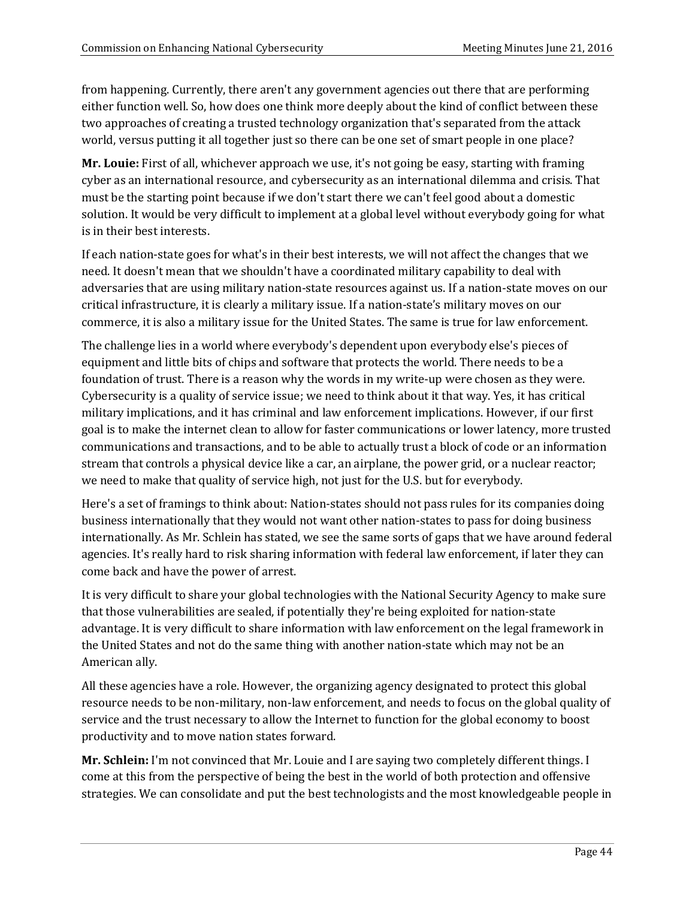from happening. Currently, there aren't any government agencies out there that are performing either function well. So, how does one think more deeply about the kind of conflict between these two approaches of creating a trusted technology organization that's separated from the attack world, versus putting it all together just so there can be one set of smart people in one place?

**Mr. Louie:** First of all, whichever approach we use, it's not going be easy, starting with framing cyber as an international resource, and cybersecurity as an international dilemma and crisis. That must be the starting point because if we don't start there we can't feel good about a domestic solution. It would be very difficult to implement at a global level without everybody going for what is in their best interests.

If each nation-state goes for what's in their best interests, we will not affect the changes that we need. It doesn't mean that we shouldn't have a coordinated military capability to deal with adversaries that are using military nation-state resources against us. If a nation-state moves on our critical infrastructure, it is clearly a military issue. If a nation-state's military moves on our commerce, it is also a military issue for the United States. The same is true for law enforcement.

The challenge lies in a world where everybody's dependent upon everybody else's pieces of equipment and little bits of chips and software that protects the world. There needs to be a foundation of trust. There is a reason why the words in my write-up were chosen as they were. Cybersecurity is a quality of service issue; we need to think about it that way. Yes, it has critical military implications, and it has criminal and law enforcement implications. However, if our first goal is to make the internet clean to allow for faster communications or lower latency, more trusted communications and transactions, and to be able to actually trust a block of code or an information stream that controls a physical device like a car, an airplane, the power grid, or a nuclear reactor; we need to make that quality of service high, not just for the U.S. but for everybody.

Here's a set of framings to think about: Nation-states should not pass rules for its companies doing business internationally that they would not want other nation-states to pass for doing business internationally. As Mr. Schlein has stated, we see the same sorts of gaps that we have around federal agencies. It's really hard to risk sharing information with federal law enforcement, if later they can come back and have the power of arrest.

It is very difficult to share your global technologies with the National Security Agency to make sure that those vulnerabilities are sealed, if potentially they're being exploited for nation-state advantage. It is very difficult to share information with law enforcement on the legal framework in the United States and not do the same thing with another nation-state which may not be an American ally.

All these agencies have a role. However, the organizing agency designated to protect this global resource needs to be non-military, non-law enforcement, and needs to focus on the global quality of service and the trust necessary to allow the Internet to function for the global economy to boost productivity and to move nation states forward.

**Mr. Schlein:** I'm not convinced that Mr. Louie and I are saying two completely different things. I come at this from the perspective of being the best in the world of both protection and offensive strategies. We can consolidate and put the best technologists and the most knowledgeable people in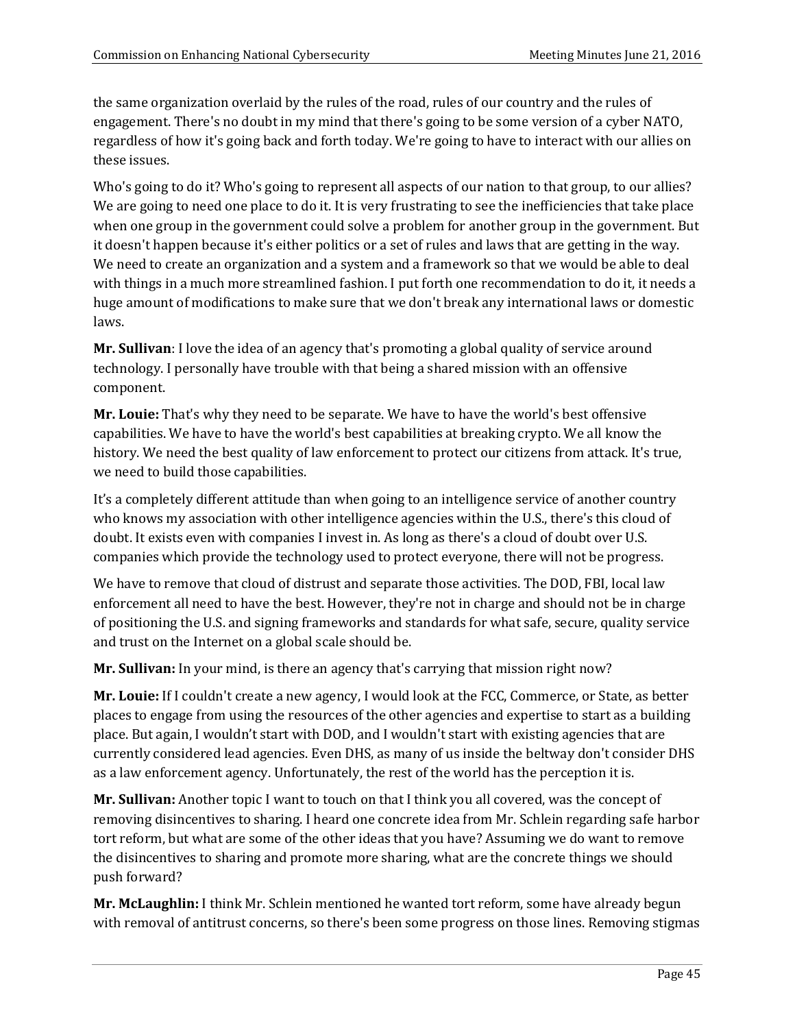the same organization overlaid by the rules of the road, rules of our country and the rules of engagement. There's no doubt in my mind that there's going to be some version of a cyber NATO, regardless of how it's going back and forth today. We're going to have to interact with our allies on these issues.

Who's going to do it? Who's going to represent all aspects of our nation to that group, to our allies? We are going to need one place to do it. It is very frustrating to see the inefficiencies that take place when one group in the government could solve a problem for another group in the government. But it doesn't happen because it's either politics or a set of rules and laws that are getting in the way. We need to create an organization and a system and a framework so that we would be able to deal with things in a much more streamlined fashion. I put forth one recommendation to do it, it needs a huge amount of modifications to make sure that we don't break any international laws or domestic laws.

**Mr. Sullivan**: I love the idea of an agency that's promoting a global quality of service around technology. I personally have trouble with that being a shared mission with an offensive component.

**Mr. Louie:** That's why they need to be separate. We have to have the world's best offensive capabilities. We have to have the world's best capabilities at breaking crypto. We all know the history. We need the best quality of law enforcement to protect our citizens from attack. It's true, we need to build those capabilities.

It's a completely different attitude than when going to an intelligence service of another country who knows my association with other intelligence agencies within the U.S., there's this cloud of doubt. It exists even with companies I invest in. As long as there's a cloud of doubt over U.S. companies which provide the technology used to protect everyone, there will not be progress.

We have to remove that cloud of distrust and separate those activities. The DOD, FBI, local law enforcement all need to have the best. However, they're not in charge and should not be in charge of positioning the U.S. and signing frameworks and standards for what safe, secure, quality service and trust on the Internet on a global scale should be.

**Mr. Sullivan:** In your mind, is there an agency that's carrying that mission right now?

**Mr. Louie:** If I couldn't create a new agency, I would look at the FCC, Commerce, or State, as better places to engage from using the resources of the other agencies and expertise to start as a building place. But again, I wouldn't start with DOD, and I wouldn't start with existing agencies that are currently considered lead agencies. Even DHS, as many of us inside the beltway don't consider DHS as a law enforcement agency. Unfortunately, the rest of the world has the perception it is.

**Mr. Sullivan:** Another topic I want to touch on that I think you all covered, was the concept of removing disincentives to sharing. I heard one concrete idea from Mr. Schlein regarding safe harbor tort reform, but what are some of the other ideas that you have? Assuming we do want to remove the disincentives to sharing and promote more sharing, what are the concrete things we should push forward?

**Mr. McLaughlin:** I think Mr. Schlein mentioned he wanted tort reform, some have already begun with removal of antitrust concerns, so there's been some progress on those lines. Removing stigmas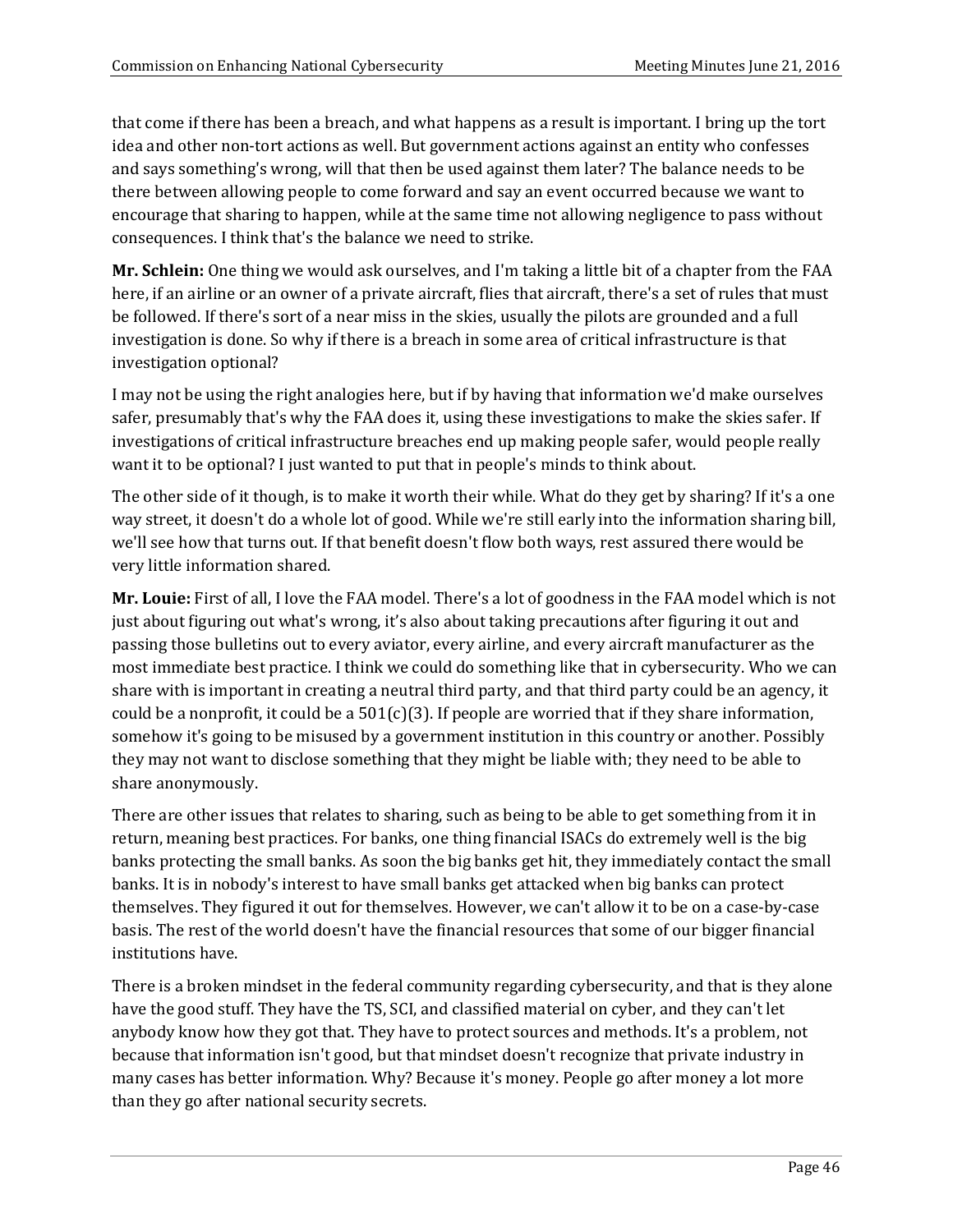that come if there has been a breach, and what happens as a result is important. I bring up the tort idea and other non-tort actions as well. But government actions against an entity who confesses and says something's wrong, will that then be used against them later? The balance needs to be there between allowing people to come forward and say an event occurred because we want to encourage that sharing to happen, while at the same time not allowing negligence to pass without consequences. I think that's the balance we need to strike.

**Mr. Schlein:** One thing we would ask ourselves, and I'm taking a little bit of a chapter from the FAA here, if an airline or an owner of a private aircraft, flies that aircraft, there's a set of rules that must be followed. If there's sort of a near miss in the skies, usually the pilots are grounded and a full investigation is done. So why if there is a breach in some area of critical infrastructure is that investigation optional?

I may not be using the right analogies here, but if by having that information we'd make ourselves safer, presumably that's why the FAA does it, using these investigations to make the skies safer. If investigations of critical infrastructure breaches end up making people safer, would people really want it to be optional? I just wanted to put that in people's minds to think about.

The other side of it though, is to make it worth their while. What do they get by sharing? If it's a one way street, it doesn't do a whole lot of good. While we're still early into the information sharing bill, we'll see how that turns out. If that benefit doesn't flow both ways, rest assured there would be very little information shared.

**Mr. Louie:** First of all, I love the FAA model. There's a lot of goodness in the FAA model which is not just about figuring out what's wrong, it's also about taking precautions after figuring it out and passing those bulletins out to every aviator, every airline, and every aircraft manufacturer as the most immediate best practice. I think we could do something like that in cybersecurity. Who we can share with is important in creating a neutral third party, and that third party could be an agency, it could be a nonprofit, it could be a 501(c)(3). If people are worried that if they share information, somehow it's going to be misused by a government institution in this country or another. Possibly they may not want to disclose something that they might be liable with; they need to be able to share anonymously.

There are other issues that relates to sharing, such as being to be able to get something from it in return, meaning best practices. For banks, one thing financial ISACs do extremely well is the big banks protecting the small banks. As soon the big banks get hit, they immediately contact the small banks. It is in nobody's interest to have small banks get attacked when big banks can protect themselves. They figured it out for themselves. However, we can't allow it to be on a case-by-case basis. The rest of the world doesn't have the financial resources that some of our bigger financial institutions have.

There is a broken mindset in the federal community regarding cybersecurity, and that is they alone have the good stuff. They have the TS, SCI, and classified material on cyber, and they can't let anybody know how they got that. They have to protect sources and methods. It's a problem, not because that information isn't good, but that mindset doesn't recognize that private industry in many cases has better information. Why? Because it's money. People go after money a lot more than they go after national security secrets.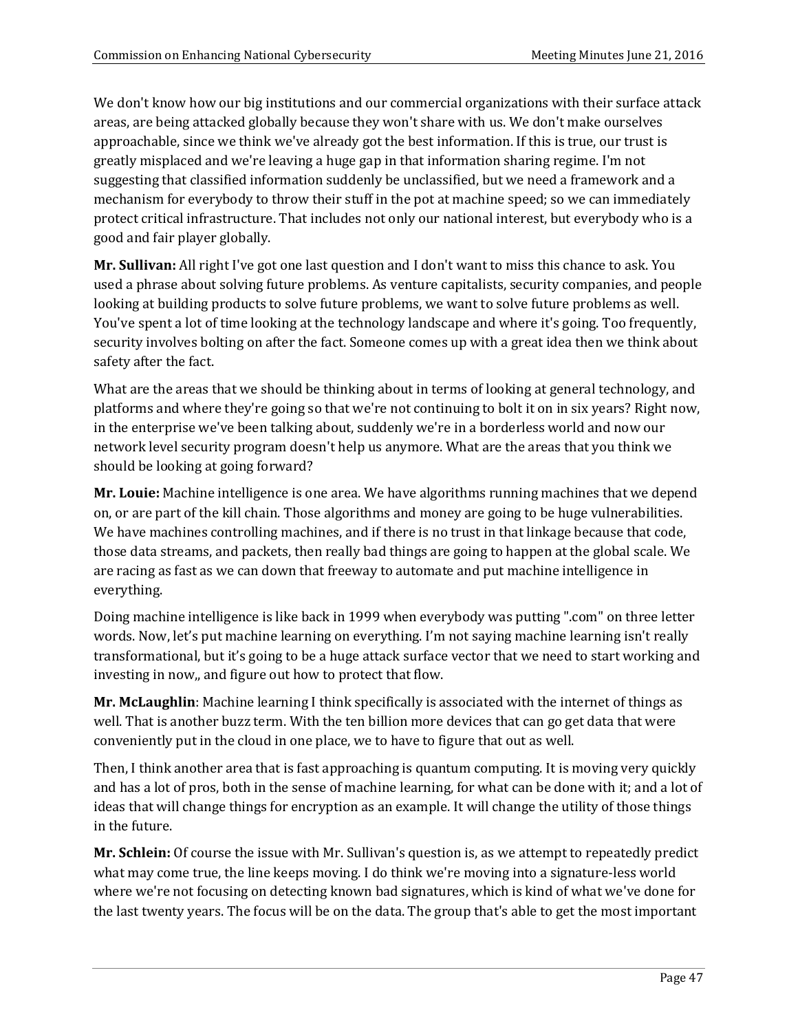We don't know how our big institutions and our commercial organizations with their surface attack areas, are being attacked globally because they won't share with us. We don't make ourselves approachable, since we think we've already got the best information. If this is true, our trust is greatly misplaced and we're leaving a huge gap in that information sharing regime. I'm not suggesting that classified information suddenly be unclassified, but we need a framework and a mechanism for everybody to throw their stuff in the pot at machine speed; so we can immediately protect critical infrastructure. That includes not only our national interest, but everybody who is a good and fair player globally.

**Mr. Sullivan:** All right I've got one last question and I don't want to miss this chance to ask. You used a phrase about solving future problems. As venture capitalists, security companies, and people looking at building products to solve future problems, we want to solve future problems as well. You've spent a lot of time looking at the technology landscape and where it's going. Too frequently, security involves bolting on after the fact. Someone comes up with a great idea then we think about safety after the fact.

What are the areas that we should be thinking about in terms of looking at general technology, and platforms and where they're going so that we're not continuing to bolt it on in six years? Right now, in the enterprise we've been talking about, suddenly we're in a borderless world and now our network level security program doesn't help us anymore. What are the areas that you think we should be looking at going forward?

**Mr. Louie:** Machine intelligence is one area. We have algorithms running machines that we depend on, or are part of the kill chain. Those algorithms and money are going to be huge vulnerabilities. We have machines controlling machines, and if there is no trust in that linkage because that code, those data streams, and packets, then really bad things are going to happen at the global scale. We are racing as fast as we can down that freeway to automate and put machine intelligence in everything.

Doing machine intelligence is like back in 1999 when everybody was putting ".com" on three letter words. Now, let's put machine learning on everything. I'm not saying machine learning isn't really transformational, but it's going to be a huge attack surface vector that we need to start working and investing in now,, and figure out how to protect that flow.

**Mr. McLaughlin**: Machine learning I think specifically is associated with the internet of things as well. That is another buzz term. With the ten billion more devices that can go get data that were conveniently put in the cloud in one place, we to have to figure that out as well.

Then, I think another area that is fast approaching is quantum computing. It is moving very quickly and has a lot of pros, both in the sense of machine learning, for what can be done with it; and a lot of ideas that will change things for encryption as an example. It will change the utility of those things in the future.

**Mr. Schlein:** Of course the issue with Mr. Sullivan's question is, as we attempt to repeatedly predict what may come true, the line keeps moving. I do think we're moving into a signature-less world where we're not focusing on detecting known bad signatures, which is kind of what we've done for the last twenty years. The focus will be on the data. The group that's able to get the most important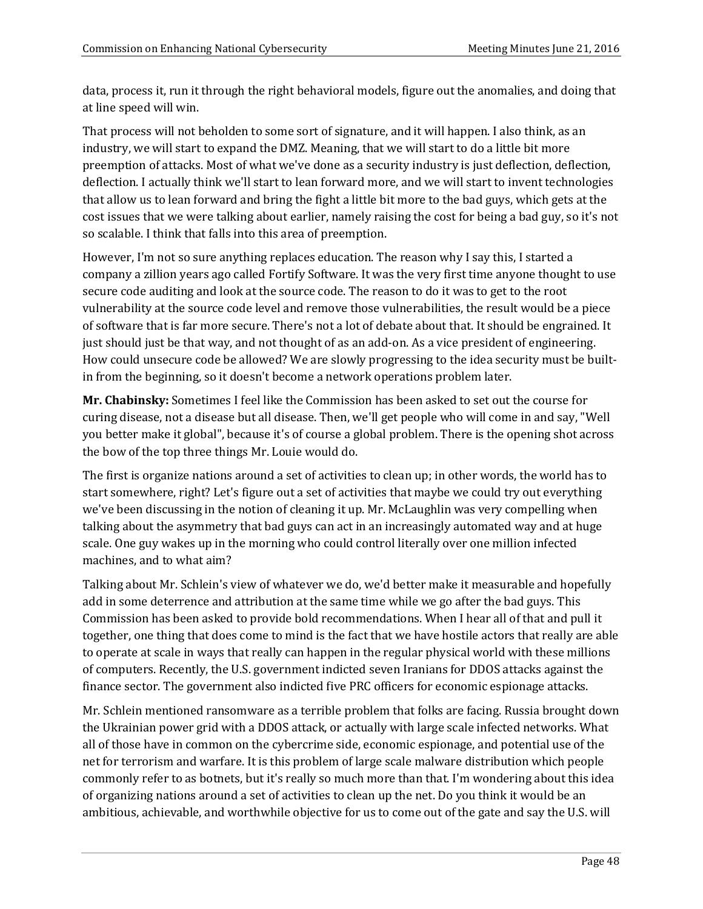data, process it, run it through the right behavioral models, figure out the anomalies, and doing that at line speed will win.

That process will not beholden to some sort of signature, and it will happen. I also think, as an industry, we will start to expand the DMZ. Meaning, that we will start to do a little bit more preemption of attacks. Most of what we've done as a security industry is just deflection, deflection, deflection. I actually think we'll start to lean forward more, and we will start to invent technologies that allow us to lean forward and bring the fight a little bit more to the bad guys, which gets at the cost issues that we were talking about earlier, namely raising the cost for being a bad guy, so it's not so scalable. I think that falls into this area of preemption.

However, I'm not so sure anything replaces education. The reason why I say this, I started a company a zillion years ago called Fortify Software. It was the very first time anyone thought to use secure code auditing and look at the source code. The reason to do it was to get to the root vulnerability at the source code level and remove those vulnerabilities, the result would be a piece of software that is far more secure. There's not a lot of debate about that. It should be engrained. It just should just be that way, and not thought of as an add-on. As a vice president of engineering. How could unsecure code be allowed? We are slowly progressing to the idea security must be built-in from the beginning, so it doesn't become a network operations problem later.

**Mr. Chabinsky:** Sometimes I feel like the Commission has been asked to set out the course for curing disease, not a disease but all disease. Then, we'll get people who will come in and say, "Well you better make it global", because it's of course a global problem. There is the opening shot across the bow of the top three things Mr. Louie would do.

The first is organize nations around a set of activities to clean up; in other words, the world has to start somewhere, right? Let's figure out a set of activities that maybe we could try out everything we've been discussing in the notion of cleaning it up. Mr. McLaughlin was very compelling when talking about the asymmetry that bad guys can act in an increasingly automated way and at huge scale. One guy wakes up in the morning who could control literally over one million infected machines, and to what aim?

Talking about Mr. Schlein's view of whatever we do, we'd better make it measurable and hopefully add in some deterrence and attribution at the same time while we go after the bad guys. This Commission has been asked to provide bold recommendations. When I hear all of that and pull it together, one thing that does come to mind is the fact that we have hostile actors that really are able to operate at scale in ways that really can happen in the regular physical world with these millions of computers. Recently, the U.S. government indicted seven Iranians for DDOS attacks against the finance sector. The government also indicted five PRC officers for economic espionage attacks.

Mr. Schlein mentioned ransomware as a terrible problem that folks are facing. Russia brought down the Ukrainian power grid with a DDOS attack, or actually with large scale infected networks. What all of those have in common on the cybercrime side, economic espionage, and potential use of the net for terrorism and warfare. It is this problem of large scale malware distribution which people commonly refer to as botnets, but it's really so much more than that. I'm wondering about this idea of organizing nations around a set of activities to clean up the net. Do you think it would be an ambitious, achievable, and worthwhile objective for us to come out of the gate and say the U.S. will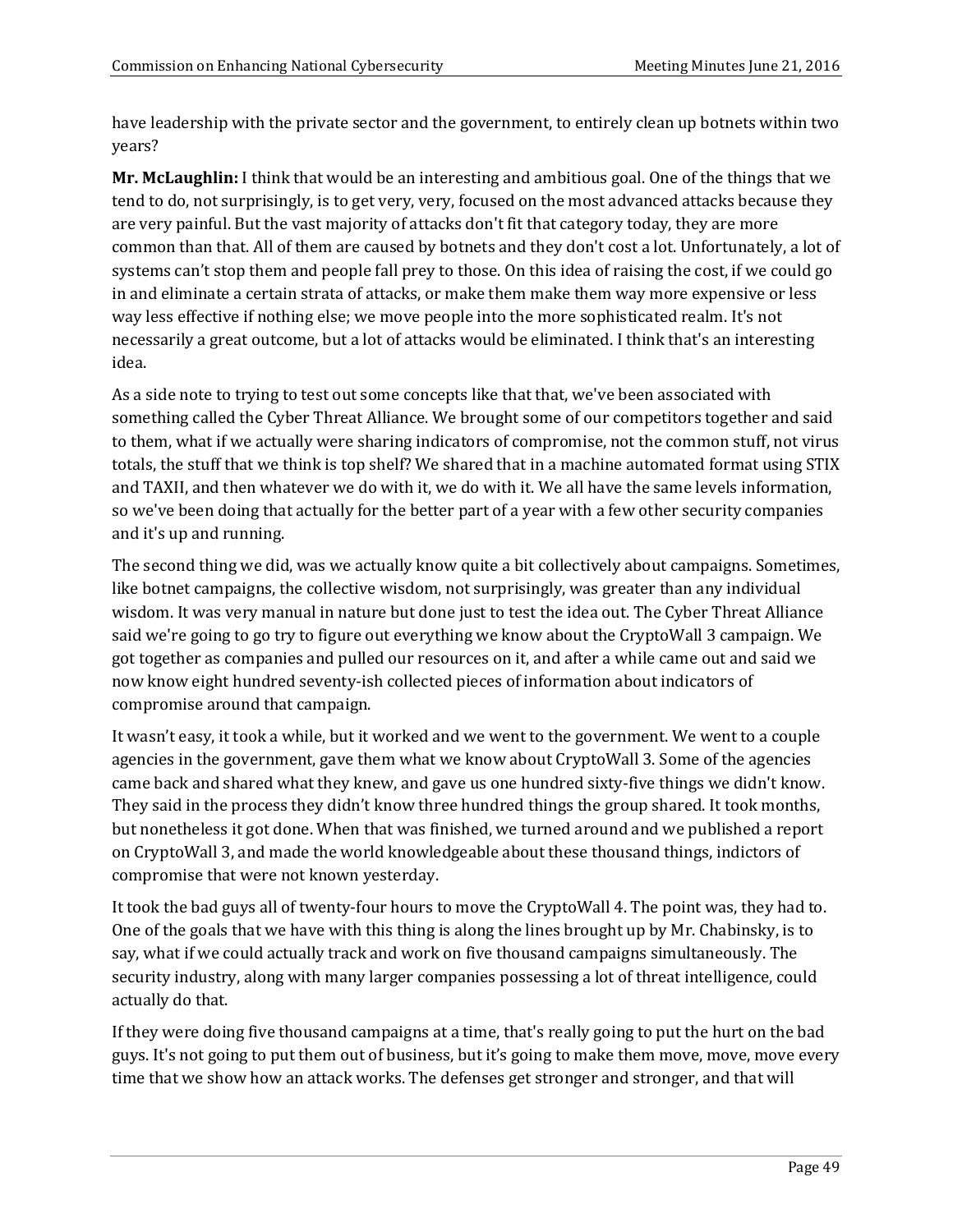have leadership with the private sector and the government, to entirely clean up botnets within two years?

**Mr. McLaughlin:** I think that would be an interesting and ambitious goal. One of the things that we tend to do, not surprisingly, is to get very, very, focused on the most advanced attacks because they are very painful. But the vast majority of attacks don't fit that category today, they are more common than that. All of them are caused by botnets and they don't cost a lot. Unfortunately, a lot of systems can't stop them and people fall prey to those. On this idea of raising the cost, if we could go in and eliminate a certain strata of attacks, or make them make them way more expensive or less way less effective if nothing else; we move people into the more sophisticated realm. It's not necessarily a great outcome, but a lot of attacks would be eliminated. I think that's an interesting idea.

As a side note to trying to test out some concepts like that that, we've been associated with something called the Cyber Threat Alliance. We brought some of our competitors together and said to them, what if we actually were sharing indicators of compromise, not the common stuff, not virus totals, the stuff that we think is top shelf? We shared that in a machine automated format using STIX and TAXII, and then whatever we do with it, we do with it. We all have the same levels information, so we've been doing that actually for the better part of a year with a few other security companies and it's up and running.

The second thing we did, was we actually know quite a bit collectively about campaigns. Sometimes, like botnet campaigns, the collective wisdom, not surprisingly, was greater than any individual wisdom. It was very manual in nature but done just to test the idea out. The Cyber Threat Alliance said we're going to go try to figure out everything we know about the CryptoWall 3 campaign. We got together as companies and pulled our resources on it, and after a while came out and said we now know eight hundred seventy-ish collected pieces of information about indicators of compromise around that campaign.

It wasn't easy, it took a while, but it worked and we went to the government. We went to a couple agencies in the government, gave them what we know about CryptoWall 3. Some of the agencies came back and shared what they knew, and gave us one hundred sixty-five things we didn't know. They said in the process they didn't know three hundred things the group shared. It took months, but nonetheless it got done. When that was finished, we turned around and we published a report on CryptoWall 3, and made the world knowledgeable about these thousand things, indictors of compromise that were not known yesterday.

It took the bad guys all of twenty-four hours to move the CryptoWall 4. The point was, they had to. One of the goals that we have with this thing is along the lines brought up by Mr. Chabinsky, is to say, what if we could actually track and work on five thousand campaigns simultaneously. The security industry, along with many larger companies possessing a lot of threat intelligence, could actually do that.

If they were doing five thousand campaigns at a time, that's really going to put the hurt on the bad guys. It's not going to put them out of business, but it's going to make them move, move, move every time that we show how an attack works. The defenses get stronger and stronger, and that will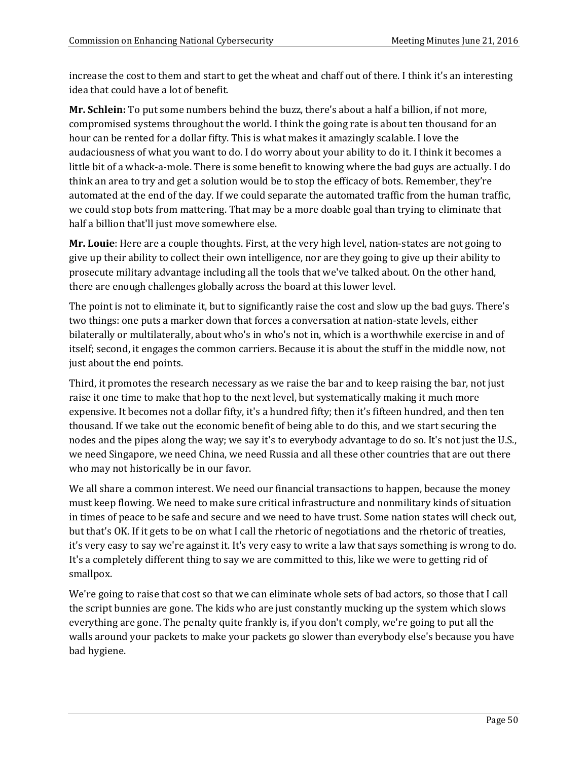increase the cost to them and start to get the wheat and chaff out of there. I think it's an interesting idea that could have a lot of benefit.

**Mr. Schlein:** To put some numbers behind the buzz, there's about a half a billion, if not more, compromised systems throughout the world. I think the going rate is about ten thousand for an hour can be rented for a dollar fifty. This is what makes it amazingly scalable. I love the audaciousness of what you want to do. I do worry about your ability to do it. I think it becomes a little bit of a whack-a-mole. There is some benefit to knowing where the bad guys are actually. I do think an area to try and get a solution would be to stop the efficacy of bots. Remember, they're automated at the end of the day. If we could separate the automated traffic from the human traffic, we could stop bots from mattering. That may be a more doable goal than trying to eliminate that half a billion that'll just move somewhere else.

**Mr. Louie**: Here are a couple thoughts. First, at the very high level, nation-states are not going to give up their ability to collect their own intelligence, nor are they going to give up their ability to prosecute military advantage including all the tools that we've talked about. On the other hand, there are enough challenges globally across the board at this lower level.

The point is not to eliminate it, but to significantly raise the cost and slow up the bad guys. There's two things: one puts a marker down that forces a conversation at nation-state levels, either bilaterally or multilaterally, about who's in who's not in, which is a worthwhile exercise in and of itself; second, it engages the common carriers. Because it is about the stuff in the middle now, not just about the end points.

Third, it promotes the research necessary as we raise the bar and to keep raising the bar, not just raise it one time to make that hop to the next level, but systematically making it much more expensive. It becomes not a dollar fifty, it's a hundred fifty; then it's fifteen hundred, and then ten thousand. If we take out the economic benefit of being able to do this, and we start securing the nodes and the pipes along the way; we say it's to everybody advantage to do so. It's not just the U.S., we need Singapore, we need China, we need Russia and all these other countries that are out there who may not historically be in our favor.

We all share a common interest. We need our financial transactions to happen, because the money must keep flowing. We need to make sure critical infrastructure and nonmilitary kinds of situation in times of peace to be safe and secure and we need to have trust. Some nation states will check out, but that's OK. If it gets to be on what I call the rhetoric of negotiations and the rhetoric of treaties, it's very easy to say we're against it. It's very easy to write a law that says something is wrong to do. It's a completely different thing to say we are committed to this, like we were to getting rid of smallpox.

We're going to raise that cost so that we can eliminate whole sets of bad actors, so those that I call the script bunnies are gone. The kids who are just constantly mucking up the system which slows everything are gone. The penalty quite frankly is, if you don't comply, we're going to put all the walls around your packets to make your packets go slower than everybody else's because you have bad hygiene.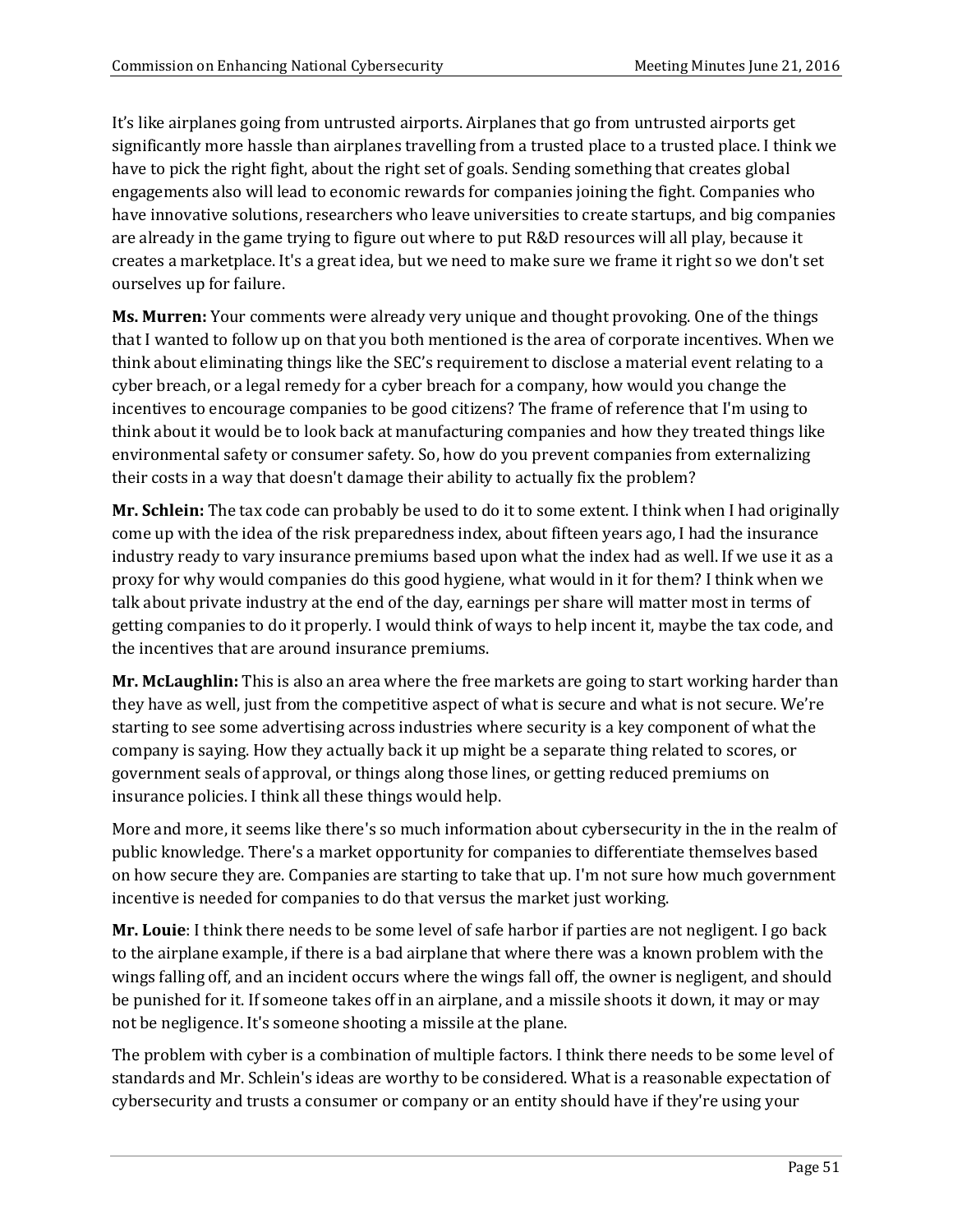It's like airplanes going from untrusted airports. Airplanes that go from untrusted airports get significantly more hassle than airplanes travelling from a trusted place to a trusted place. I think we have to pick the right fight, about the right set of goals. Sending something that creates global engagements also will lead to economic rewards for companies joining the fight. Companies who have innovative solutions, researchers who leave universities to create startups, and big companies are already in the game trying to figure out where to put R&D resources will all play, because it creates a marketplace. It's a great idea, but we need to make sure we frame it right so we don't set ourselves up for failure.

**Ms. Murren:** Your comments were already very unique and thought provoking. One of the things that I wanted to follow up on that you both mentioned is the area of corporate incentives. When we think about eliminating things like the SEC's requirement to disclose a material event relating to a cyber breach, or a legal remedy for a cyber breach for a company, how would you change the incentives to encourage companies to be good citizens? The frame of reference that I'm using to think about it would be to look back at manufacturing companies and how they treated things like environmental safety or consumer safety. So, how do you prevent companies from externalizing their costs in a way that doesn't damage their ability to actually fix the problem?

**Mr. Schlein:** The tax code can probably be used to do it to some extent. I think when I had originally come up with the idea of the risk preparedness index, about fifteen years ago, I had the insurance industry ready to vary insurance premiums based upon what the index had as well. If we use it as a proxy for why would companies do this good hygiene, what would in it for them? I think when we talk about private industry at the end of the day, earnings per share will matter most in terms of getting companies to do it properly. I would think of ways to help incent it, maybe the tax code, and the incentives that are around insurance premiums.

**Mr. McLaughlin:** This is also an area where the free markets are going to start working harder than they have as well, just from the competitive aspect of what is secure and what is not secure. We're starting to see some advertising across industries where security is a key component of what the company is saying. How they actually back it up might be a separate thing related to scores, or government seals of approval, or things along those lines, or getting reduced premiums on insurance policies. I think all these things would help.

More and more, it seems like there's so much information about cybersecurity in the in the realm of public knowledge. There's a market opportunity for companies to differentiate themselves based on how secure they are. Companies are starting to take that up. I'm not sure how much government incentive is needed for companies to do that versus the market just working.

**Mr. Louie**: I think there needs to be some level of safe harbor if parties are not negligent. I go back to the airplane example, if there is a bad airplane that where there was a known problem with the wings falling off, and an incident occurs where the wings fall off, the owner is negligent, and should be punished for it. If someone takes off in an airplane, and a missile shoots it down, it may or may not be negligence. It's someone shooting a missile at the plane.

The problem with cyber is a combination of multiple factors. I think there needs to be some level of standards and Mr. Schlein's ideas are worthy to be considered. What is a reasonable expectation of cybersecurity and trusts a consumer or company or an entity should have if they're using your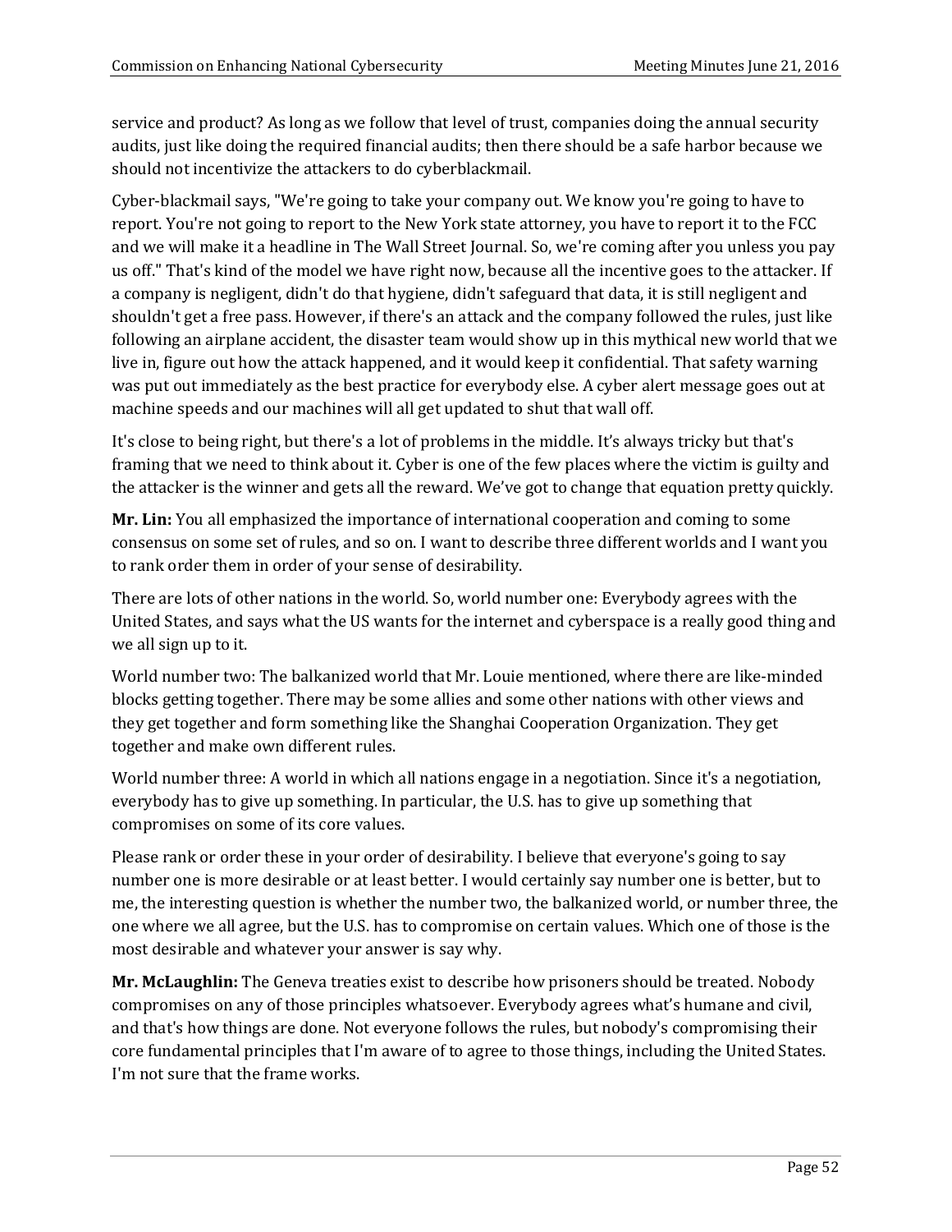service and product? As long as we follow that level of trust, companies doing the annual security audits, just like doing the required financial audits; then there should be a safe harbor because we should not incentivize the attackers to do cyberblackmail.

Cyber-blackmail says, "We're going to take your company out. We know you're going to have to report. You're not going to report to the New York state attorney, you have to report it to the FCC and we will make it a headline in The Wall Street Journal. So, we're coming after you unless you pay us off." That's kind of the model we have right now, because all the incentive goes to the attacker. If a company is negligent, didn't do that hygiene, didn't safeguard that data, it is still negligent and shouldn't get a free pass. However, if there's an attack and the company followed the rules, just like following an airplane accident, the disaster team would show up in this mythical new world that we live in, figure out how the attack happened, and it would keep it confidential. That safety warning was put out immediately as the best practice for everybody else. A cyber alert message goes out at machine speeds and our machines will all get updated to shut that wall off.

It's close to being right, but there's a lot of problems in the middle. It's always tricky but that's framing that we need to think about it. Cyber is one of the few places where the victim is guilty and the attacker is the winner and gets all the reward. We've got to change that equation pretty quickly.

**Mr. Lin:** You all emphasized the importance of international cooperation and coming to some consensus on some set of rules, and so on. I want to describe three different worlds and I want you to rank order them in order of your sense of desirability.

There are lots of other nations in the world. So, world number one: Everybody agrees with the United States, and says what the US wants for the internet and cyberspace is a really good thing and we all sign up to it.

World number two: The balkanized world that Mr. Louie mentioned, where there are like-minded blocks getting together. There may be some allies and some other nations with other views and they get together and form something like the Shanghai Cooperation Organization. They get together and make own different rules.

World number three: A world in which all nations engage in a negotiation. Since it's a negotiation, everybody has to give up something. In particular, the U.S. has to give up something that compromises on some of its core values.

Please rank or order these in your order of desirability. I believe that everyone's going to say number one is more desirable or at least better. I would certainly say number one is better, but to me, the interesting question is whether the number two, the balkanized world, or number three, the one where we all agree, but the U.S. has to compromise on certain values. Which one of those is the most desirable and whatever your answer is say why.

**Mr. McLaughlin:** The Geneva treaties exist to describe how prisoners should be treated. Nobody compromises on any of those principles whatsoever. Everybody agrees what's humane and civil, and that's how things are done. Not everyone follows the rules, but nobody's compromising their core fundamental principles that I'm aware of to agree to those things, including the United States. I'm not sure that the frame works.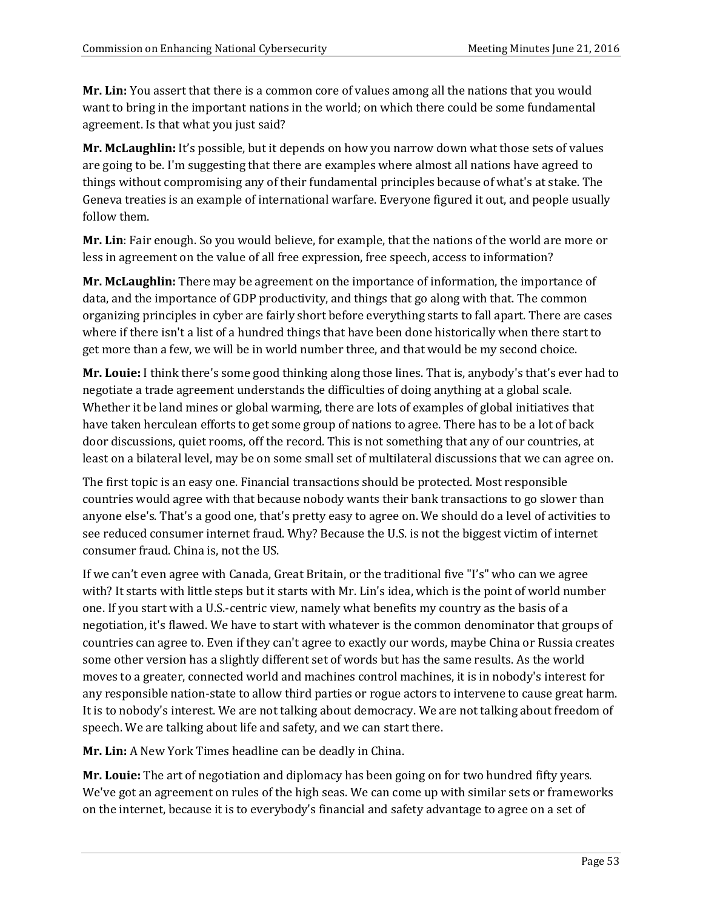**Mr. Lin:** You assert that there is a common core of values among all the nations that you would want to bring in the important nations in the world; on which there could be some fundamental agreement. Is that what you just said?

**Mr. McLaughlin:** It's possible, but it depends on how you narrow down what those sets of values are going to be. I'm suggesting that there are examples where almost all nations have agreed to things without compromising any of their fundamental principles because of what's at stake. The Geneva treaties is an example of international warfare. Everyone figured it out, and people usually follow them.

**Mr. Lin**: Fair enough. So you would believe, for example, that the nations of the world are more or less in agreement on the value of all free expression, free speech, access to information?

**Mr. McLaughlin:** There may be agreement on the importance of information, the importance of data, and the importance of GDP productivity, and things that go along with that. The common organizing principles in cyber are fairly short before everything starts to fall apart. There are cases where if there isn't a list of a hundred things that have been done historically when there start to get more than a few, we will be in world number three, and that would be my second choice.

**Mr. Louie:** I think there's some good thinking along those lines. That is, anybody's that's ever had to negotiate a trade agreement understands the difficulties of doing anything at a global scale. Whether it be land mines or global warming, there are lots of examples of global initiatives that have taken herculean efforts to get some group of nations to agree. There has to be a lot of back door discussions, quiet rooms, off the record. This is not something that any of our countries, at least on a bilateral level, may be on some small set of multilateral discussions that we can agree on.

The first topic is an easy one. Financial transactions should be protected. Most responsible countries would agree with that because nobody wants their bank transactions to go slower than anyone else's. That's a good one, that's pretty easy to agree on. We should do a level of activities to see reduced consumer internet fraud. Why? Because the U.S. is not the biggest victim of internet consumer fraud. China is, not the US.

If we can't even agree with Canada, Great Britain, or the traditional five "I's" who can we agree with? It starts with little steps but it starts with Mr. Lin's idea, which is the point of world number one. If you start with a U.S.-centric view, namely what benefits my country as the basis of a negotiation, it's flawed. We have to start with whatever is the common denominator that groups of countries can agree to. Even if they can't agree to exactly our words, maybe China or Russia creates some other version has a slightly different set of words but has the same results. As the world moves to a greater, connected world and machines control machines, it is in nobody's interest for any responsible nation-state to allow third parties or rogue actors to intervene to cause great harm. It is to nobody's interest. We are not talking about democracy. We are not talking about freedom of speech. We are talking about life and safety, and we can start there.

**Mr. Lin:** A New York Times headline can be deadly in China.

**Mr. Louie:** The art of negotiation and diplomacy has been going on for two hundred fifty years. We've got an agreement on rules of the high seas. We can come up with similar sets or frameworks on the internet, because it is to everybody's financial and safety advantage to agree on a set of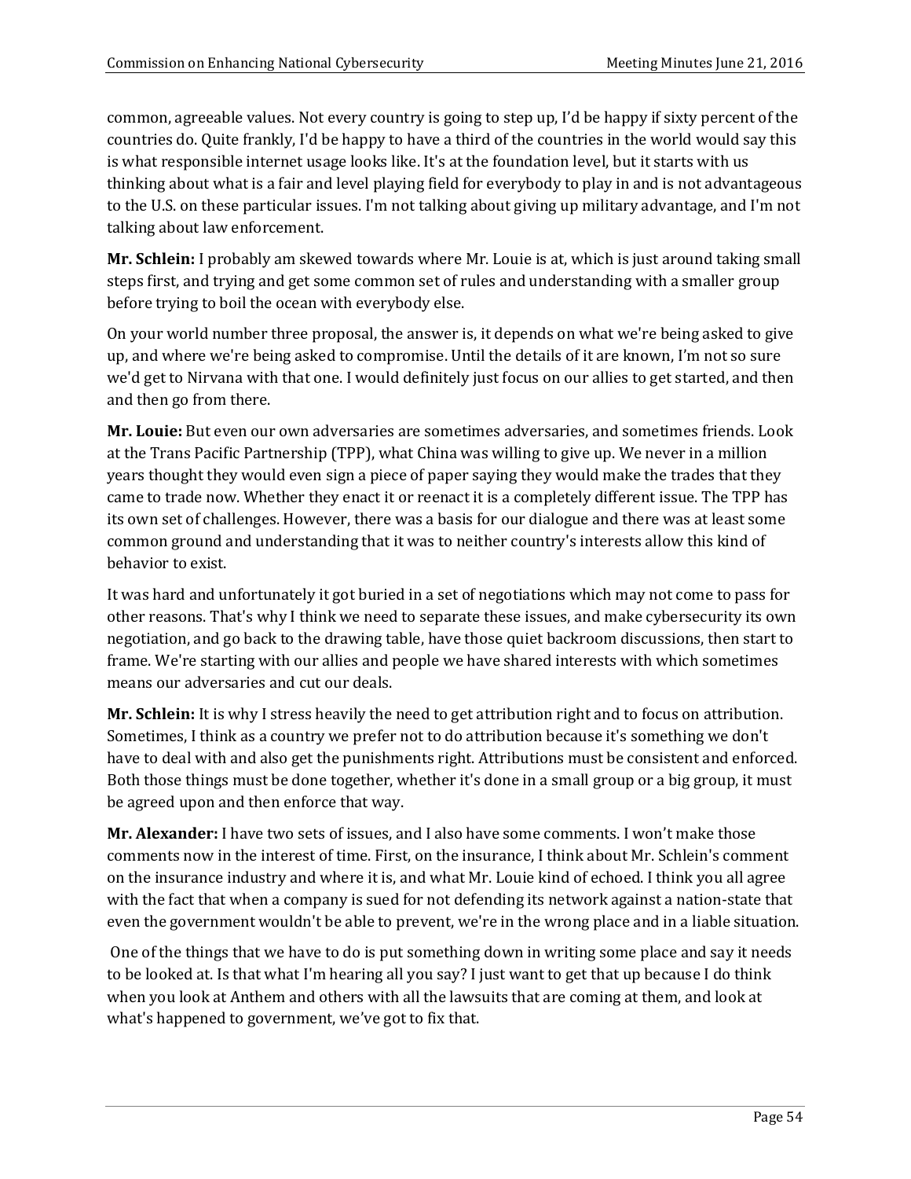common, agreeable values. Not every country is going to step up, I'd be happy if sixty percent of the countries do. Quite frankly, I'd be happy to have a third of the countries in the world would say this is what responsible internet usage looks like. It's at the foundation level, but it starts with us thinking about what is a fair and level playing field for everybody to play in and is not advantageous to the U.S. on these particular issues. I'm not talking about giving up military advantage, and I'm not talking about law enforcement.

**Mr. Schlein:** I probably am skewed towards where Mr. Louie is at, which is just around taking small steps first, and trying and get some common set of rules and understanding with a smaller group before trying to boil the ocean with everybody else.

On your world number three proposal, the answer is, it depends on what we're being asked to give up, and where we're being asked to compromise. Until the details of it are known, I'm not so sure we'd get to Nirvana with that one. I would definitely just focus on our allies to get started, and then and then go from there.

**Mr. Louie:** But even our own adversaries are sometimes adversaries, and sometimes friends. Look at the Trans Pacific Partnership (TPP), what China was willing to give up. We never in a million years thought they would even sign a piece of paper saying they would make the trades that they came to trade now. Whether they enact it or reenact it is a completely different issue. The TPP has its own set of challenges. However, there was a basis for our dialogue and there was at least some common ground and understanding that it was to neither country's interests allow this kind of behavior to exist.

It was hard and unfortunately it got buried in a set of negotiations which may not come to pass for other reasons. That's why I think we need to separate these issues, and make cybersecurity its own negotiation, and go back to the drawing table, have those quiet backroom discussions, then start to frame. We're starting with our allies and people we have shared interests with which sometimes means our adversaries and cut our deals.

**Mr. Schlein:** It is why I stress heavily the need to get attribution right and to focus on attribution. Sometimes, I think as a country we prefer not to do attribution because it's something we don't have to deal with and also get the punishments right. Attributions must be consistent and enforced. Both those things must be done together, whether it's done in a small group or a big group, it must be agreed upon and then enforce that way.

**Mr. Alexander:** I have two sets of issues, and I also have some comments. I won't make those comments now in the interest of time. First, on the insurance, I think about Mr. Schlein's comment on the insurance industry and where it is, and what Mr. Louie kind of echoed. I think you all agree with the fact that when a company is sued for not defending its network against a nation-state that even the government wouldn't be able to prevent, we're in the wrong place and in a liable situation.

One of the things that we have to do is put something down in writing some place and say it needs to be looked at. Is that what I'm hearing all you say? I just want to get that up because I do think when you look at Anthem and others with all the lawsuits that are coming at them, and look at what's happened to government, we've got to fix that.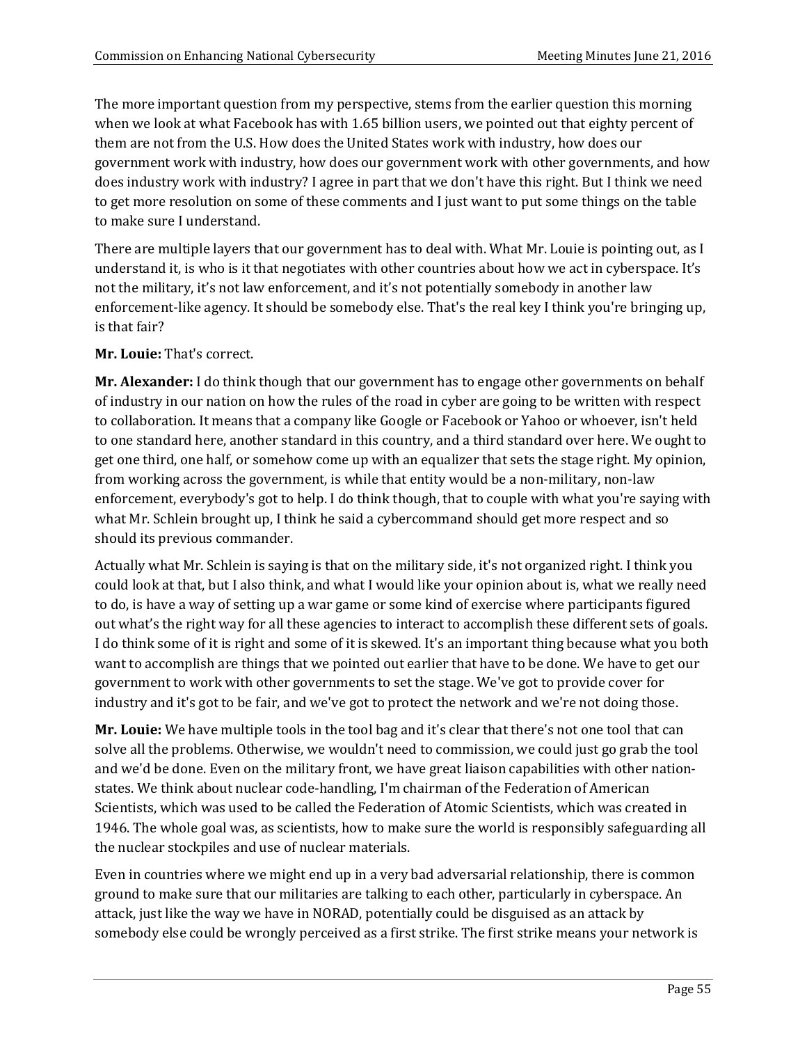The more important question from my perspective, stems from the earlier question this morning when we look at what Facebook has with 1.65 billion users, we pointed out that eighty percent of them are not from the U.S. How does the United States work with industry, how does our government work with industry, how does our government work with other governments, and how does industry work with industry? I agree in part that we don't have this right. But I think we need to get more resolution on some of these comments and I just want to put some things on the table to make sure I understand.

There are multiple layers that our government has to deal with. What Mr. Louie is pointing out, as I understand it, is who is it that negotiates with other countries about how we act in cyberspace. It's not the military, it's not law enforcement, and it's not potentially somebody in another law enforcement-like agency. It should be somebody else. That's the real key I think you're bringing up, is that fair?

**Mr. Louie:** That's correct.

**Mr. Alexander:** I do think though that our government has to engage other governments on behalf of industry in our nation on how the rules of the road in cyber are going to be written with respect to collaboration. It means that a company like Google or Facebook or Yahoo or whoever, isn't held to one standard here, another standard in this country, and a third standard over here. We ought to get one third, one half, or somehow come up with an equalizer that sets the stage right. My opinion, from working across the government, is while that entity would be a non-military, non-law enforcement, everybody's got to help. I do think though, that to couple with what you're saying with what Mr. Schlein brought up, I think he said a cybercommand should get more respect and so should its previous commander.

Actually what Mr. Schlein is saying is that on the military side, it's not organized right. I think you could look at that, but I also think, and what I would like your opinion about is, what we really need to do, is have a way of setting up a war game or some kind of exercise where participants figured out what's the right way for all these agencies to interact to accomplish these different sets of goals. I do think some of it is right and some of it is skewed. It's an important thing because what you both want to accomplish are things that we pointed out earlier that have to be done. We have to get our government to work with other governments to set the stage. We've got to provide cover for industry and it's got to be fair, and we've got to protect the network and we're not doing those.

**Mr. Louie:** We have multiple tools in the tool bag and it's clear that there's not one tool that can solve all the problems. Otherwise, we wouldn't need to commission, we could just go grab the tool and we'd be done. Even on the military front, we have great liaison capabilities with other nation-states. We think about nuclear code-handling, I'm chairman of the Federation of American Scientists, which was used to be called the Federation of Atomic Scientists, which was created in 1946. The whole goal was, as scientists, how to make sure the world is responsibly safeguarding all the nuclear stockpiles and use of nuclear materials.

Even in countries where we might end up in a very bad adversarial relationship, there is common ground to make sure that our militaries are talking to each other, particularly in cyberspace. An attack, just like the way we have in NORAD, potentially could be disguised as an attack by somebody else could be wrongly perceived as a first strike. The first strike means your network is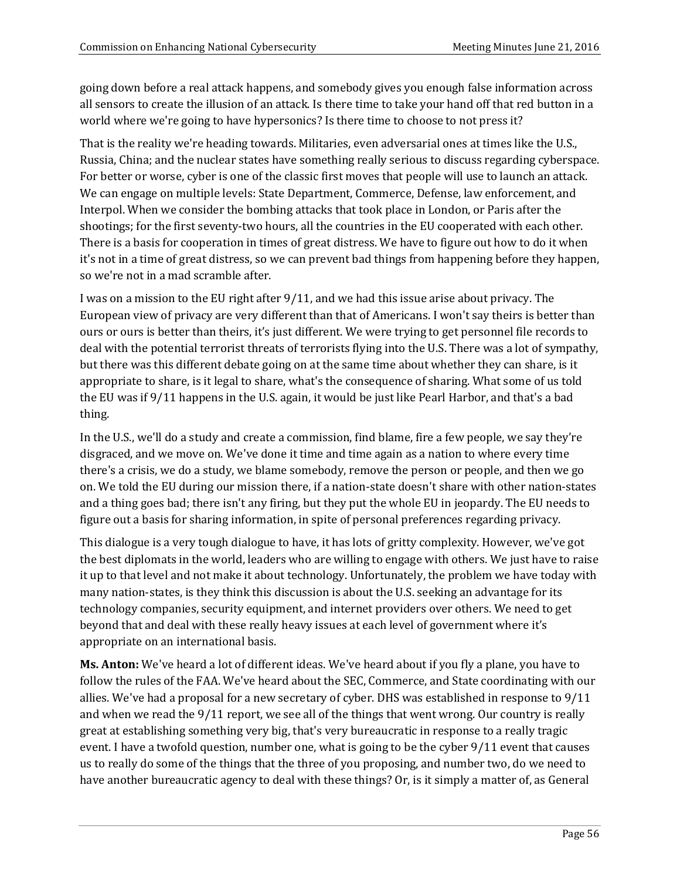going down before a real attack happens, and somebody gives you enough false information across all sensors to create the illusion of an attack. Is there time to take your hand off that red button in a world where we're going to have hypersonics? Is there time to choose to not press it?

That is the reality we're heading towards. Militaries, even adversarial ones at times like the U.S., Russia, China; and the nuclear states have something really serious to discuss regarding cyberspace. For better or worse, cyber is one of the classic first moves that people will use to launch an attack. We can engage on multiple levels: State Department, Commerce, Defense, law enforcement, and Interpol. When we consider the bombing attacks that took place in London, or Paris after the shootings; for the first seventy-two hours, all the countries in the EU cooperated with each other. There is a basis for cooperation in times of great distress. We have to figure out how to do it when it's not in a time of great distress, so we can prevent bad things from happening before they happen, so we're not in a mad scramble after.

I was on a mission to the EU right after 9/11, and we had this issue arise about privacy. The European view of privacy are very different than that of Americans. I won't say theirs is better than ours or ours is better than theirs, it's just different. We were trying to get personnel file records to deal with the potential terrorist threats of terrorists flying into the U.S. There was a lot of sympathy, but there was this different debate going on at the same time about whether they can share, is it appropriate to share, is it legal to share, what's the consequence of sharing. What some of us told the EU was if 9/11 happens in the U.S. again, it would be just like Pearl Harbor, and that's a bad thing.

In the U.S., we'll do a study and create a commission, find blame, fire a few people, we say they're disgraced, and we move on. We've done it time and time again as a nation to where every time there's a crisis, we do a study, we blame somebody, remove the person or people, and then we go on. We told the EU during our mission there, if a nation-state doesn't share with other nation-states and a thing goes bad; there isn't any firing, but they put the whole EU in jeopardy. The EU needs to figure out a basis for sharing information, in spite of personal preferences regarding privacy.

This dialogue is a very tough dialogue to have, it has lots of gritty complexity. However, we've got the best diplomats in the world, leaders who are willing to engage with others. We just have to raise it up to that level and not make it about technology. Unfortunately, the problem we have today with many nation-states, is they think this discussion is about the U.S. seeking an advantage for its technology companies, security equipment, and internet providers over others. We need to get beyond that and deal with these really heavy issues at each level of government where it's appropriate on an international basis.

**Ms. Anton:** We've heard a lot of different ideas. We've heard about if you fly a plane, you have to follow the rules of the FAA. We've heard about the SEC, Commerce, and State coordinating with our allies. We've had a proposal for a new secretary of cyber. DHS was established in response to 9/11 and when we read the 9/11 report, we see all of the things that went wrong. Our country is really great at establishing something very big, that's very bureaucratic in response to a really tragic event. I have a twofold question, number one, what is going to be the cyber 9/11 event that causes us to really do some of the things that the three of you proposing, and number two, do we need to have another bureaucratic agency to deal with these things? Or, is it simply a matter of, as General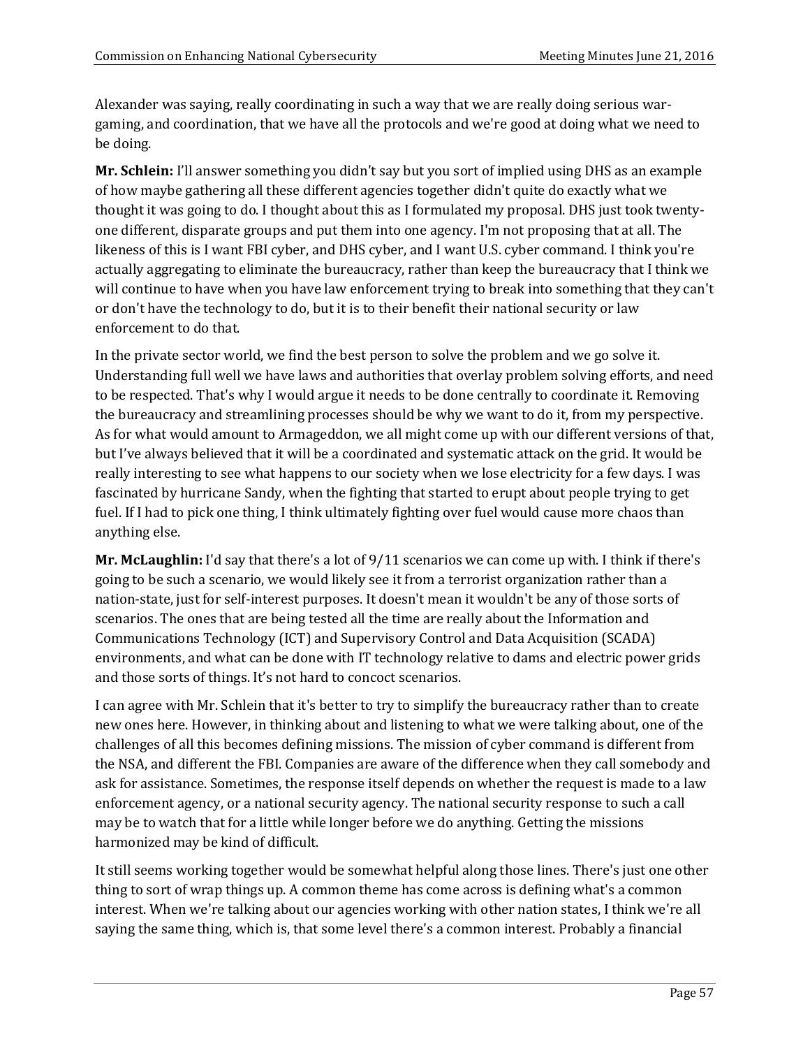Alexander was saying, really coordinating in such a way that we are really doing serious war-gaming, and coordination, that we have all the protocols and we're good at doing what we need to be doing.

**Mr. Schlein:** I'll answer something you didn't say but you sort of implied using DHS as an example of how maybe gathering all these different agencies together didn't quite do exactly what we thought it was going to do. I thought about this as I formulated my proposal. DHS just took twenty-one different, disparate groups and put them into one agency. I'm not proposing that at all. The likeness of this is I want FBI cyber, and DHS cyber, and I want U.S. cyber command. I think you're actually aggregating to eliminate the bureaucracy, rather than keep the bureaucracy that I think we will continue to have when you have law enforcement trying to break into something that they can't or don't have the technology to do, but it is to their benefit their national security or law enforcement to do that.

In the private sector world, we find the best person to solve the problem and we go solve it. Understanding full well we have laws and authorities that overlay problem solving efforts, and need to be respected. That's why I would argue it needs to be done centrally to coordinate it. Removing the bureaucracy and streamlining processes should be why we want to do it, from my perspective. As for what would amount to Armageddon, we all might come up with our different versions of that, but I've always believed that it will be a coordinated and systematic attack on the grid. It would be really interesting to see what happens to our society when we lose electricity for a few days. I was fascinated by hurricane Sandy, when the fighting that started to erupt about people trying to get fuel. If I had to pick one thing, I think ultimately fighting over fuel would cause more chaos than anything else.

**Mr. McLaughlin:** I'd say that there's a lot of 9/11 scenarios we can come up with. I think if there's going to be such a scenario, we would likely see it from a terrorist organization rather than a nation-state, just for self-interest purposes. It doesn't mean it wouldn't be any of those sorts of scenarios. The ones that are being tested all the time are really about the Information and Communications Technology (ICT) and Supervisory Control and Data Acquisition (SCADA) environments, and what can be done with IT technology relative to dams and electric power grids and those sorts of things. It's not hard to concoct scenarios.

I can agree with Mr. Schlein that it's better to try to simplify the bureaucracy rather than to create new ones here. However, in thinking about and listening to what we were talking about, one of the challenges of all this becomes defining missions. The mission of cyber command is different from the NSA, and different the FBI. Companies are aware of the difference when they call somebody and ask for assistance. Sometimes, the response itself depends on whether the request is made to a law enforcement agency, or a national security agency. The national security response to such a call may be to watch that for a little while longer before we do anything. Getting the missions harmonized may be kind of difficult.

It still seems working together would be somewhat helpful along those lines. There's just one other thing to sort of wrap things up. A common theme has come across is defining what's a common interest. When we're talking about our agencies working with other nation states, I think we're all saying the same thing, which is, that some level there's a common interest. Probably a financial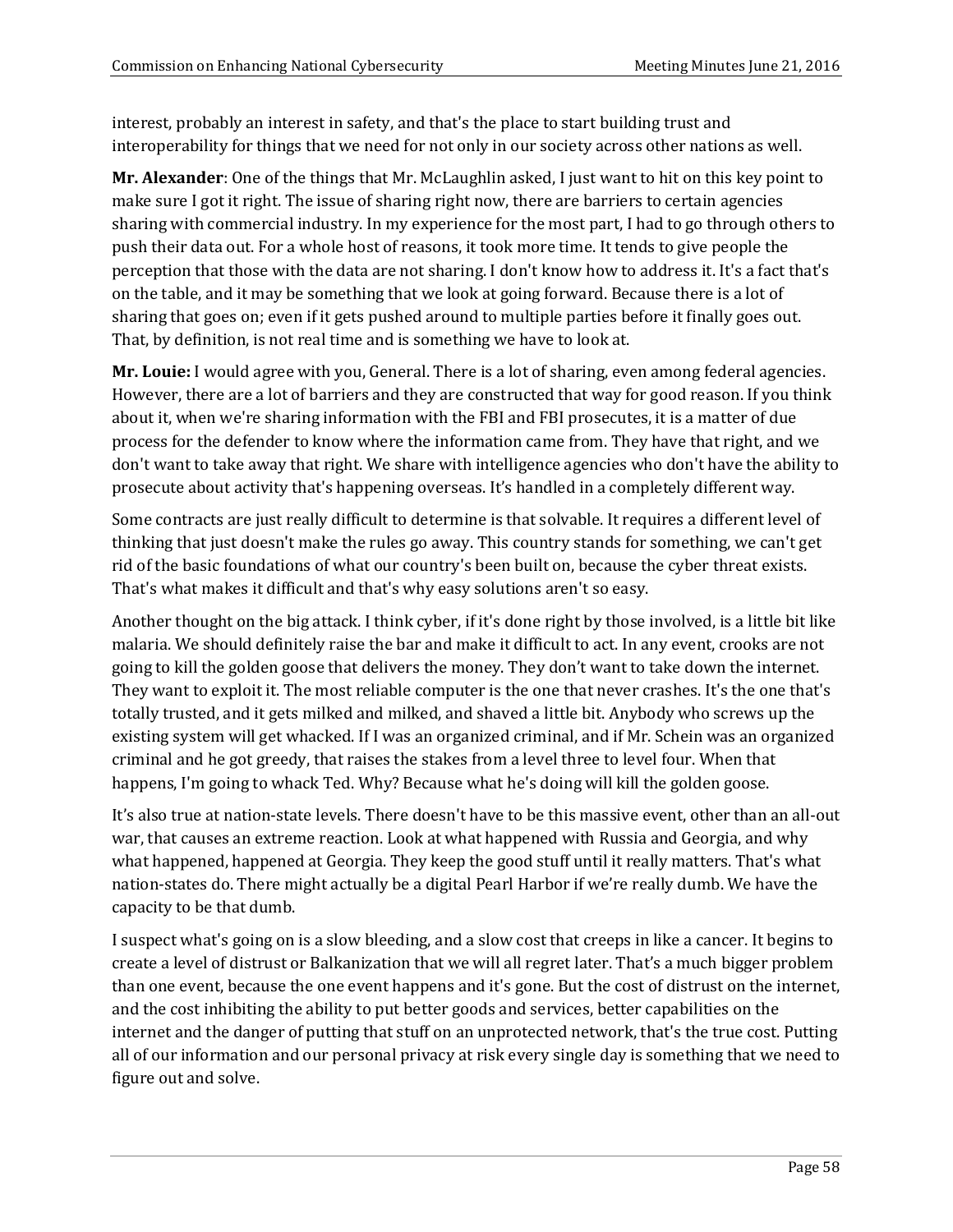interest, probably an interest in safety, and that's the place to start building trust and interoperability for things that we need for not only in our society across other nations as well.

**Mr. Alexander**: One of the things that Mr. McLaughlin asked, I just want to hit on this key point to make sure I got it right. The issue of sharing right now, there are barriers to certain agencies sharing with commercial industry. In my experience for the most part, I had to go through others to push their data out. For a whole host of reasons, it took more time. It tends to give people the perception that those with the data are not sharing. I don't know how to address it. It's a fact that's on the table, and it may be something that we look at going forward. Because there is a lot of sharing that goes on; even if it gets pushed around to multiple parties before it finally goes out. That, by definition, is not real time and is something we have to look at.

**Mr. Louie:** I would agree with you, General. There is a lot of sharing, even among federal agencies. However, there are a lot of barriers and they are constructed that way for good reason. If you think about it, when we're sharing information with the FBI and FBI prosecutes, it is a matter of due process for the defender to know where the information came from. They have that right, and we don't want to take away that right. We share with intelligence agencies who don't have the ability to prosecute about activity that's happening overseas. It's handled in a completely different way.

Some contracts are just really difficult to determine is that solvable. It requires a different level of thinking that just doesn't make the rules go away. This country stands for something, we can't get rid of the basic foundations of what our country's been built on, because the cyber threat exists. That's what makes it difficult and that's why easy solutions aren't so easy.

Another thought on the big attack. I think cyber, if it's done right by those involved, is a little bit like malaria. We should definitely raise the bar and make it difficult to act. In any event, crooks are not going to kill the golden goose that delivers the money. They don't want to take down the internet. They want to exploit it. The most reliable computer is the one that never crashes. It's the one that's totally trusted, and it gets milked and milked, and shaved a little bit. Anybody who screws up the existing system will get whacked. If I was an organized criminal, and if Mr. Schein was an organized criminal and he got greedy, that raises the stakes from a level three to level four. When that happens, I'm going to whack Ted. Why? Because what he's doing will kill the golden goose.

It's also true at nation-state levels. There doesn't have to be this massive event, other than an all-out war, that causes an extreme reaction. Look at what happened with Russia and Georgia, and why what happened, happened at Georgia. They keep the good stuff until it really matters. That's what nation-states do. There might actually be a digital Pearl Harbor if we're really dumb. We have the capacity to be that dumb.

I suspect what's going on is a slow bleeding, and a slow cost that creeps in like a cancer. It begins to create a level of distrust or Balkanization that we will all regret later. That's a much bigger problem than one event, because the one event happens and it's gone. But the cost of distrust on the internet, and the cost inhibiting the ability to put better goods and services, better capabilities on the internet and the danger of putting that stuff on an unprotected network, that's the true cost. Putting all of our information and our personal privacy at risk every single day is something that we need to figure out and solve.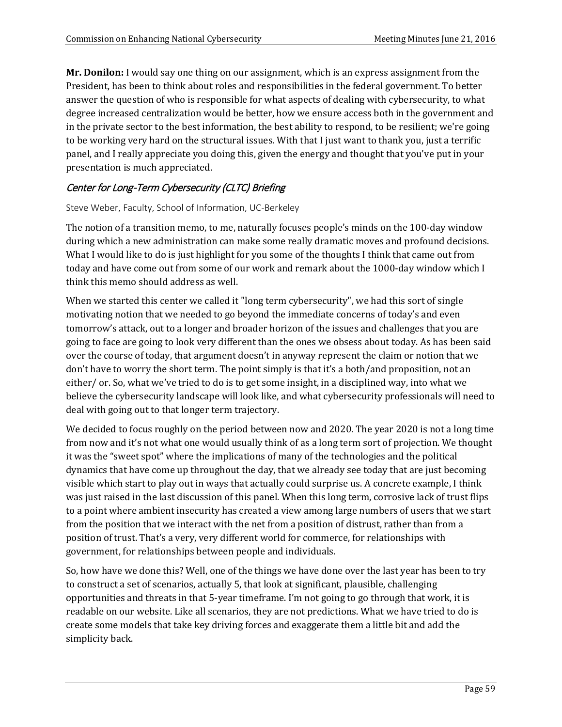**Mr. Donilon:** I would say one thing on our assignment, which is an express assignment from the President, has been to think about roles and responsibilities in the federal government. To better answer the question of who is responsible for what aspects of dealing with cybersecurity, to what degree increased centralization would be better, how we ensure access both in the government and in the private sector to the best information, the best ability to respond, to be resilient; we're going to be working very hard on the structural issues. With that I just want to thank you, just a terrific panel, and I really appreciate you doing this, given the energy and thought that you've put in your presentation is much appreciated.

## *Center for Long-Term Cybersecurity (CLTC) Briefing*

Steve Weber, Faculty, School of Information, UC-Berkeley

The notion of a transition memo, to me, naturally focuses people's minds on the 100-day window during which a new administration can make some really dramatic moves and profound decisions. What I would like to do is just highlight for you some of the thoughts I think that came out from today and have come out from some of our work and remark about the 1000-day window which I think this memo should address as well.

When we started this center we called it "long term cybersecurity", we had this sort of single motivating notion that we needed to go beyond the immediate concerns of today's and even tomorrow's attack, out to a longer and broader horizon of the issues and challenges that you are going to face are going to look very different than the ones we obsess about today. As has been said over the course of today, that argument doesn't in anyway represent the claim or notion that we don't have to worry the short term. The point simply is that it's a both/and proposition, not an either/ or. So, what we've tried to do is to get some insight, in a disciplined way, into what we believe the cybersecurity landscape will look like, and what cybersecurity professionals will need to deal with going out to that longer term trajectory.

We decided to focus roughly on the period between now and 2020. The year 2020 is not a long time from now and it's not what one would usually think of as a long term sort of projection. We thought it was the "sweet spot" where the implications of many of the technologies and the political dynamics that have come up throughout the day, that we already see today that are just becoming visible which start to play out in ways that actually could surprise us. A concrete example, I think was just raised in the last discussion of this panel. When this long term, corrosive lack of trust flips to a point where ambient insecurity has created a view among large numbers of users that we start from the position that we interact with the net from a position of distrust, rather than from a position of trust. That's a very, very different world for commerce, for relationships with government, for relationships between people and individuals.

So, how have we done this? Well, one of the things we have done over the last year has been to try to construct a set of scenarios, actually 5, that look at significant, plausible, challenging opportunities and threats in that 5-year timeframe. I'm not going to go through that work, it is readable on our website. Like all scenarios, they are not predictions. What we have tried to do is create some models that take key driving forces and exaggerate them a little bit and add the simplicity back.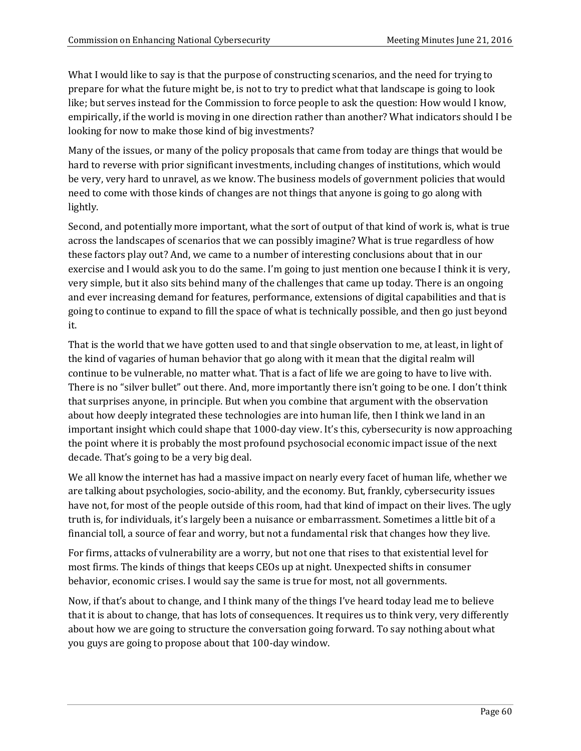What I would like to say is that the purpose of constructing scenarios, and the need for trying to prepare for what the future might be, is not to try to predict what that landscape is going to look like; but serves instead for the Commission to force people to ask the question: How would I know, empirically, if the world is moving in one direction rather than another? What indicators should I be looking for now to make those kind of big investments?

Many of the issues, or many of the policy proposals that came from today are things that would be hard to reverse with prior significant investments, including changes of institutions, which would be very, very hard to unravel, as we know. The business models of government policies that would need to come with those kinds of changes are not things that anyone is going to go along with lightly.

Second, and potentially more important, what the sort of output of that kind of work is, what is true across the landscapes of scenarios that we can possibly imagine? What is true regardless of how these factors play out? And, we came to a number of interesting conclusions about that in our exercise and I would ask you to do the same. I'm going to just mention one because I think it is very, very simple, but it also sits behind many of the challenges that came up today. There is an ongoing and ever increasing demand for features, performance, extensions of digital capabilities and that is going to continue to expand to fill the space of what is technically possible, and then go just beyond it.

That is the world that we have gotten used to and that single observation to me, at least, in light of the kind of vagaries of human behavior that go along with it mean that the digital realm will continue to be vulnerable, no matter what. That is a fact of life we are going to have to live with. There is no "silver bullet" out there. And, more importantly there isn't going to be one. I don't think that surprises anyone, in principle. But when you combine that argument with the observation about how deeply integrated these technologies are into human life, then I think we land in an important insight which could shape that 1000-day view. It's this, cybersecurity is now approaching the point where it is probably the most profound psychosocial economic impact issue of the next decade. That's going to be a very big deal.

We all know the internet has had a massive impact on nearly every facet of human life, whether we are talking about psychologies, socio-ability, and the economy. But, frankly, cybersecurity issues have not, for most of the people outside of this room, had that kind of impact on their lives. The ugly truth is, for individuals, it's largely been a nuisance or embarrassment. Sometimes a little bit of a financial toll, a source of fear and worry, but not a fundamental risk that changes how they live.

For firms, attacks of vulnerability are a worry, but not one that rises to that existential level for most firms. The kinds of things that keeps CEOs up at night. Unexpected shifts in consumer behavior, economic crises. I would say the same is true for most, not all governments.

Now, if that's about to change, and I think many of the things I've heard today lead me to believe that it is about to change, that has lots of consequences. It requires us to think very, very differently about how we are going to structure the conversation going forward. To say nothing about what you guys are going to propose about that 100-day window.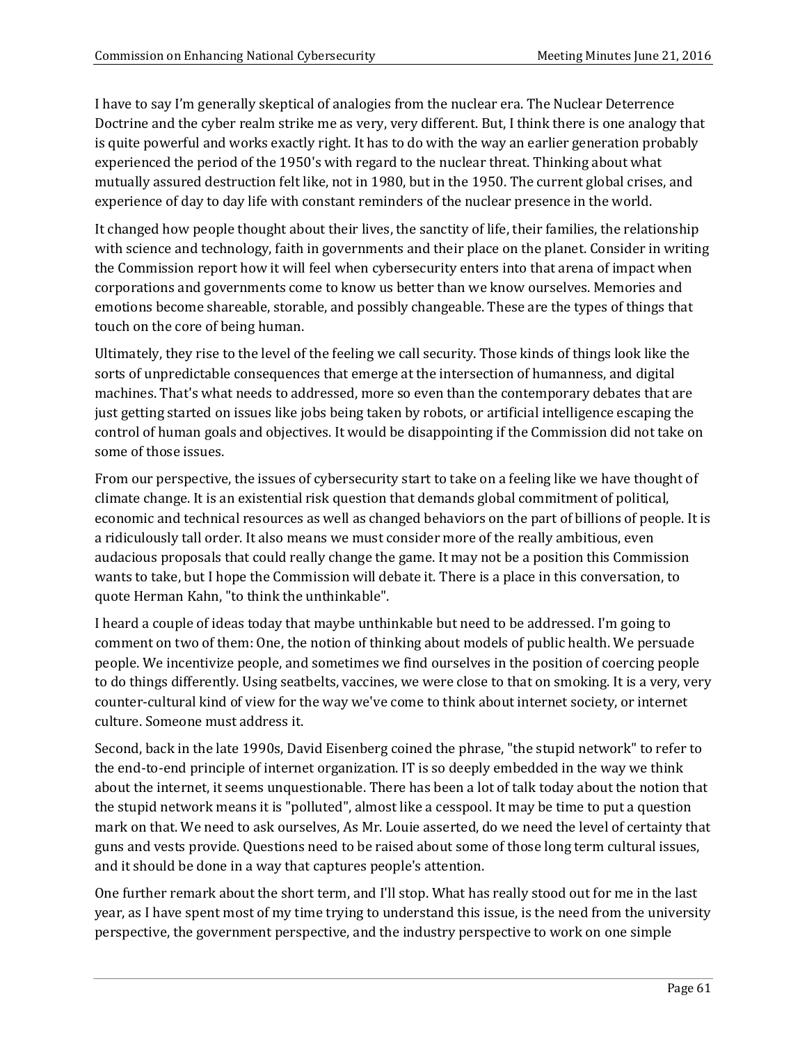I have to say I'm generally skeptical of analogies from the nuclear era. The Nuclear Deterrence Doctrine and the cyber realm strike me as very, very different. But, I think there is one analogy that is quite powerful and works exactly right. It has to do with the way an earlier generation probably experienced the period of the 1950's with regard to the nuclear threat. Thinking about what mutually assured destruction felt like, not in 1980, but in the 1950. The current global crises, and experience of day to day life with constant reminders of the nuclear presence in the world.

It changed how people thought about their lives, the sanctity of life, their families, the relationship with science and technology, faith in governments and their place on the planet. Consider in writing the Commission report how it will feel when cybersecurity enters into that arena of impact when corporations and governments come to know us better than we know ourselves. Memories and emotions become shareable, storable, and possibly changeable. These are the types of things that touch on the core of being human.

Ultimately, they rise to the level of the feeling we call security. Those kinds of things look like the sorts of unpredictable consequences that emerge at the intersection of humanness, and digital machines. That's what needs to addressed, more so even than the contemporary debates that are just getting started on issues like jobs being taken by robots, or artificial intelligence escaping the control of human goals and objectives. It would be disappointing if the Commission did not take on some of those issues.

From our perspective, the issues of cybersecurity start to take on a feeling like we have thought of climate change. It is an existential risk question that demands global commitment of political, economic and technical resources as well as changed behaviors on the part of billions of people. It is a ridiculously tall order. It also means we must consider more of the really ambitious, even audacious proposals that could really change the game. It may not be a position this Commission wants to take, but I hope the Commission will debate it. There is a place in this conversation, to quote Herman Kahn, "to think the unthinkable".

I heard a couple of ideas today that maybe unthinkable but need to be addressed. I'm going to comment on two of them: One, the notion of thinking about models of public health. We persuade people. We incentivize people, and sometimes we find ourselves in the position of coercing people to do things differently. Using seatbelts, vaccines, we were close to that on smoking. It is a very, very counter-cultural kind of view for the way we've come to think about internet society, or internet culture. Someone must address it.

Second, back in the late 1990s, David Eisenberg coined the phrase, "the stupid network" to refer to the end-to-end principle of internet organization. IT is so deeply embedded in the way we think about the internet, it seems unquestionable. There has been a lot of talk today about the notion that the stupid network means it is "polluted", almost like a cesspool. It may be time to put a question mark on that. We need to ask ourselves, As Mr. Louie asserted, do we need the level of certainty that guns and vests provide. Questions need to be raised about some of those long term cultural issues, and it should be done in a way that captures people's attention.

One further remark about the short term, and I'll stop. What has really stood out for me in the last year, as I have spent most of my time trying to understand this issue, is the need from the university perspective, the government perspective, and the industry perspective to work on one simple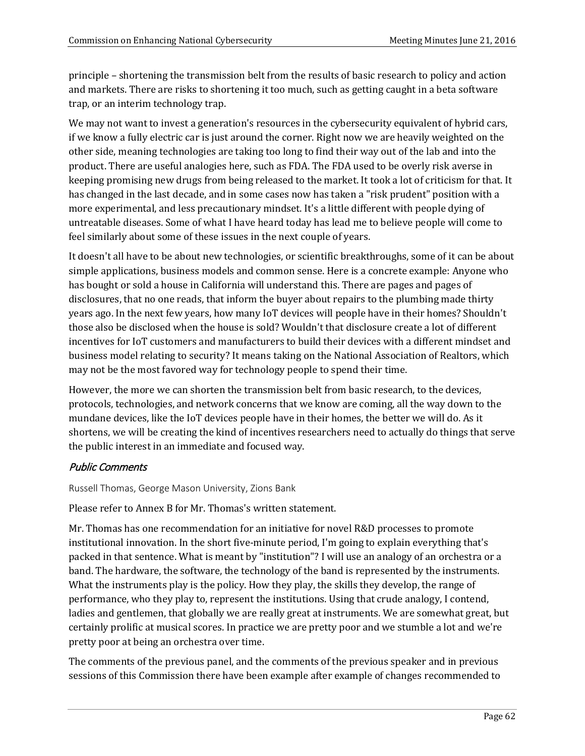principle – shortening the transmission belt from the results of basic research to policy and action and markets. There are risks to shortening it too much, such as getting caught in a beta software trap, or an interim technology trap.

We may not want to invest a generation's resources in the cybersecurity equivalent of hybrid cars, if we know a fully electric car is just around the corner. Right now we are heavily weighted on the other side, meaning technologies are taking too long to find their way out of the lab and into the product. There are useful analogies here, such as FDA. The FDA used to be overly risk averse in keeping promising new drugs from being released to the market. It took a lot of criticism for that. It has changed in the last decade, and in some cases now has taken a "risk prudent" position with a more experimental, and less precautionary mindset. It's a little different with people dying of untreatable diseases. Some of what I have heard today has lead me to believe people will come to feel similarly about some of these issues in the next couple of years.

It doesn't all have to be about new technologies, or scientific breakthroughs, some of it can be about simple applications, business models and common sense. Here is a concrete example: Anyone who has bought or sold a house in California will understand this. There are pages and pages of disclosures, that no one reads, that inform the buyer about repairs to the plumbing made thirty years ago. In the next few years, how many IoT devices will people have in their homes? Shouldn't those also be disclosed when the house is sold? Wouldn't that disclosure create a lot of different incentives for IoT customers and manufacturers to build their devices with a different mindset and business model relating to security? It means taking on the National Association of Realtors, which may not be the most favored way for technology people to spend their time.

However, the more we can shorten the transmission belt from basic research, to the devices, protocols, technologies, and network concerns that we know are coming, all the way down to the mundane devices, like the IoT devices people have in their homes, the better we will do. As it shortens, we will be creating the kind of incentives researchers need to actually do things that serve the public interest in an immediate and focused way.

### *Public Comments*

Russell Thomas, George Mason University, Zions Bank

Please refer to Annex B for Mr. Thomas's written statement.

Mr. Thomas has one recommendation for an initiative for novel R&D processes to promote institutional innovation. In the short five-minute period, I'm going to explain everything that's packed in that sentence. What is meant by "institution"? I will use an analogy of an orchestra or a band. The hardware, the software, the technology of the band is represented by the instruments. What the instruments play is the policy. How they play, the skills they develop, the range of performance, who they play to, represent the institutions. Using that crude analogy, I contend, ladies and gentlemen, that globally we are really great at instruments. We are somewhat great, but certainly prolific at musical scores. In practice we are pretty poor and we stumble a lot and we're pretty poor at being an orchestra over time.

The comments of the previous panel, and the comments of the previous speaker and in previous sessions of this Commission there have been example after example of changes recommended to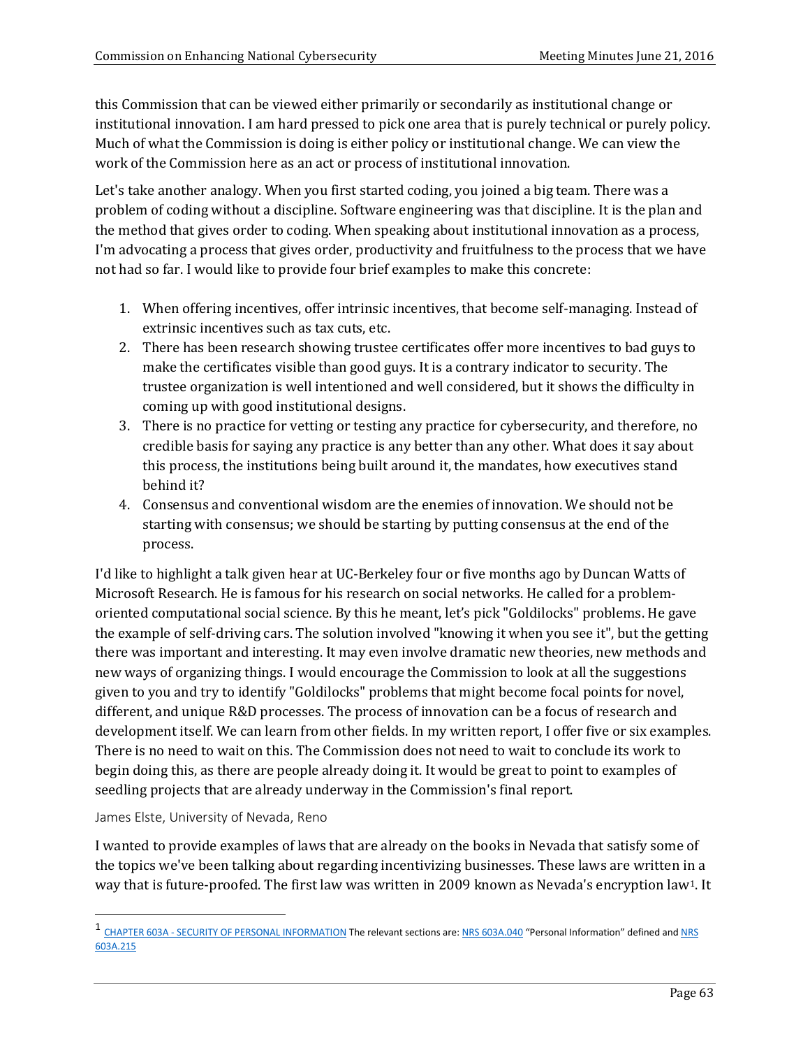this Commission that can be viewed either primarily or secondarily as institutional change or institutional innovation. I am hard pressed to pick one area that is purely technical or purely policy. Much of what the Commission is doing is either policy or institutional change. We can view the work of the Commission here as an act or process of institutional innovation.

Let's take another analogy. When you first started coding, you joined a big team. There was a problem of coding without a discipline. Software engineering was that discipline. It is the plan and the method that gives order to coding. When speaking about institutional innovation as a process, I'm advocating a process that gives order, productivity and fruitfulness to the process that we have not had so far. I would like to provide four brief examples to make this concrete:

1. When offering incentives, offer intrinsic incentives, that become self-managing. Instead of extrinsic incentives such as tax cuts, etc.
2. There has been research showing trustee certificates offer more incentives to bad guys to make the certificates visible than good guys. It is a contrary indicator to security. The trustee organization is well intentioned and well considered, but it shows the difficulty in coming up with good institutional designs.
3. There is no practice for vetting or testing any practice for cybersecurity, and therefore, no credible basis for saying any practice is any better than any other. What does it say about this process, the institutions being built around it, the mandates, how executives stand behind it?
4. Consensus and conventional wisdom are the enemies of innovation. We should not be starting with consensus; we should be starting by putting consensus at the end of the process.

I'd like to highlight a talk given hear at UC-Berkeley four or five months ago by Duncan Watts of Microsoft Research. He is famous for his research on social networks. He called for a problem-oriented computational social science. By this he meant, let's pick "Goldilocks" problems. He gave the example of self-driving cars. The solution involved "knowing it when you see it", but the getting there was important and interesting. It may even involve dramatic new theories, new methods and new ways of organizing things. I would encourage the Commission to look at all the suggestions given to you and try to identify "Goldilocks" problems that might become focal points for novel, different, and unique R&D processes. The process of innovation can be a focus of research and development itself. We can learn from other fields. In my written report, I offer five or six examples. There is no need to wait on this. The Commission does not need to wait to conclude its work to begin doing this, as there are people already doing it. It would be great to point to examples of seedling projects that are already underway in the Commission's final report.

James Elste, University of Nevada, Reno

I wanted to provide examples of laws that are already on the books in Nevada that satisfy some of the topics we've been talking about regarding incentivizing businesses. These laws are written in a way that is future-proofed. The first law was written in 2009 known as Nevada's encryption law[1]. It

[1] CHAPTER 603A - SECURITY OF PERSONAL INFORMATION The relevant sections are: NRS 603A.040 "Personal Information" defined and NRS 603A.215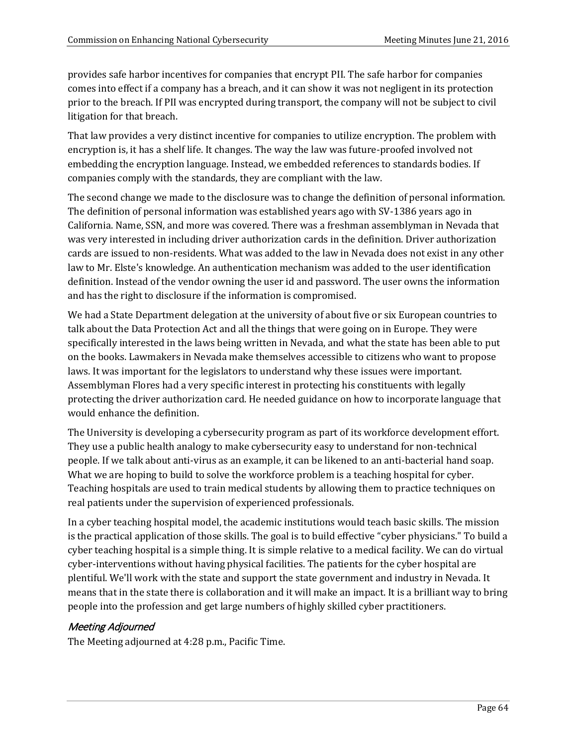provides safe harbor incentives for companies that encrypt PII. The safe harbor for companies comes into effect if a company has a breach, and it can show it was not negligent in its protection prior to the breach. If PII was encrypted during transport, the company will not be subject to civil litigation for that breach.

That law provides a very distinct incentive for companies to utilize encryption. The problem with encryption is, it has a shelf life. It changes. The way the law was future-proofed involved not embedding the encryption language. Instead, we embedded references to standards bodies. If companies comply with the standards, they are compliant with the law.

The second change we made to the disclosure was to change the definition of personal information. The definition of personal information was established years ago with SV-1386 years ago in California. Name, SSN, and more was covered. There was a freshman assemblyman in Nevada that was very interested in including driver authorization cards in the definition. Driver authorization cards are issued to non-residents. What was added to the law in Nevada does not exist in any other law to Mr. Elste's knowledge. An authentication mechanism was added to the user identification definition. Instead of the vendor owning the user id and password. The user owns the information and has the right to disclosure if the information is compromised.

We had a State Department delegation at the university of about five or six European countries to talk about the Data Protection Act and all the things that were going on in Europe. They were specifically interested in the laws being written in Nevada, and what the state has been able to put on the books. Lawmakers in Nevada make themselves accessible to citizens who want to propose laws. It was important for the legislators to understand why these issues were important. Assemblyman Flores had a very specific interest in protecting his constituents with legally protecting the driver authorization card. He needed guidance on how to incorporate language that would enhance the definition.

The University is developing a cybersecurity program as part of its workforce development effort. They use a public health analogy to make cybersecurity easy to understand for non-technical people. If we talk about anti-virus as an example, it can be likened to an anti-bacterial hand soap. What we are hoping to build to solve the workforce problem is a teaching hospital for cyber. Teaching hospitals are used to train medical students by allowing them to practice techniques on real patients under the supervision of experienced professionals.

In a cyber teaching hospital model, the academic institutions would teach basic skills. The mission is the practical application of those skills. The goal is to build effective "cyber physicians." To build a cyber teaching hospital is a simple thing. It is simple relative to a medical facility. We can do virtual cyber-interventions without having physical facilities. The patients for the cyber hospital are plentiful. We'll work with the state and support the state government and industry in Nevada. It means that in the state there is collaboration and it will make an impact. It is a brilliant way to bring people into the profession and get large numbers of highly skilled cyber practitioners.

### *Meeting Adjourned*

The Meeting adjourned at 4:28 p.m., Pacific Time.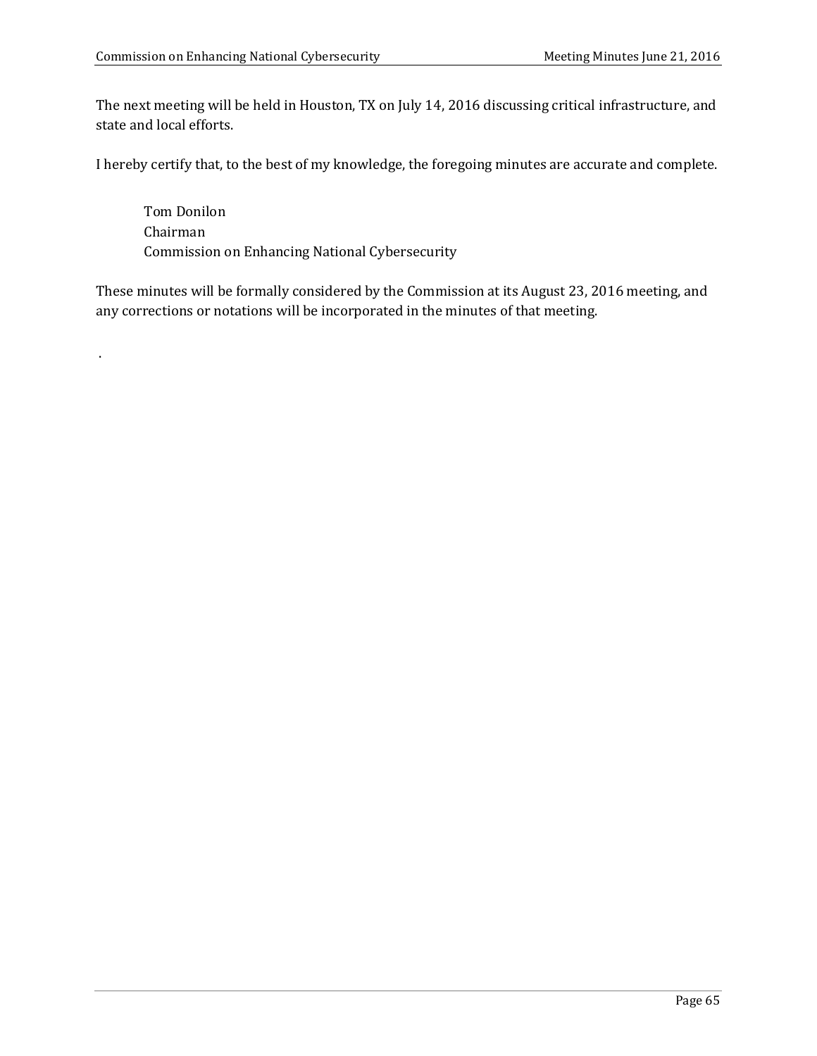The next meeting will be held in Houston, TX on July 14, 2016 discussing critical infrastructure, and state and local efforts.

I hereby certify that, to the best of my knowledge, the foregoing minutes are accurate and complete.

Tom Donilon
Chairman
Commission on Enhancing National Cybersecurity

These minutes will be formally considered by the Commission at its August 23, 2016 meeting, and any corrections or notations will be incorporated in the minutes of that meeting.

.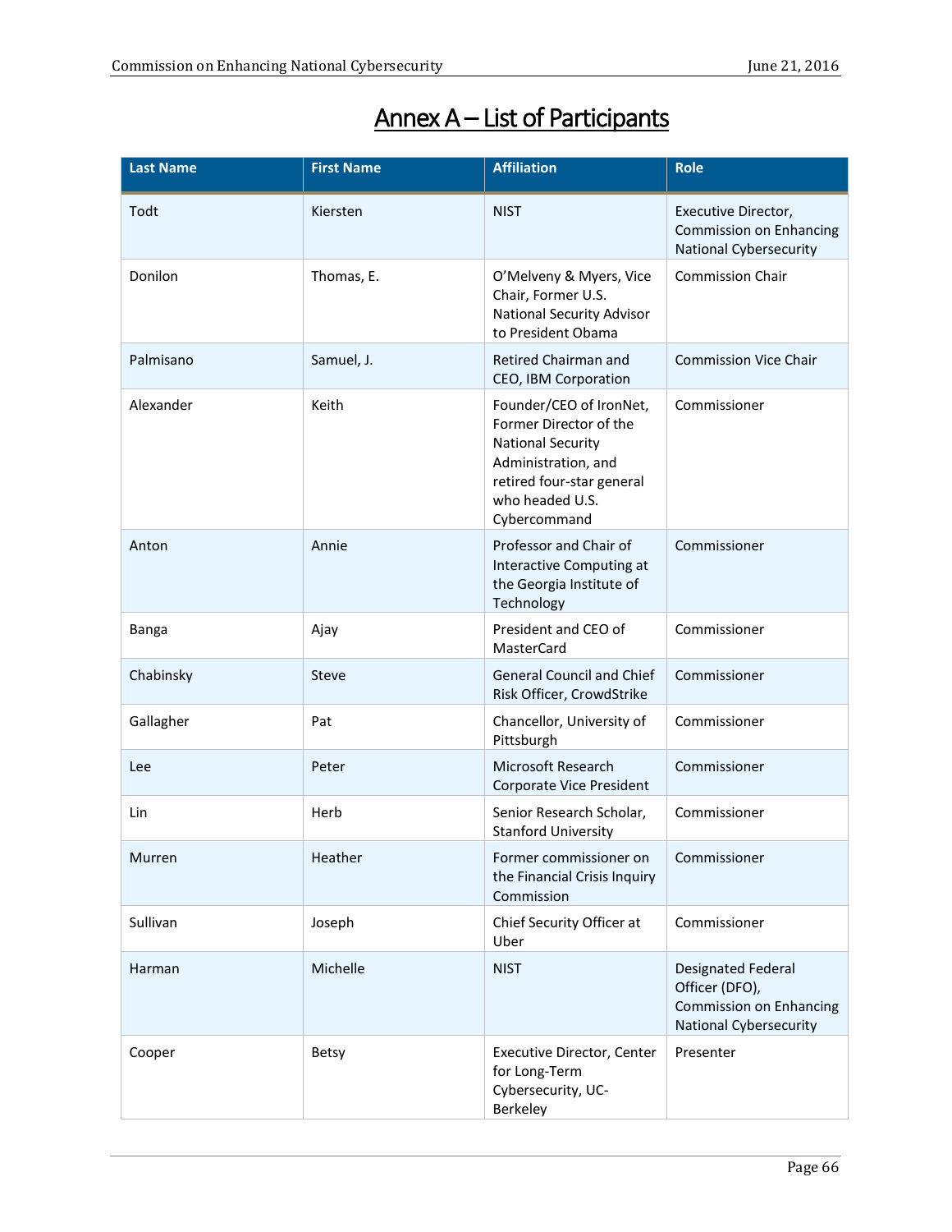# Annex A – List of Participants

| Last Name | First Name | Affiliation | Role |
|---|---|---|---|
| Todt | Kiersten | NIST | Executive Director, Commission on Enhancing National Cybersecurity |
| Donilon | Thomas, E. | O'Melveny & Myers, Vice Chair, Former U.S. National Security Advisor to President Obama | Commission Chair |
| Palmisano | Samuel, J. | Retired Chairman and CEO, IBM Corporation | Commission Vice Chair |
| Alexander | Keith | Founder/CEO of IronNet, Former Director of the National Security Administration, and retired four-star general who headed U.S. Cybercommand | Commissioner |
| Anton | Annie | Professor and Chair of Interactive Computing at the Georgia Institute of Technology | Commissioner |
| Banga | Ajay | President and CEO of MasterCard | Commissioner |
| Chabinsky | Steve | General Council and Chief Risk Officer, CrowdStrike | Commissioner |
| Gallagher | Pat | Chancellor, University of Pittsburgh | Commissioner |
| Lee | Peter | Microsoft Research Corporate Vice President | Commissioner |
| Lin | Herb | Senior Research Scholar, Stanford University | Commissioner |
| Murren | Heather | Former commissioner on the Financial Crisis Inquiry Commission | Commissioner |
| Sullivan | Joseph | Chief Security Officer at Uber | Commissioner |
| Harman | Michelle | NIST | Designated Federal Officer (DFO), Commission on Enhancing National Cybersecurity |
| Cooper | Betsy | Executive Director, Center for Long-Term Cybersecurity, UC-Berkeley | Presenter |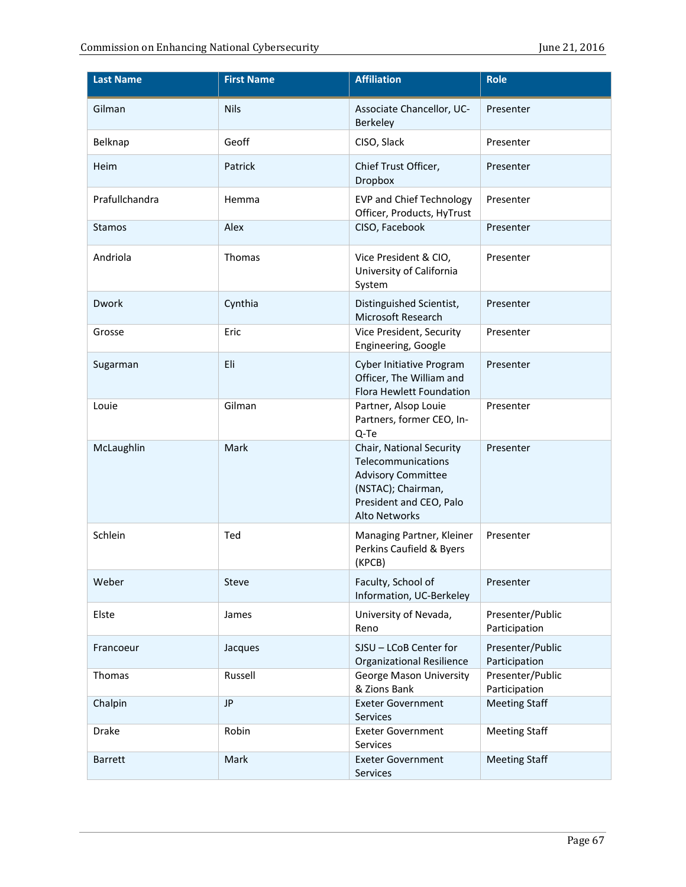| Last Name | First Name | Affiliation | Role |
|---|---|---|---|
| Gilman | Nils | Associate Chancellor, UC-Berkeley | Presenter |
| Belknap | Geoff | CISO, Slack | Presenter |
| Heim | Patrick | Chief Trust Officer, Dropbox | Presenter |
| Prafullchandra | Hemma | EVP and Chief Technology Officer, Products, HyTrust | Presenter |
| Stamos | Alex | CISO, Facebook | Presenter |
| Andriola | Thomas | Vice President & CIO, University of California System | Presenter |
| Dwork | Cynthia | Distinguished Scientist, Microsoft Research | Presenter |
| Grosse | Eric | Vice President, Security Engineering, Google | Presenter |
| Sugarman | Eli | Cyber Initiative Program Officer, The William and Flora Hewlett Foundation | Presenter |
| Louie | Gilman | Partner, Alsop Louie Partners, former CEO, In-Q-Te | Presenter |
| McLaughlin | Mark | Chair, National Security Telecommunications Advisory Committee (NSTAC); Chairman, President and CEO, Palo Alto Networks | Presenter |
| Schlein | Ted | Managing Partner, Kleiner Perkins Caufield & Byers (KPCB) | Presenter |
| Weber | Steve | Faculty, School of Information, UC-Berkeley | Presenter |
| Elste | James | University of Nevada, Reno | Presenter/Public Participation |
| Francoeur | Jacques | SJSU – LCoB Center for Organizational Resilience | Presenter/Public Participation |
| Thomas | Russell | George Mason University & Zions Bank | Presenter/Public Participation |
| Chalpin | JP | Exeter Government Services | Meeting Staff |
| Drake | Robin | Exeter Government Services | Meeting Staff |
| Barrett | Mark | Exeter Government Services | Meeting Staff |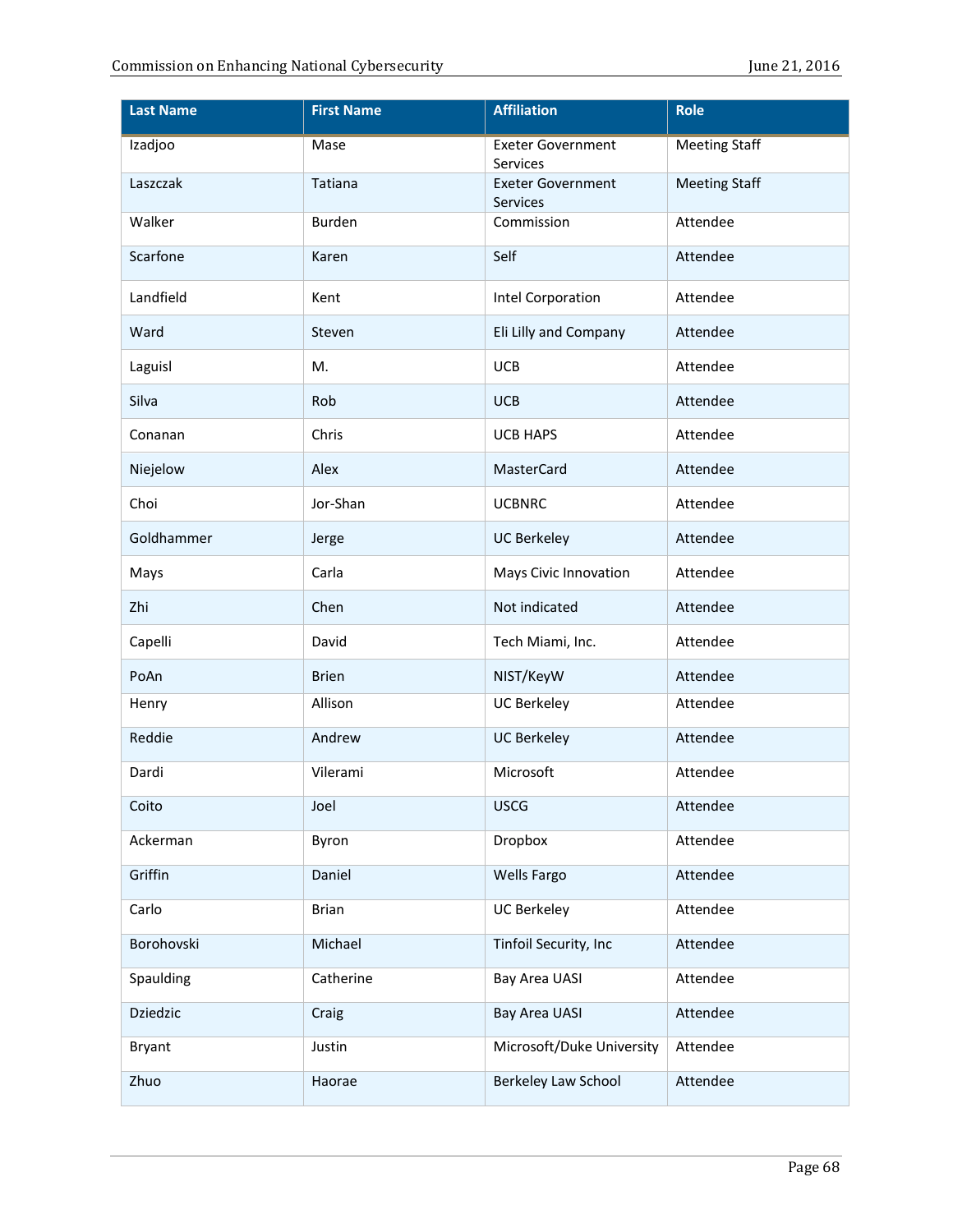| Last Name | First Name | Affiliation | Role |
|---|---|---|---|
| Izadjoo | Mase | Exeter Government Services | Meeting Staff |
| Laszczak | Tatiana | Exeter Government Services | Meeting Staff |
| Walker | Burden | Commission | Attendee |
| Scarfone | Karen | Self | Attendee |
| Landfield | Kent | Intel Corporation | Attendee |
| Ward | Steven | Eli Lilly and Company | Attendee |
| Laguisl | M. | UCB | Attendee |
| Silva | Rob | UCB | Attendee |
| Conanan | Chris | UCB HAPS | Attendee |
| Niejelow | Alex | MasterCard | Attendee |
| Choi | Jor-Shan | UCBNRC | Attendee |
| Goldhammer | Jerge | UC Berkeley | Attendee |
| Mays | Carla | Mays Civic Innovation | Attendee |
| Zhi | Chen | Not indicated | Attendee |
| Capelli | David | Tech Miami, Inc. | Attendee |
| PoAn | Brien | NIST/KeyW | Attendee |
| Henry | Allison | UC Berkeley | Attendee |
| Reddie | Andrew | UC Berkeley | Attendee |
| Dardi | Vilerami | Microsoft | Attendee |
| Coito | Joel | USCG | Attendee |
| Ackerman | Byron | Dropbox | Attendee |
| Griffin | Daniel | Wells Fargo | Attendee |
| Carlo | Brian | UC Berkeley | Attendee |
| Borohovski | Michael | Tinfoil Security, Inc | Attendee |
| Spaulding | Catherine | Bay Area UASI | Attendee |
| Dziedzic | Craig | Bay Area UASI | Attendee |
| Bryant | Justin | Microsoft/Duke University | Attendee |
| Zhuo | Haorae | Berkeley Law School | Attendee |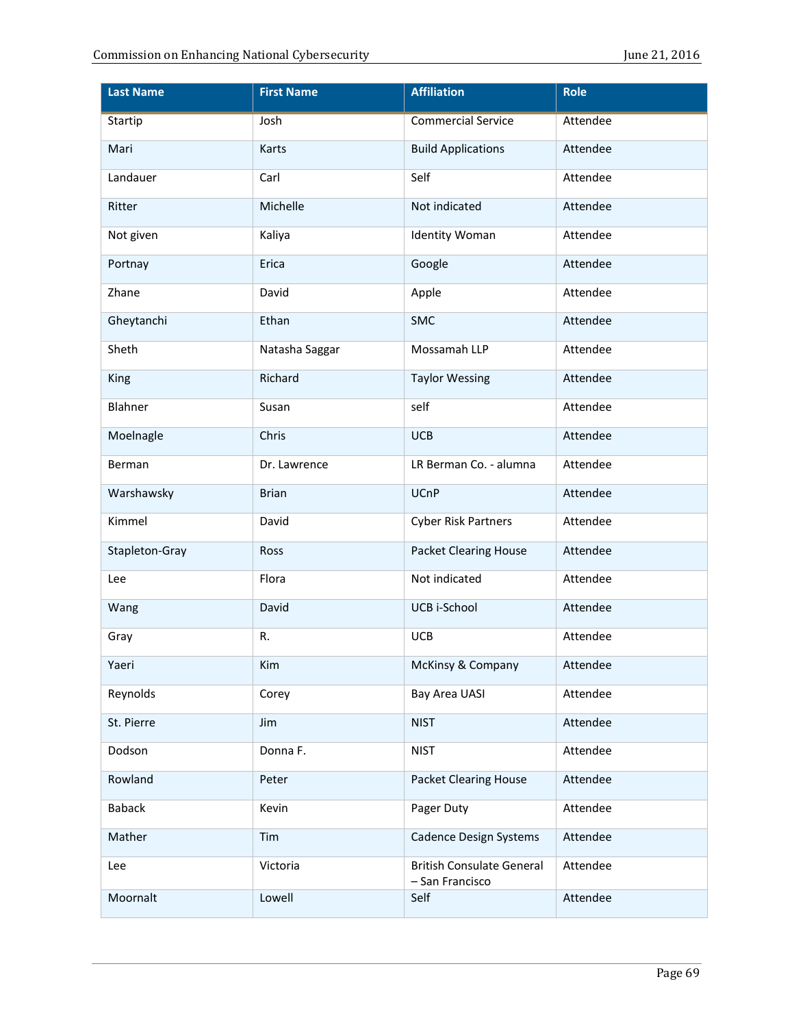| Last Name | First Name | Affiliation | Role |
|---|---|---|---|
| Startip | Josh | Commercial Service | Attendee |
| Mari | Karts | Build Applications | Attendee |
| Landauer | Carl | Self | Attendee |
| Ritter | Michelle | Not indicated | Attendee |
| Not given | Kaliya | Identity Woman | Attendee |
| Portnay | Erica | Google | Attendee |
| Zhane | David | Apple | Attendee |
| Gheytanchi | Ethan | SMC | Attendee |
| Sheth | Natasha Saggar | Mossamah LLP | Attendee |
| King | Richard | Taylor Wessing | Attendee |
| Blahner | Susan | self | Attendee |
| Moelnagle | Chris | UCB | Attendee |
| Berman | Dr. Lawrence | LR Berman Co. - alumna | Attendee |
| Warshawsky | Brian | UCnP | Attendee |
| Kimmel | David | Cyber Risk Partners | Attendee |
| Stapleton-Gray | Ross | Packet Clearing House | Attendee |
| Lee | Flora | Not indicated | Attendee |
| Wang | David | UCB i-School | Attendee |
| Gray | R. | UCB | Attendee |
| Yaeri | Kim | McKinsy & Company | Attendee |
| Reynolds | Corey | Bay Area UASI | Attendee |
| St. Pierre | Jim | NIST | Attendee |
| Dodson | Donna F. | NIST | Attendee |
| Rowland | Peter | Packet Clearing House | Attendee |
| Baback | Kevin | Pager Duty | Attendee |
| Mather | Tim | Cadence Design Systems | Attendee |
| Lee | Victoria | British Consulate General – San Francisco | Attendee |
| Moornalt | Lowell | Self | Attendee |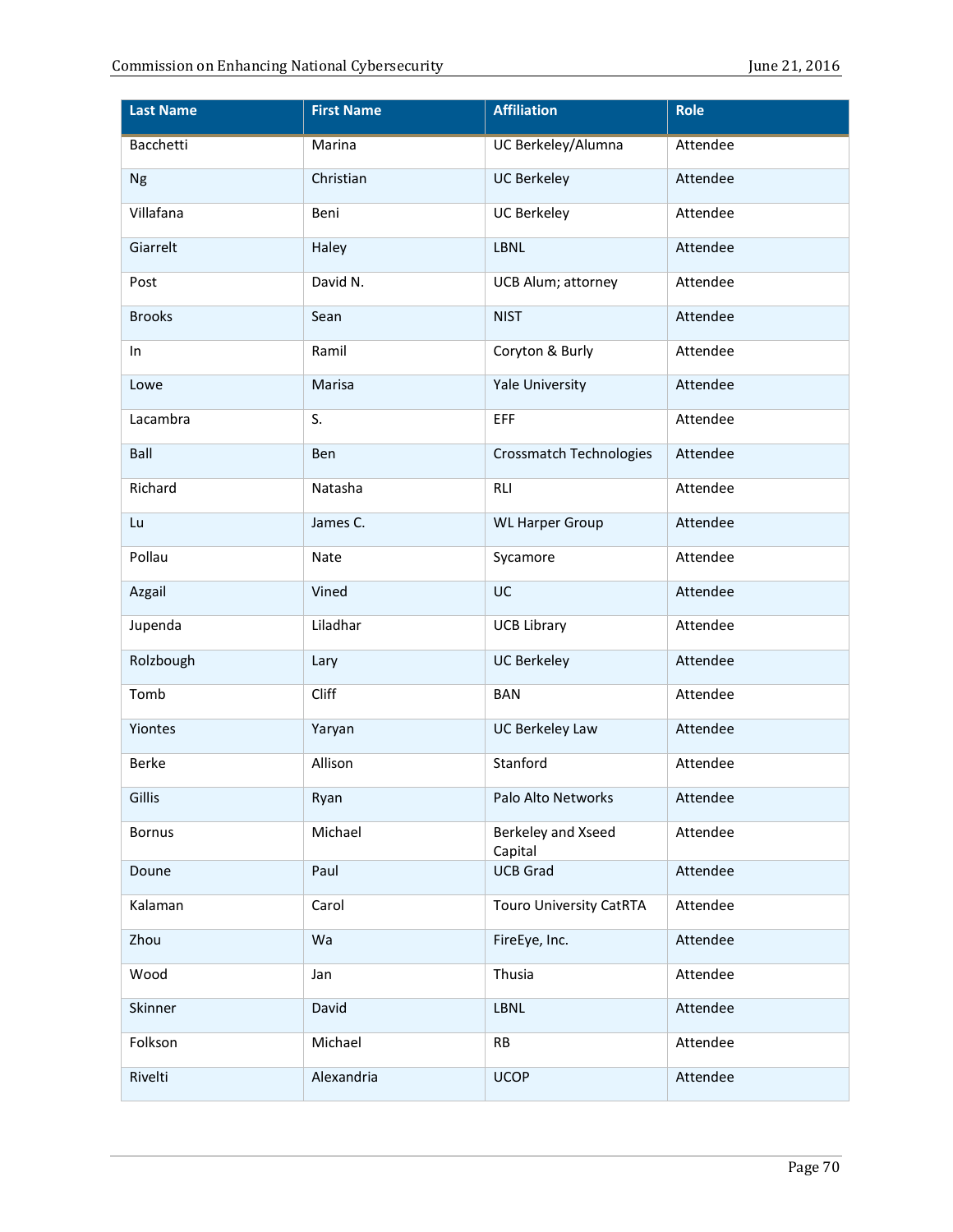| Last Name | First Name | Affiliation | Role |
| --- | --- | --- | --- |
| Bacchetti | Marina | UC Berkeley/Alumna | Attendee |
| Ng | Christian | UC Berkeley | Attendee |
| Villafana | Beni | UC Berkeley | Attendee |
| Giarrelt | Haley | LBNL | Attendee |
| Post | David N. | UCB Alum; attorney | Attendee |
| Brooks | Sean | NIST | Attendee |
| In | Ramil | Coryton & Burly | Attendee |
| Lowe | Marisa | Yale University | Attendee |
| Lacambra | S. | EFF | Attendee |
| Ball | Ben | Crossmatch Technologies | Attendee |
| Richard | Natasha | RLI | Attendee |
| Lu | James C. | WL Harper Group | Attendee |
| Pollau | Nate | Sycamore | Attendee |
| Azgail | Vined | UC | Attendee |
| Jupenda | Liladhar | UCB Library | Attendee |
| Rolzbough | Lary | UC Berkeley | Attendee |
| Tomb | Cliff | BAN | Attendee |
| Yiontes | Yaryan | UC Berkeley Law | Attendee |
| Berke | Allison | Stanford | Attendee |
| Gillis | Ryan | Palo Alto Networks | Attendee |
| Bornus | Michael | Berkeley and Xseed Capital | Attendee |
| Doune | Paul | UCB Grad | Attendee |
| Kalaman | Carol | Touro University CatRTA | Attendee |
| Zhou | Wa | FireEye, Inc. | Attendee |
| Wood | Jan | Thusia | Attendee |
| Skinner | David | LBNL | Attendee |
| Folkson | Michael | RB | Attendee |
| Rivelti | Alexandria | UCOP | Attendee |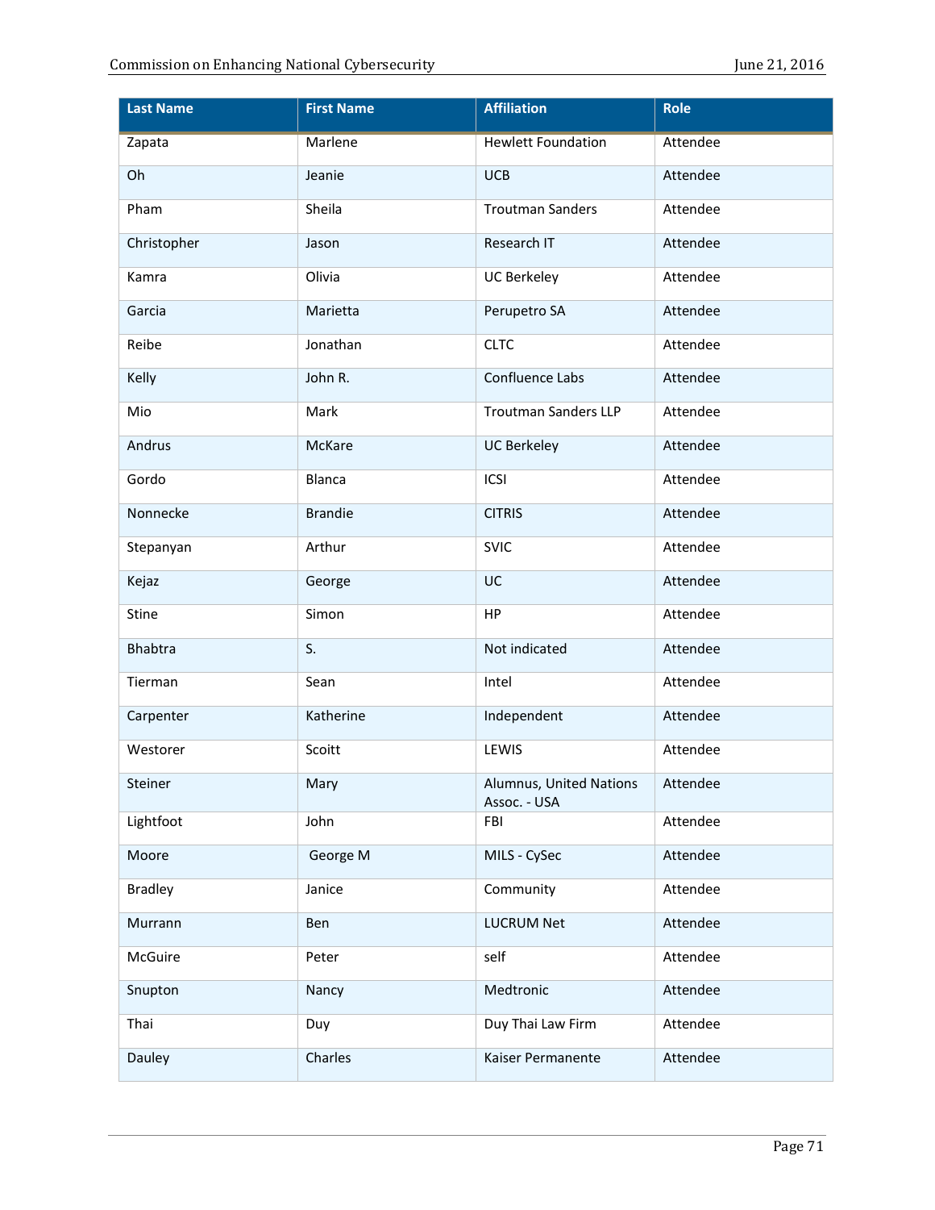| Last Name | First Name | Affiliation | Role |
|---|---|---|---|
| Zapata | Marlene | Hewlett Foundation | Attendee |
| Oh | Jeanie | UCB | Attendee |
| Pham | Sheila | Troutman Sanders | Attendee |
| Christopher | Jason | Research IT | Attendee |
| Kamra | Olivia | UC Berkeley | Attendee |
| Garcia | Marietta | Perupetro SA | Attendee |
| Reibe | Jonathan | CLTC | Attendee |
| Kelly | John R. | Confluence Labs | Attendee |
| Mio | Mark | Troutman Sanders LLP | Attendee |
| Andrus | McKare | UC Berkeley | Attendee |
| Gordo | Blanca | ICSI | Attendee |
| Nonnecke | Brandie | CITRIS | Attendee |
| Stepanyan | Arthur | SVIC | Attendee |
| Kejaz | George | UC | Attendee |
| Stine | Simon | HP | Attendee |
| Bhabtra | S. | Not indicated | Attendee |
| Tierman | Sean | Intel | Attendee |
| Carpenter | Katherine | Independent | Attendee |
| Westorer | Scoitt | LEWIS | Attendee |
| Steiner | Mary | Alumnus, United Nations Assoc. - USA | Attendee |
| Lightfoot | John | FBI | Attendee |
| Moore | George M | MILS - CySec | Attendee |
| Bradley | Janice | Community | Attendee |
| Murrann | Ben | LUCRUM Net | Attendee |
| McGuire | Peter | self | Attendee |
| Snupton | Nancy | Medtronic | Attendee |
| Thai | Duy | Duy Thai Law Firm | Attendee |
| Dauley | Charles | Kaiser Permanente | Attendee |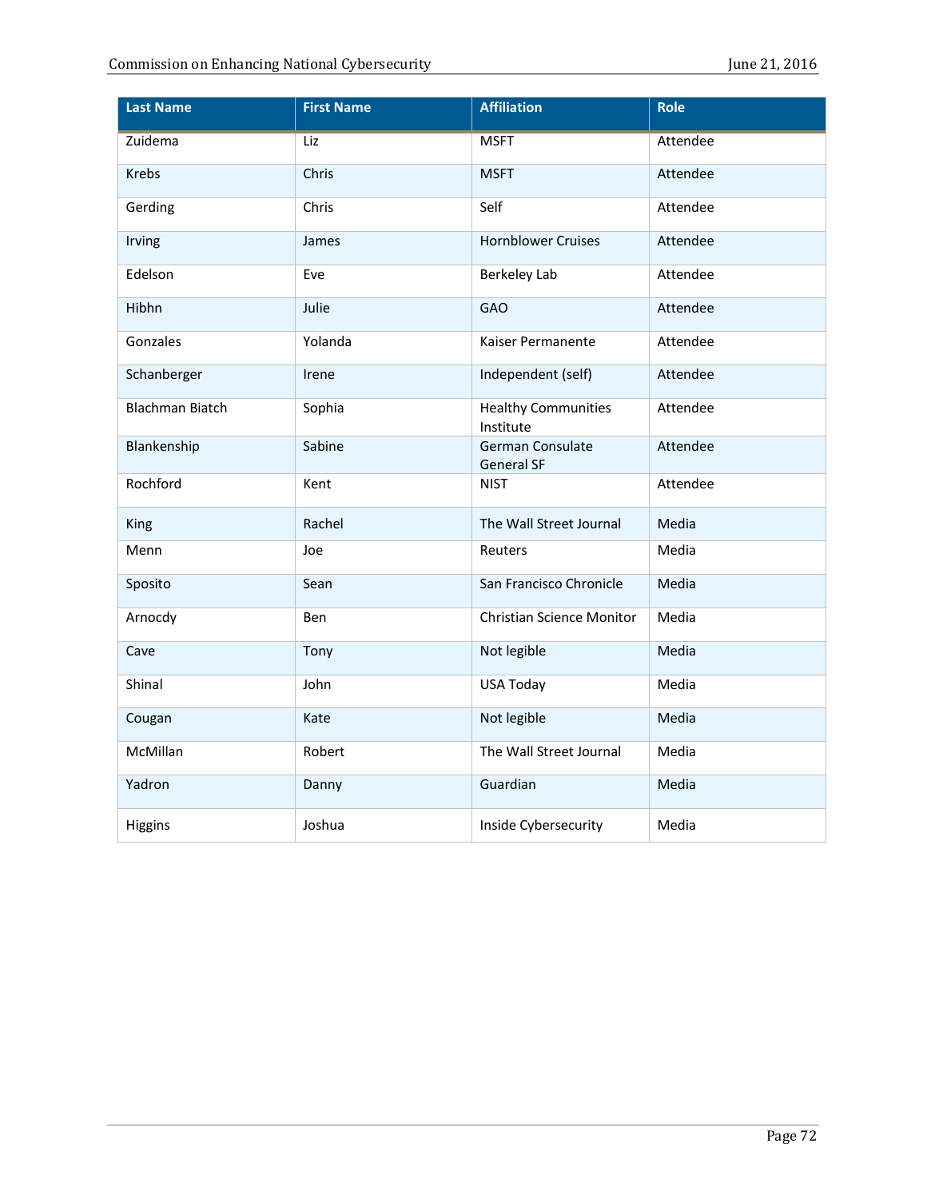| Last Name | First Name | Affiliation | Role |
|---|---|---|---|
| Zuidema | Liz | MSFT | Attendee |
| Krebs | Chris | MSFT | Attendee |
| Gerding | Chris | Self | Attendee |
| Irving | James | Hornblower Cruises | Attendee |
| Edelson | Eve | Berkeley Lab | Attendee |
| Hibhn | Julie | GAO | Attendee |
| Gonzales | Yolanda | Kaiser Permanente | Attendee |
| Schanberger | Irene | Independent (self) | Attendee |
| Blachman Biatch | Sophia | Healthy Communities Institute | Attendee |
| Blankenship | Sabine | German Consulate General SF | Attendee |
| Rochford | Kent | NIST | Attendee |
| King | Rachel | The Wall Street Journal | Media |
| Menn | Joe | Reuters | Media |
| Sposito | Sean | San Francisco Chronicle | Media |
| Arnocdy | Ben | Christian Science Monitor | Media |
| Cave | Tony | Not legible | Media |
| Shinal | John | USA Today | Media |
| Cougan | Kate | Not legible | Media |
| McMillan | Robert | The Wall Street Journal | Media |
| Yadron | Danny | Guardian | Media |
| Higgins | Joshua | Inside Cybersecurity | Media |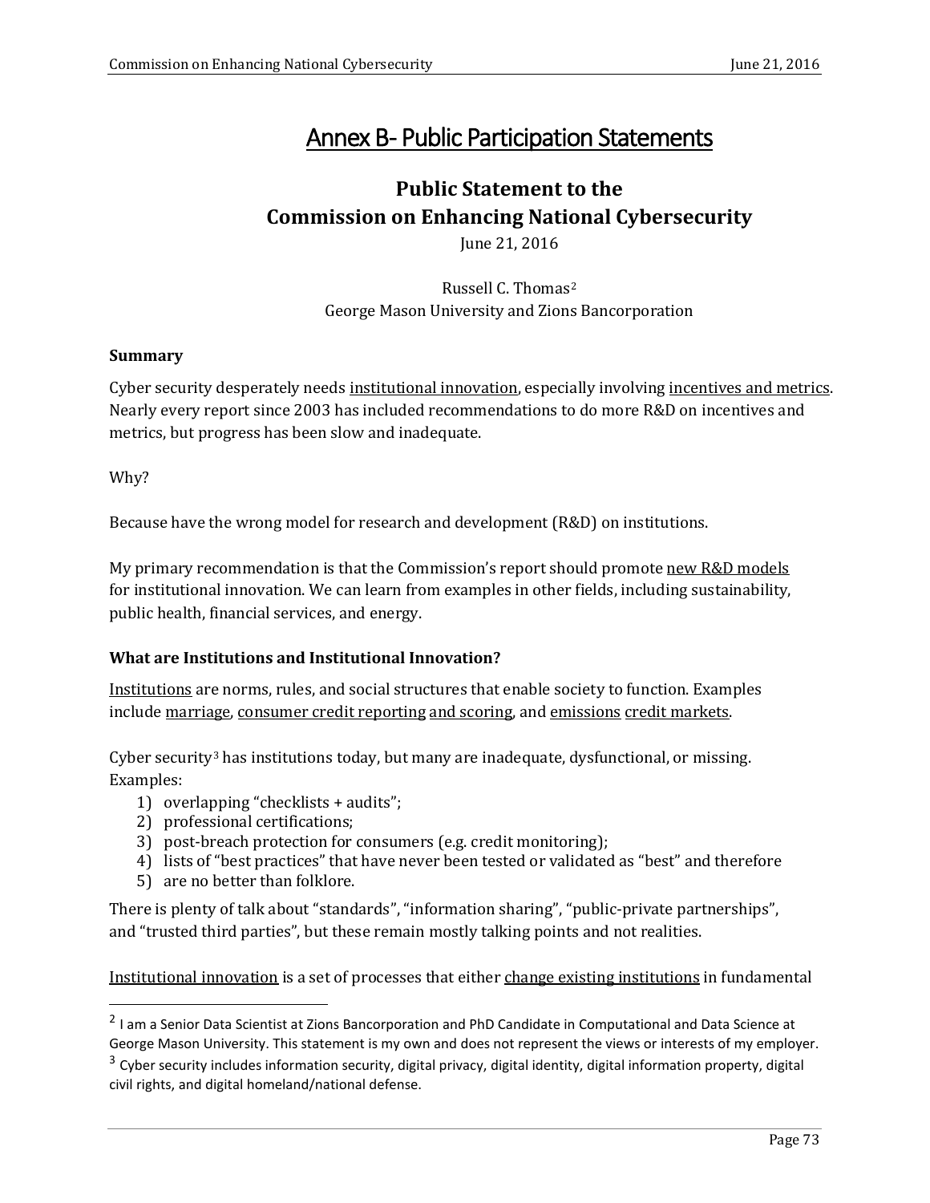# Annex B- Public Participation Statements

## Public Statement to the Commission on Enhancing National Cybersecurity

June 21, 2016

Russell C. Thomas[2]
George Mason University and Zions Bancorporation

### Summary

Cyber security desperately needs institutional innovation, especially involving incentives and metrics. Nearly every report since 2003 has included recommendations to do more R&D on incentives and metrics, but progress has been slow and inadequate.

Why?

Because have the wrong model for research and development (R&D) on institutions.

My primary recommendation is that the Commission's report should promote new R&D models for institutional innovation. We can learn from examples in other fields, including sustainability, public health, financial services, and energy.

### What are Institutions and Institutional Innovation?

Institutions are norms, rules, and social structures that enable society to function. Examples include marriage, consumer credit reporting and scoring, and emissions credit markets.

Cyber security[3] has institutions today, but many are inadequate, dysfunctional, or missing. Examples:

1) overlapping "checklists + audits";
2) professional certifications;
3) post-breach protection for consumers (e.g. credit monitoring);
4) lists of "best practices" that have never been tested or validated as "best" and therefore
5) are no better than folklore.

There is plenty of talk about "standards", "information sharing", "public-private partnerships", and "trusted third parties", but these remain mostly talking points and not realities.

Institutional innovation is a set of processes that either change existing institutions in fundamental

---

[2] I am a Senior Data Scientist at Zions Bancorporation and PhD Candidate in Computational and Data Science at George Mason University. This statement is my own and does not represent the views or interests of my employer.

[3] Cyber security includes information security, digital privacy, digital identity, digital information property, digital civil rights, and digital homeland/national defense.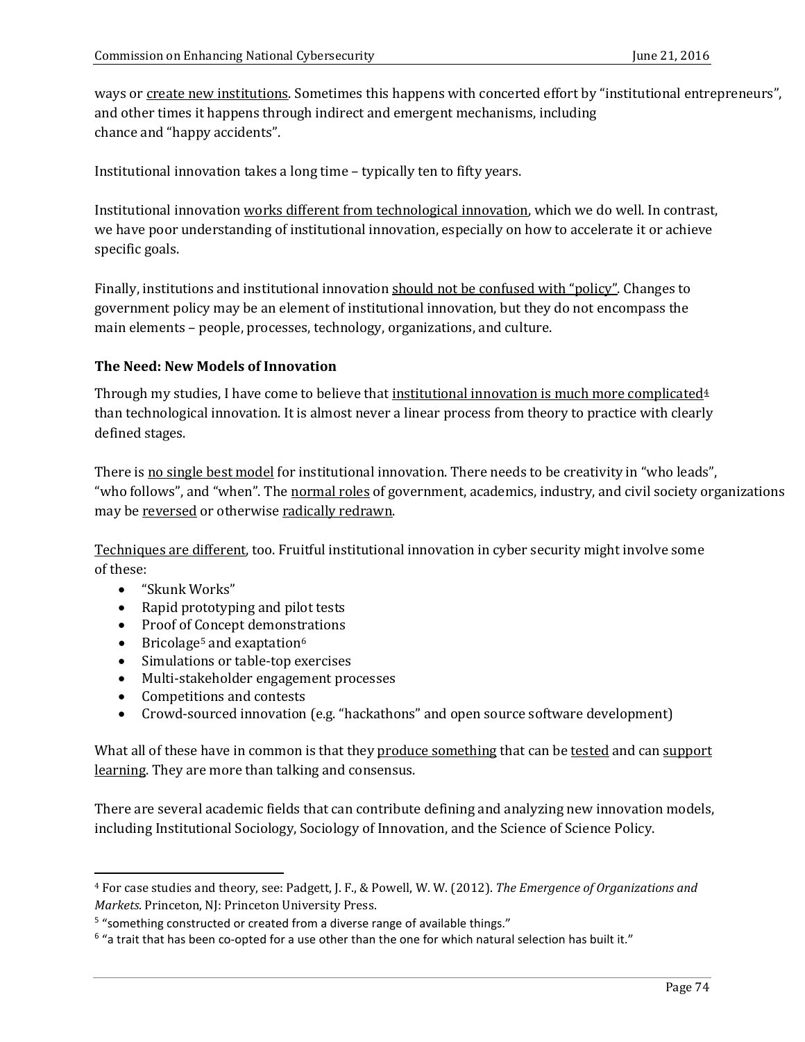ways or create new institutions. Sometimes this happens with concerted effort by "institutional entrepreneurs", and other times it happens through indirect and emergent mechanisms, including chance and "happy accidents".

Institutional innovation takes a long time – typically ten to fifty years.

Institutional innovation works different from technological innovation, which we do well. In contrast, we have poor understanding of institutional innovation, especially on how to accelerate it or achieve specific goals.

Finally, institutions and institutional innovation should not be confused with "policy". Changes to government policy may be an element of institutional innovation, but they do not encompass the main elements – people, processes, technology, organizations, and culture.

**The Need: New Models of Innovation**

Through my studies, I have come to believe that institutional innovation is much more complicated[4] than technological innovation. It is almost never a linear process from theory to practice with clearly defined stages.

There is no single best model for institutional innovation. There needs to be creativity in "who leads", "who follows", and "when". The normal roles of government, academics, industry, and civil society organizations may be reversed or otherwise radically redrawn.

Techniques are different, too. Fruitful institutional innovation in cyber security might involve some of these:

- "Skunk Works"
- Rapid prototyping and pilot tests
- Proof of Concept demonstrations
- Bricolage[5] and exaptation[6]
- Simulations or table-top exercises
- Multi-stakeholder engagement processes
- Competitions and contests
- Crowd-sourced innovation (e.g. "hackathons" and open source software development)

What all of these have in common is that they produce something that can be tested and can support learning. They are more than talking and consensus.

There are several academic fields that can contribute defining and analyzing new innovation models, including Institutional Sociology, Sociology of Innovation, and the Science of Science Policy.

---

[4] For case studies and theory, see: Padgett, J. F., & Powell, W. W. (2012). *The Emergence of Organizations and Markets*. Princeton, NJ: Princeton University Press.

[5] "something constructed or created from a diverse range of available things."

[6] "a trait that has been co-opted for a use other than the one for which natural selection has built it."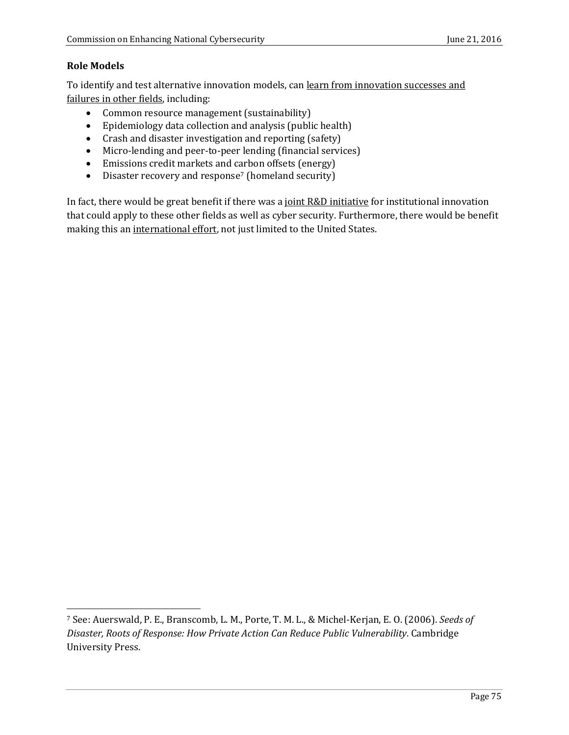**Role Models**

To identify and test alternative innovation models, can <u>learn from innovation successes and failures in other fields</u>, including:

- Common resource management (sustainability)
- Epidemiology data collection and analysis (public health)
- Crash and disaster investigation and reporting (safety)
- Micro-lending and peer-to-peer lending (financial services)
- Emissions credit markets and carbon offsets (energy)
- Disaster recovery and response[7] (homeland security)

In fact, there would be great benefit if there was a <u>joint R&D initiative</u> for institutional innovation that could apply to these other fields as well as cyber security. Furthermore, there would be benefit making this an <u>international effort</u>, not just limited to the United States.

---

[7] See: Auerswald, P. E., Branscomb, L. M., Porte, T. M. L., & Michel-Kerjan, E. O. (2006). *Seeds of Disaster, Roots of Response: How Private Action Can Reduce Public Vulnerability*. Cambridge University Press.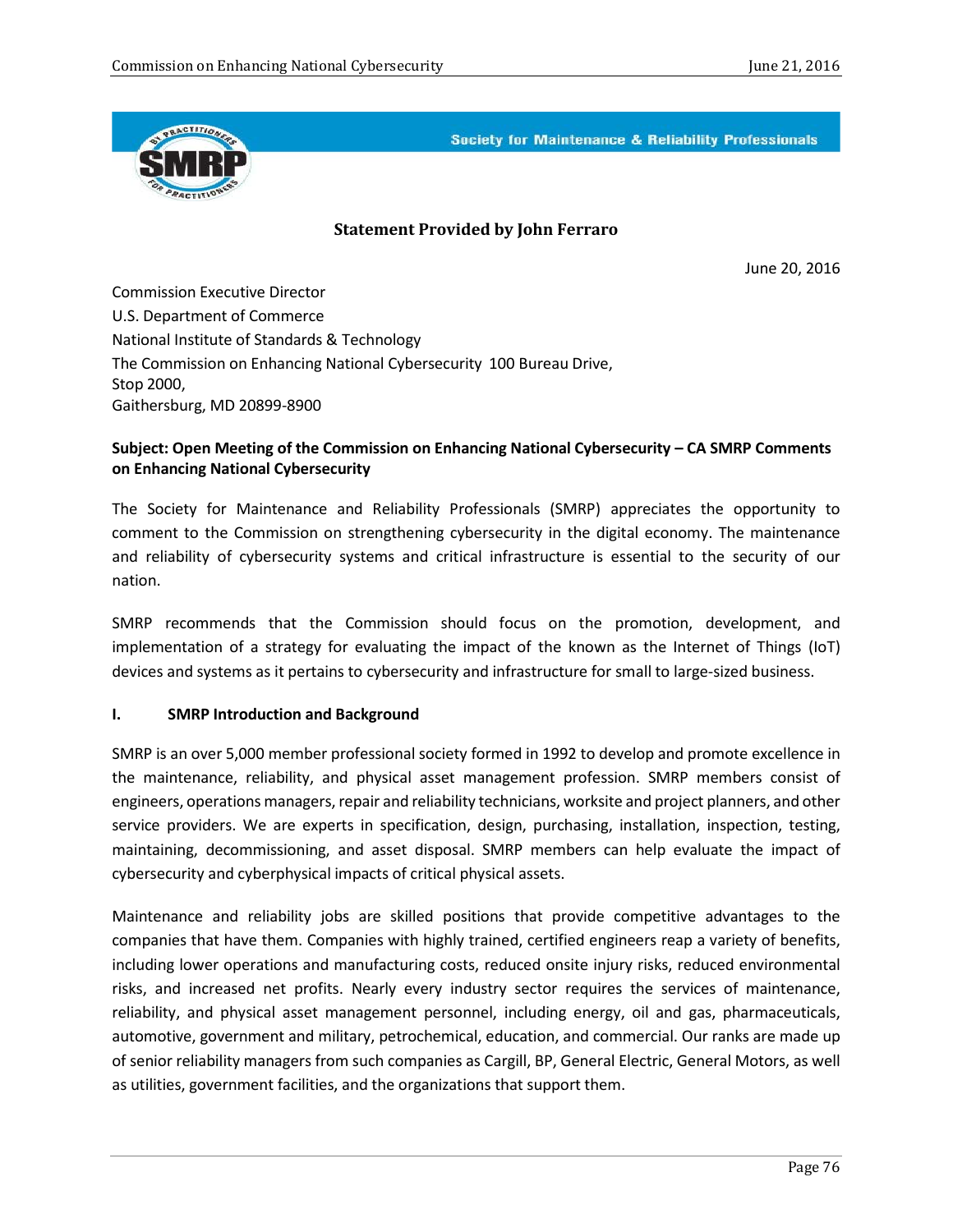Society for Maintenance & Reliability Professionals

**Statement Provided by John Ferraro**

June 20, 2016

Commission Executive Director
U.S. Department of Commerce
National Institute of Standards & Technology
The Commission on Enhancing National Cybersecurity 100 Bureau Drive,
Stop 2000,
Gaithersburg, MD 20899-8900

**Subject: Open Meeting of the Commission on Enhancing National Cybersecurity – CA SMRP Comments on Enhancing National Cybersecurity**

The Society for Maintenance and Reliability Professionals (SMRP) appreciates the opportunity to comment to the Commission on strengthening cybersecurity in the digital economy. The maintenance and reliability of cybersecurity systems and critical infrastructure is essential to the security of our nation.

SMRP recommends that the Commission should focus on the promotion, development, and implementation of a strategy for evaluating the impact of the known as the Internet of Things (IoT) devices and systems as it pertains to cybersecurity and infrastructure for small to large-sized business.

## I. SMRP Introduction and Background

SMRP is an over 5,000 member professional society formed in 1992 to develop and promote excellence in the maintenance, reliability, and physical asset management profession. SMRP members consist of engineers, operations managers, repair and reliability technicians, worksite and project planners, and other service providers. We are experts in specification, design, purchasing, installation, inspection, testing, maintaining, decommissioning, and asset disposal. SMRP members can help evaluate the impact of cybersecurity and cyberphysical impacts of critical physical assets.

Maintenance and reliability jobs are skilled positions that provide competitive advantages to the companies that have them. Companies with highly trained, certified engineers reap a variety of benefits, including lower operations and manufacturing costs, reduced onsite injury risks, reduced environmental risks, and increased net profits. Nearly every industry sector requires the services of maintenance, reliability, and physical asset management personnel, including energy, oil and gas, pharmaceuticals, automotive, government and military, petrochemical, education, and commercial. Our ranks are made up of senior reliability managers from such companies as Cargill, BP, General Electric, General Motors, as well as utilities, government facilities, and the organizations that support them.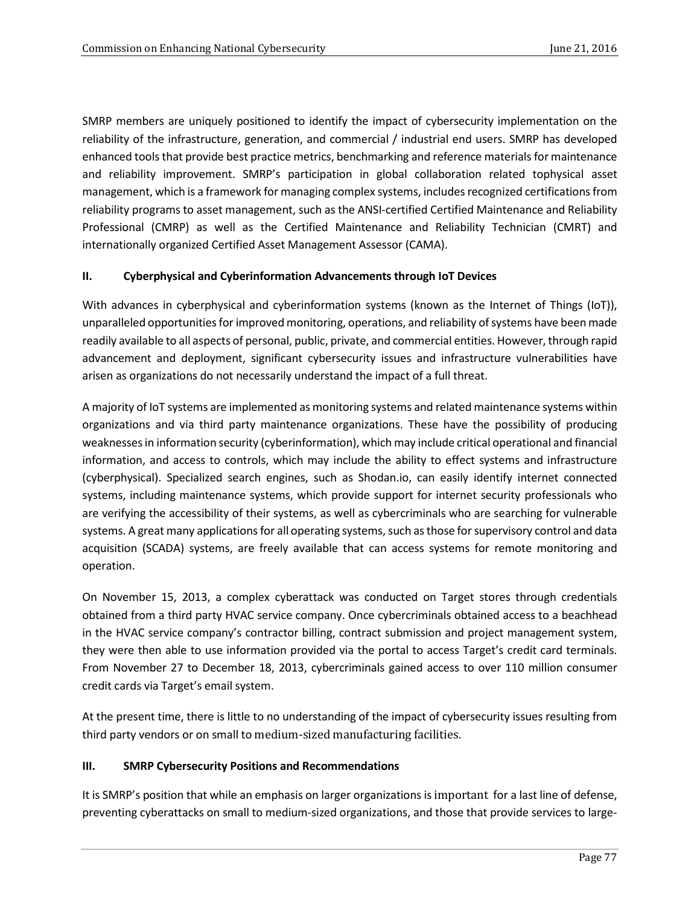SMRP members are uniquely positioned to identify the impact of cybersecurity implementation on the reliability of the infrastructure, generation, and commercial / industrial end users. SMRP has developed enhanced tools that provide best practice metrics, benchmarking and reference materials for maintenance and reliability improvement. SMRP's participation in global collaboration related tophysical asset management, which is a framework for managing complex systems, includes recognized certifications from reliability programs to asset management, such as the ANSI-certified Certified Maintenance and Reliability Professional (CMRP) as well as the Certified Maintenance and Reliability Technician (CMRT) and internationally organized Certified Asset Management Assessor (CAMA).

## II. Cyberphysical and Cyberinformation Advancements through IoT Devices

With advances in cyberphysical and cyberinformation systems (known as the Internet of Things (IoT)), unparalleled opportunities for improved monitoring, operations, and reliability of systems have been made readily available to all aspects of personal, public, private, and commercial entities. However, through rapid advancement and deployment, significant cybersecurity issues and infrastructure vulnerabilities have arisen as organizations do not necessarily understand the impact of a full threat.

A majority of IoT systems are implemented as monitoring systems and related maintenance systems within organizations and via third party maintenance organizations. These have the possibility of producing weaknesses in information security (cyberinformation), which may include critical operational and financial information, and access to controls, which may include the ability to effect systems and infrastructure (cyberphysical). Specialized search engines, such as Shodan.io, can easily identify internet connected systems, including maintenance systems, which provide support for internet security professionals who are verifying the accessibility of their systems, as well as cybercriminals who are searching for vulnerable systems. A great many applications for all operating systems, such as those for supervisory control and data acquisition (SCADA) systems, are freely available that can access systems for remote monitoring and operation.

On November 15, 2013, a complex cyberattack was conducted on Target stores through credentials obtained from a third party HVAC service company. Once cybercriminals obtained access to a beachhead in the HVAC service company's contractor billing, contract submission and project management system, they were then able to use information provided via the portal to access Target's credit card terminals. From November 27 to December 18, 2013, cybercriminals gained access to over 110 million consumer credit cards via Target's email system.

At the present time, there is little to no understanding of the impact of cybersecurity issues resulting from third party vendors or on small to medium-sized manufacturing facilities.

## III. SMRP Cybersecurity Positions and Recommendations

It is SMRP's position that while an emphasis on larger organizations is important for a last line of defense, preventing cyberattacks on small to medium-sized organizations, and those that provide services to large-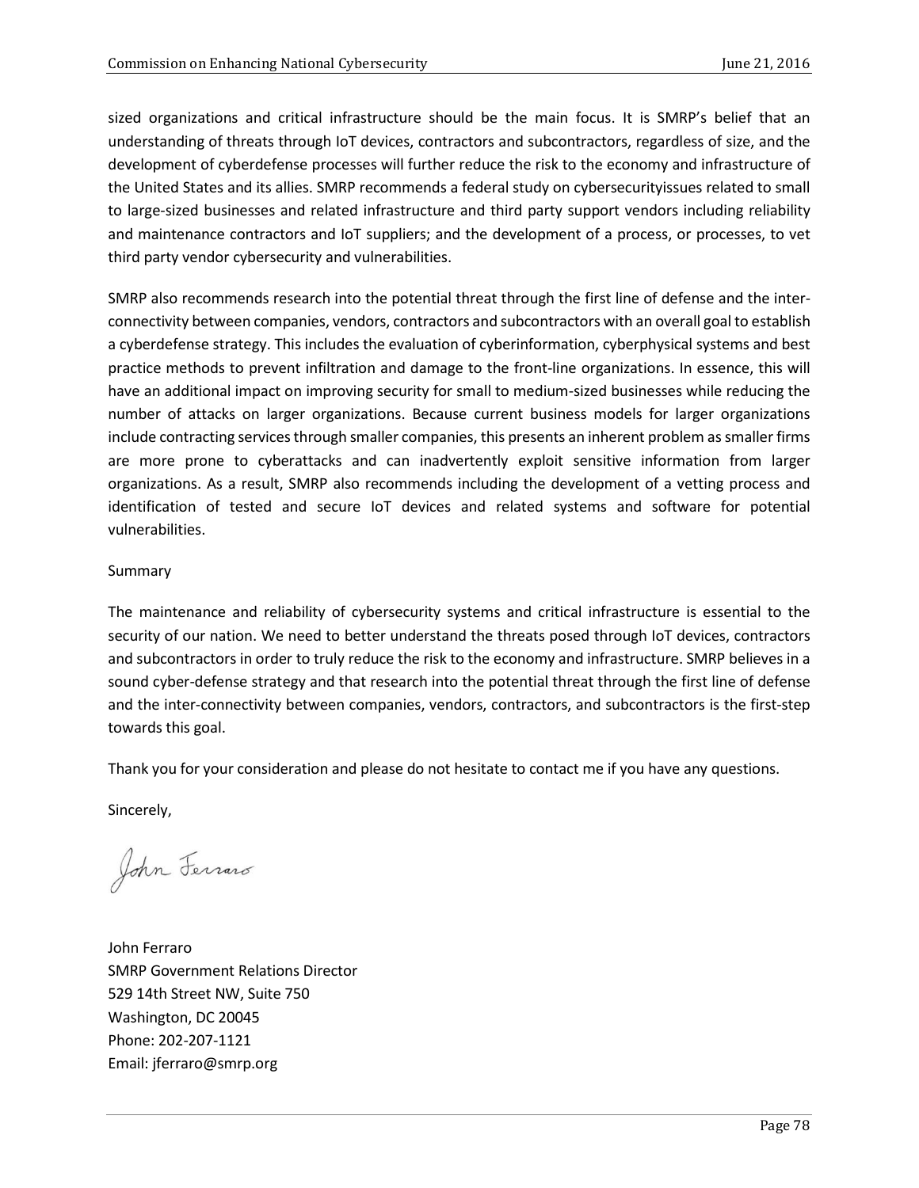sized organizations and critical infrastructure should be the main focus. It is SMRP's belief that an understanding of threats through IoT devices, contractors and subcontractors, regardless of size, and the development of cyberdefense processes will further reduce the risk to the economy and infrastructure of the United States and its allies. SMRP recommends a federal study on cybersecurityissues related to small to large-sized businesses and related infrastructure and third party support vendors including reliability and maintenance contractors and IoT suppliers; and the development of a process, or processes, to vet third party vendor cybersecurity and vulnerabilities.

SMRP also recommends research into the potential threat through the first line of defense and the inter-connectivity between companies, vendors, contractors and subcontractors with an overall goal to establish a cyberdefense strategy. This includes the evaluation of cyberinformation, cyberphysical systems and best practice methods to prevent infiltration and damage to the front-line organizations. In essence, this will have an additional impact on improving security for small to medium-sized businesses while reducing the number of attacks on larger organizations. Because current business models for larger organizations include contracting services through smaller companies, this presents an inherent problem as smaller firms are more prone to cyberattacks and can inadvertently exploit sensitive information from larger organizations. As a result, SMRP also recommends including the development of a vetting process and identification of tested and secure IoT devices and related systems and software for potential vulnerabilities.

Summary

The maintenance and reliability of cybersecurity systems and critical infrastructure is essential to the security of our nation. We need to better understand the threats posed through IoT devices, contractors and subcontractors in order to truly reduce the risk to the economy and infrastructure. SMRP believes in a sound cyber-defense strategy and that research into the potential threat through the first line of defense and the inter-connectivity between companies, vendors, contractors, and subcontractors is the first-step towards this goal.

Thank you for your consideration and please do not hesitate to contact me if you have any questions.

Sincerely,

John Ferraro

John Ferraro
SMRP Government Relations Director
529 14th Street NW, Suite 750
Washington, DC 20045
Phone: 202-207-1121
Email: jferraro@smrp.org